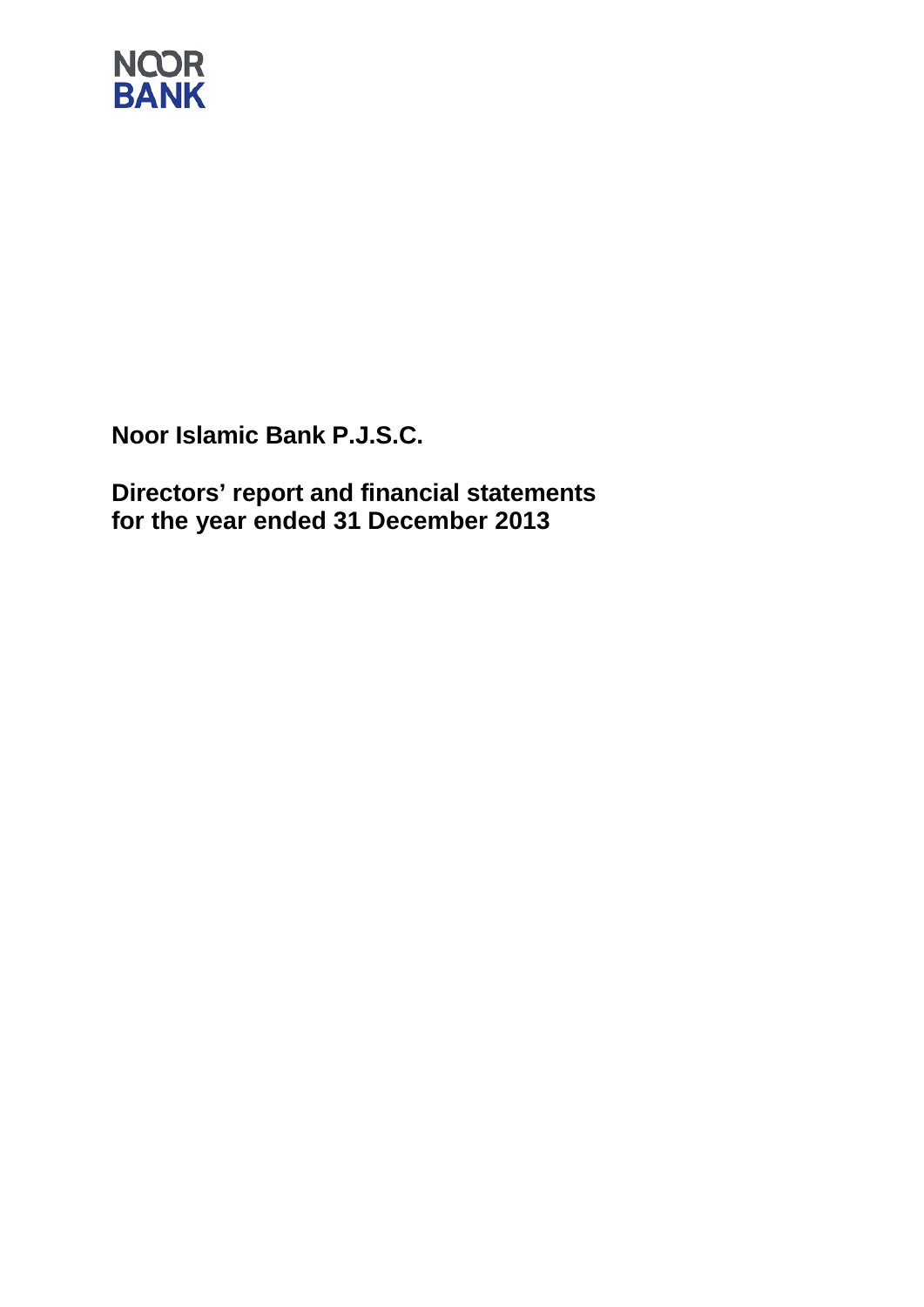NOOR
BANK

**Noor Islamic Bank P.J.S.C.**

**Directors' report and financial statements for the year ended 31 December 2013**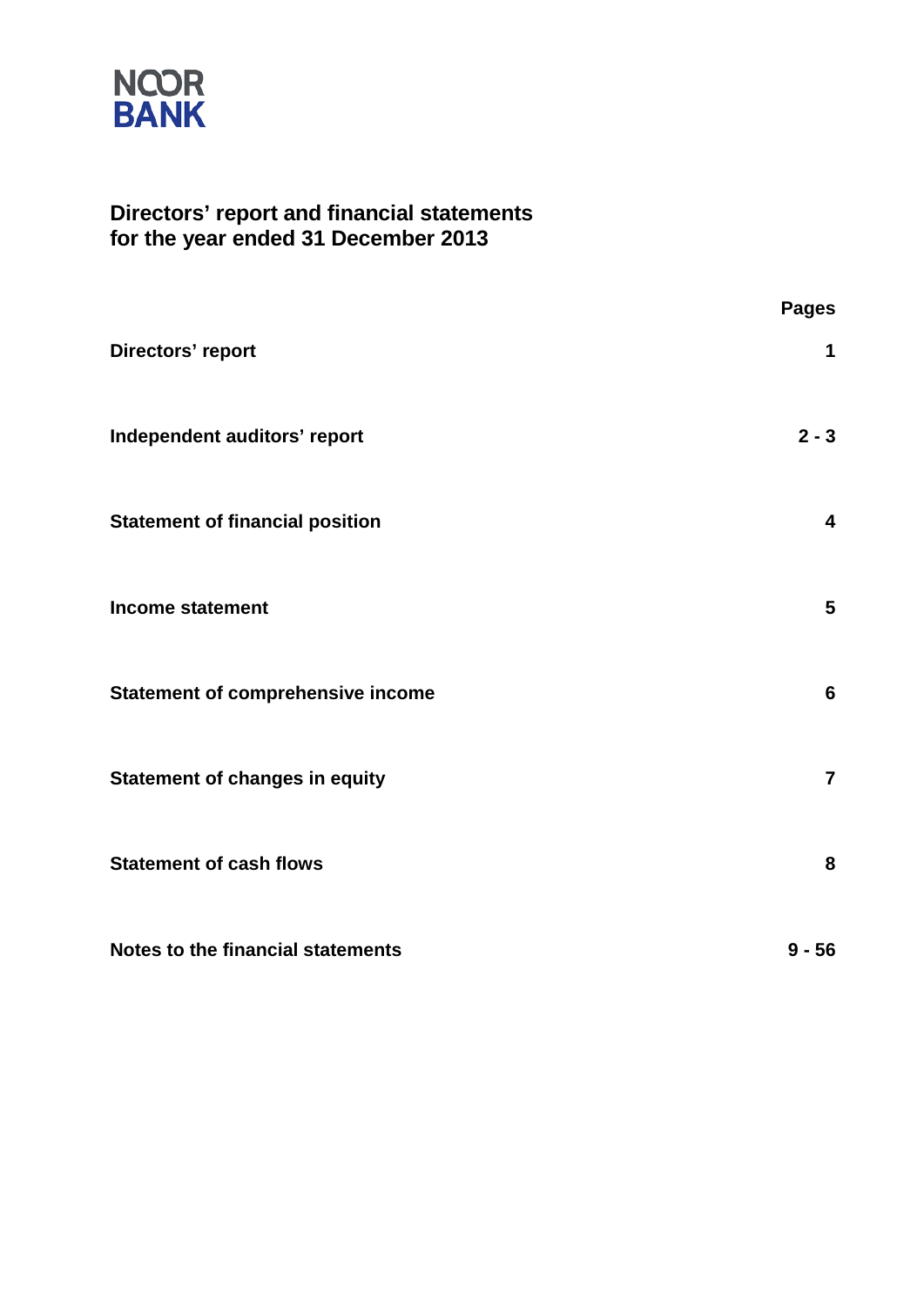NOOR BANK

# Directors' report and financial statements for the year ended 31 December 2013

| | Pages |
|---|---|
| **Directors' report** | **1** |
| **Independent auditors' report** | **2 - 3** |
| **Statement of financial position** | **4** |
| **Income statement** | **5** |
| **Statement of comprehensive income** | **6** |
| **Statement of changes in equity** | **7** |
| **Statement of cash flows** | **8** |
| **Notes to the financial statements** | **9 - 56** |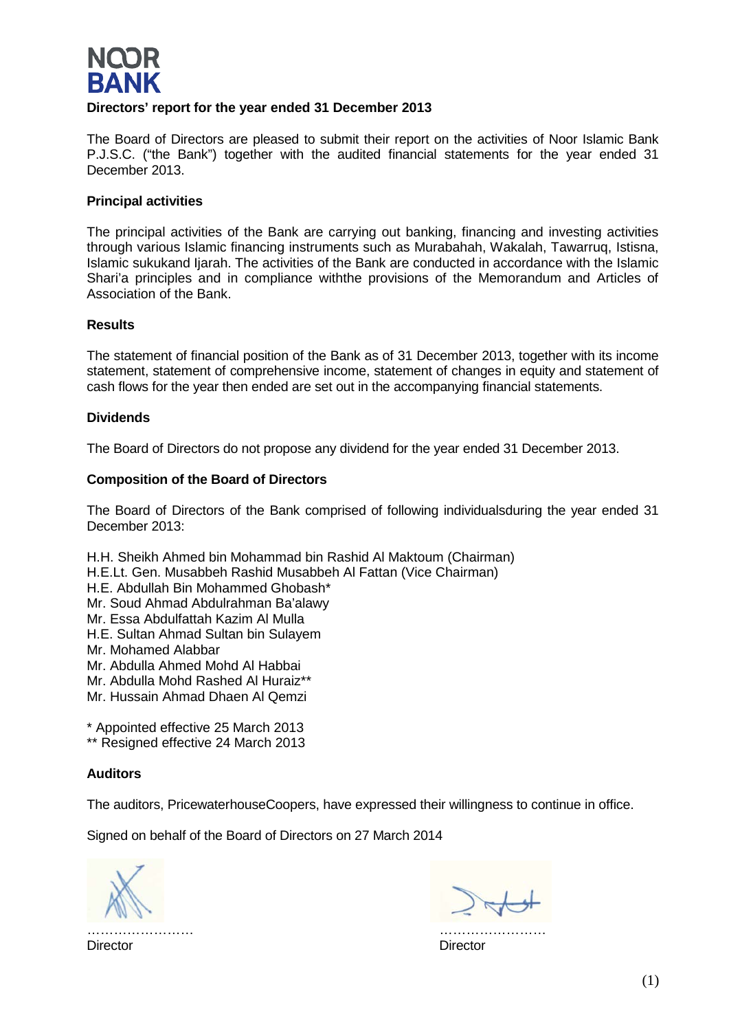NOOR BANK

## Directors' report for the year ended 31 December 2013

The Board of Directors are pleased to submit their report on the activities of Noor Islamic Bank P.J.S.C. ("the Bank") together with the audited financial statements for the year ended 31 December 2013.

### Principal activities

The principal activities of the Bank are carrying out banking, financing and investing activities through various Islamic financing instruments such as Murabahah, Wakalah, Tawarruq, Istisna, Islamic sukukand Ijarah. The activities of the Bank are conducted in accordance with the Islamic Shari'a principles and in compliance withthe provisions of the Memorandum and Articles of Association of the Bank.

### Results

The statement of financial position of the Bank as of 31 December 2013, together with its income statement, statement of comprehensive income, statement of changes in equity and statement of cash flows for the year then ended are set out in the accompanying financial statements.

### Dividends

The Board of Directors do not propose any dividend for the year ended 31 December 2013.

### Composition of the Board of Directors

The Board of Directors of the Bank comprised of following individualsduring the year ended 31 December 2013:

H.H. Sheikh Ahmed bin Mohammad bin Rashid Al Maktoum (Chairman)
H.E.Lt. Gen. Musabbeh Rashid Musabbeh Al Fattan (Vice Chairman)
H.E. Abdullah Bin Mohammed Ghobash*
Mr. Soud Ahmad Abdulrahman Ba'alawy
Mr. Essa Abdulfattah Kazim Al Mulla
H.E. Sultan Ahmad Sultan bin Sulayem
Mr. Mohamed Alabbar
Mr. Abdulla Ahmed Mohd Al Habbai
Mr. Abdulla Mohd Rashed Al Huraiz**
Mr. Hussain Ahmad Dhaen Al Qemzi

\* Appointed effective 25 March 2013
\** Resigned effective 24 March 2013

### Auditors

The auditors, PricewaterhouseCoopers, have expressed their willingness to continue in office.

Signed on behalf of the Board of Directors on 27 March 2014

……………………
Director

……………………
Director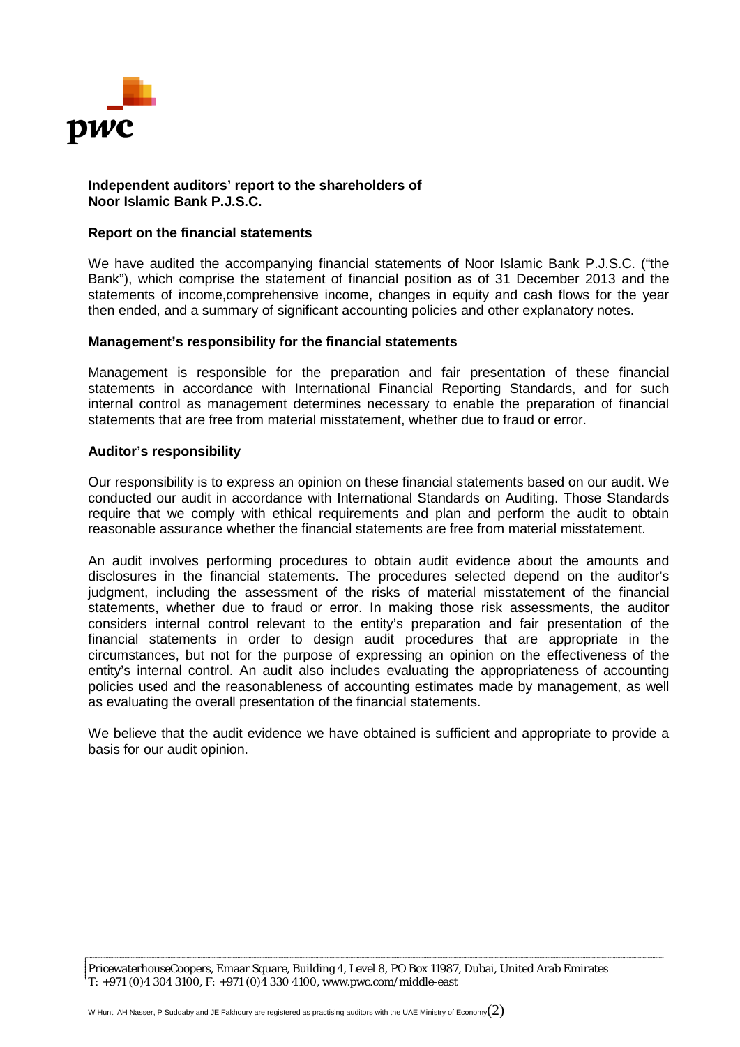**Independent auditors' report to the shareholders of Noor Islamic Bank P.J.S.C.**

**Report on the financial statements**

We have audited the accompanying financial statements of Noor Islamic Bank P.J.S.C. ("the Bank"), which comprise the statement of financial position as of 31 December 2013 and the statements of income,comprehensive income, changes in equity and cash flows for the year then ended, and a summary of significant accounting policies and other explanatory notes.

**Management's responsibility for the financial statements**

Management is responsible for the preparation and fair presentation of these financial statements in accordance with International Financial Reporting Standards, and for such internal control as management determines necessary to enable the preparation of financial statements that are free from material misstatement, whether due to fraud or error.

**Auditor's responsibility**

Our responsibility is to express an opinion on these financial statements based on our audit. We conducted our audit in accordance with International Standards on Auditing. Those Standards require that we comply with ethical requirements and plan and perform the audit to obtain reasonable assurance whether the financial statements are free from material misstatement.

An audit involves performing procedures to obtain audit evidence about the amounts and disclosures in the financial statements. The procedures selected depend on the auditor's judgment, including the assessment of the risks of material misstatement of the financial statements, whether due to fraud or error. In making those risk assessments, the auditor considers internal control relevant to the entity's preparation and fair presentation of the financial statements in order to design audit procedures that are appropriate in the circumstances, but not for the purpose of expressing an opinion on the effectiveness of the entity's internal control. An audit also includes evaluating the appropriateness of accounting policies used and the reasonableness of accounting estimates made by management, as well as evaluating the overall presentation of the financial statements.

We believe that the audit evidence we have obtained is sufficient and appropriate to provide a basis for our audit opinion.

PricewaterhouseCoopers, Emaar Square, Building 4, Level 8, PO Box 11987, Dubai, United Arab Emirates
T: +971 (0)4 304 3100, F: +971 (0)4 330 4100, www.pwc.com/middle-east

W Hunt, AH Nasser, P Suddaby and JE Fakhoury are registered as practising auditors with the UAE Ministry of Economy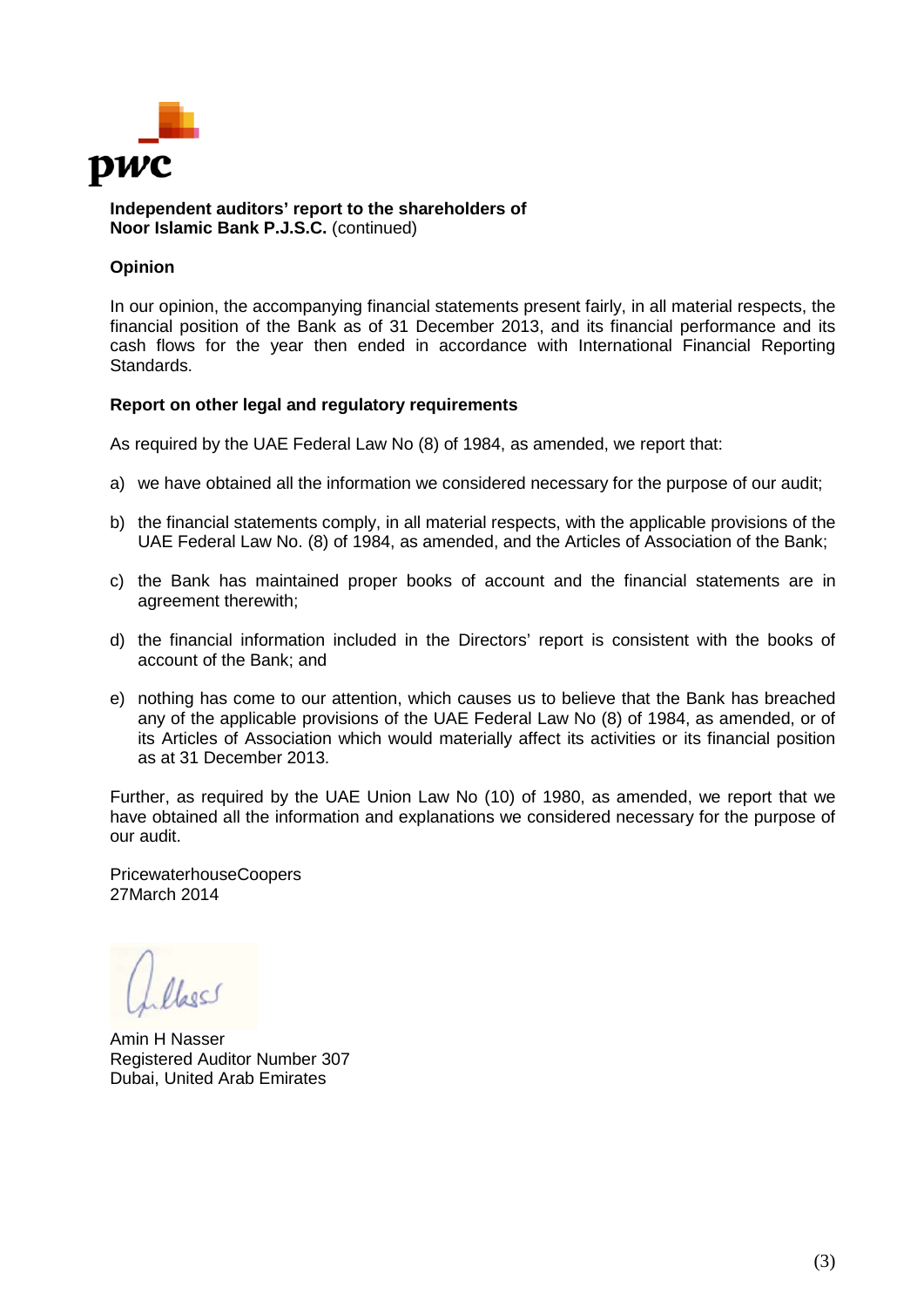**Independent auditors' report to the shareholders of**
**Noor Islamic Bank P.J.S.C.** (continued)

**Opinion**

In our opinion, the accompanying financial statements present fairly, in all material respects, the financial position of the Bank as of 31 December 2013, and its financial performance and its cash flows for the year then ended in accordance with International Financial Reporting Standards.

**Report on other legal and regulatory requirements**

As required by the UAE Federal Law No (8) of 1984, as amended, we report that:

a) we have obtained all the information we considered necessary for the purpose of our audit;

b) the financial statements comply, in all material respects, with the applicable provisions of the UAE Federal Law No. (8) of 1984, as amended, and the Articles of Association of the Bank;

c) the Bank has maintained proper books of account and the financial statements are in agreement therewith;

d) the financial information included in the Directors' report is consistent with the books of account of the Bank; and

e) nothing has come to our attention, which causes us to believe that the Bank has breached any of the applicable provisions of the UAE Federal Law No (8) of 1984, as amended, or of its Articles of Association which would materially affect its activities or its financial position as at 31 December 2013.

Further, as required by the UAE Union Law No (10) of 1980, as amended, we report that we have obtained all the information and explanations we considered necessary for the purpose of our audit.

PricewaterhouseCoopers
27March 2014

Amin H Nasser
Registered Auditor Number 307
Dubai, United Arab Emirates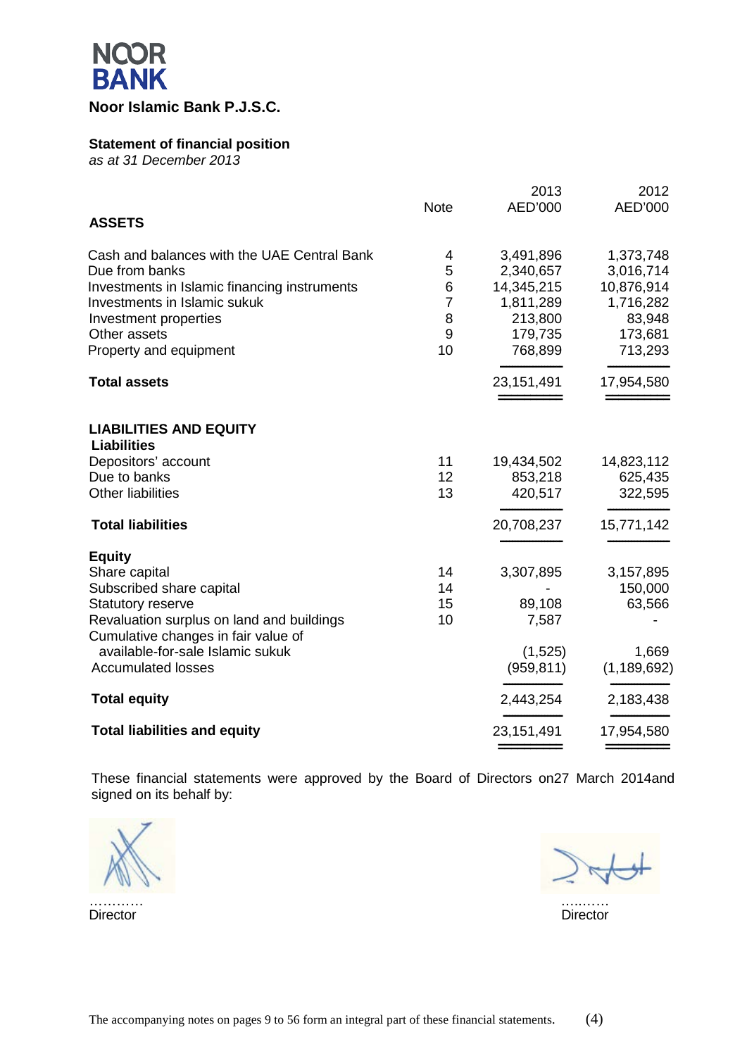**NOOR BANK**

**Noor Islamic Bank P.J.S.C.**

**Statement of financial position**
*as at 31 December 2013*

| | Note | 2013 AED'000 | 2012 AED'000 |
|---|---|---|---|
| **ASSETS** | | | |
| Cash and balances with the UAE Central Bank | 4 | 3,491,896 | 1,373,748 |
| Due from banks | 5 | 2,340,657 | 3,016,714 |
| Investments in Islamic financing instruments | 6 | 14,345,215 | 10,876,914 |
| Investments in Islamic sukuk | 7 | 1,811,289 | 1,716,282 |
| Investment properties | 8 | 213,800 | 83,948 |
| Other assets | 9 | 179,735 | 173,681 |
| Property and equipment | 10 | 768,899 | 713,293 |
| **Total assets** | | 23,151,491 | 17,954,580 |
| **LIABILITIES AND EQUITY** | | | |
| **Liabilities** | | | |
| Depositors' account | 11 | 19,434,502 | 14,823,112 |
| Due to banks | 12 | 853,218 | 625,435 |
| Other liabilities | 13 | 420,517 | 322,595 |
| **Total liabilities** | | 20,708,237 | 15,771,142 |
| **Equity** | | | |
| Share capital | 14 | 3,307,895 | 3,157,895 |
| Subscribed share capital | 14 | - | 150,000 |
| Statutory reserve | 15 | 89,108 | 63,566 |
| Revaluation surplus on land and buildings | 10 | 7,587 | - |
| Cumulative changes in fair value of available-for-sale Islamic sukuk | | (1,525) | 1,669 |
| Accumulated losses | | (959,811) | (1,189,692) |
| **Total equity** | | 2,443,254 | 2,183,438 |
| **Total liabilities and equity** | | 23,151,491 | 17,954,580 |

These financial statements were approved by the Board of Directors on27 March 2014and signed on its behalf by:

…………
Director

……….
Director

The accompanying notes on pages 9 to 56 form an integral part of these financial statements.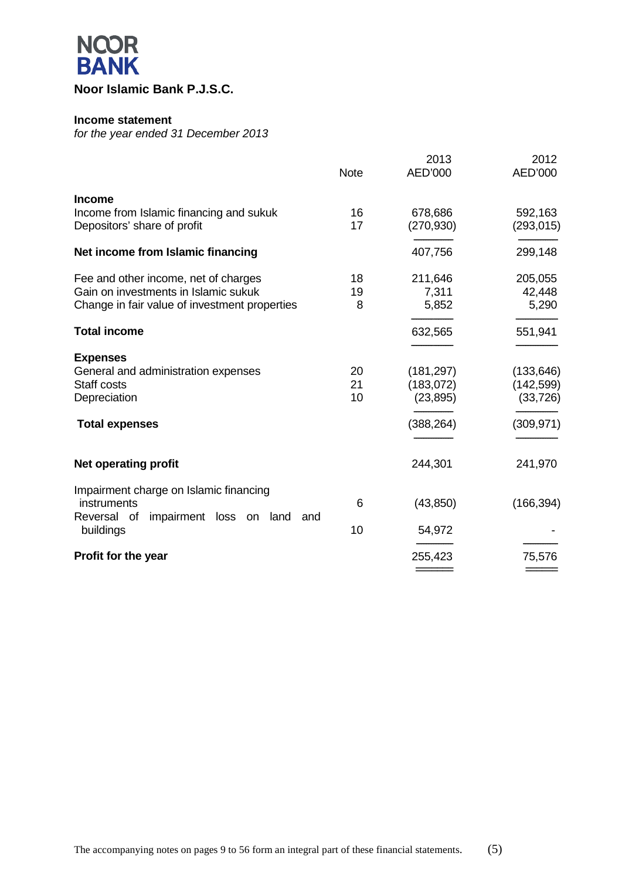NOOR BANK

**Noor Islamic Bank P.J.S.C.**

**Income statement**
*for the year ended 31 December 2013*

| | Note | 2013 AED'000 | 2012 AED'000 |
|---|---|---|---|
| **Income** | | | |
| Income from Islamic financing and sukuk | 16 | 678,686 | 592,163 |
| Depositors' share of profit | 17 | (270,930) | (293,015) |
| **Net income from Islamic financing** | | 407,756 | 299,148 |
| Fee and other income, net of charges | 18 | 211,646 | 205,055 |
| Gain on investments in Islamic sukuk | 19 | 7,311 | 42,448 |
| Change in fair value of investment properties | 8 | 5,852 | 5,290 |
| **Total income** | | 632,565 | 551,941 |
| **Expenses** | | | |
| General and administration expenses | 20 | (181,297) | (133,646) |
| Staff costs | 21 | (183,072) | (142,599) |
| Depreciation | 10 | (23,895) | (33,726) |
| **Total expenses** | | (388,264) | (309,971) |
| **Net operating profit** | | 244,301 | 241,970 |
| Impairment charge on Islamic financing instruments | 6 | (43,850) | (166,394) |
| Reversal of impairment loss on land and buildings | 10 | 54,972 | - |
| **Profit for the year** | | 255,423 | 75,576 |

The accompanying notes on pages 9 to 56 form an integral part of these financial statements.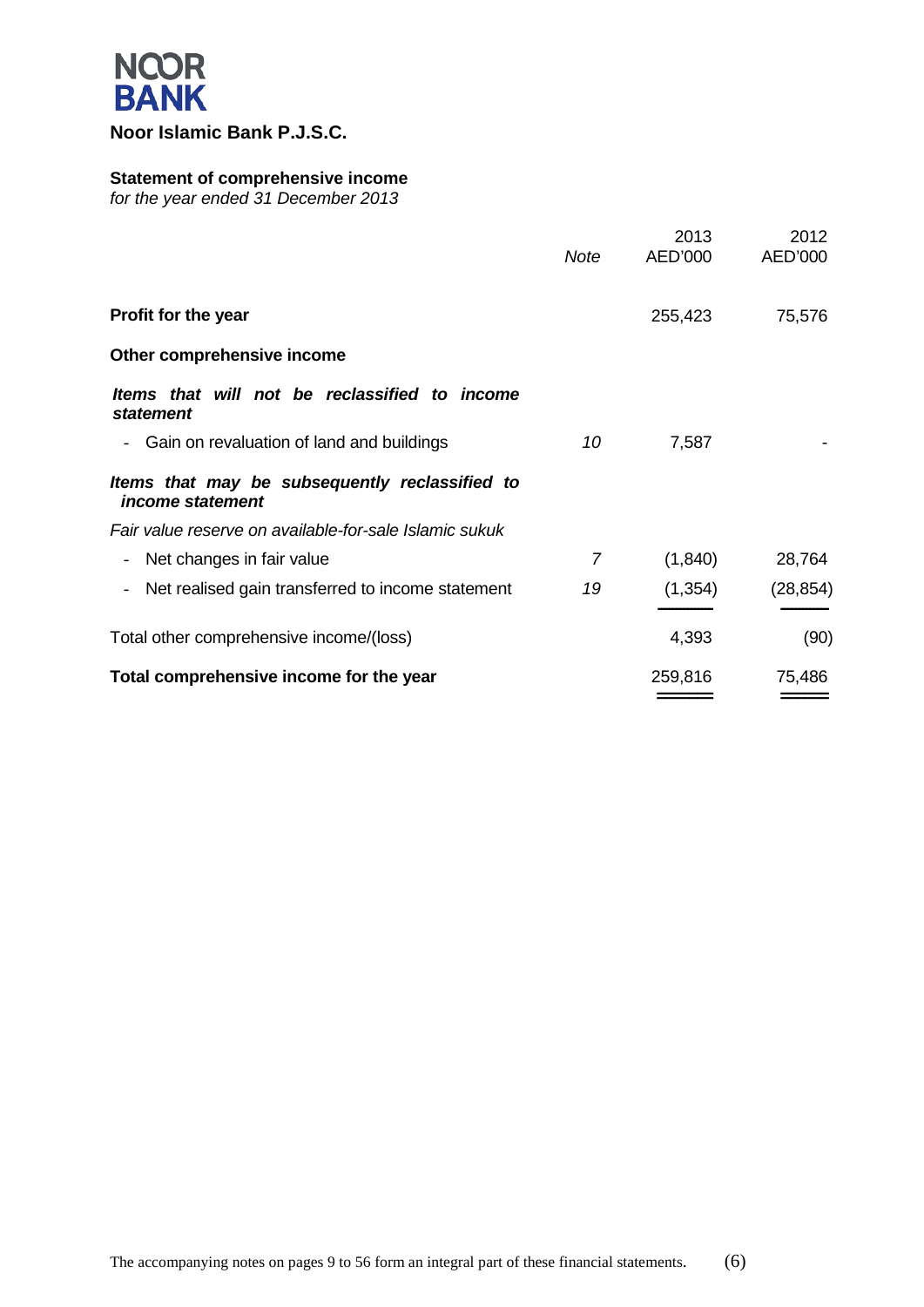NOOR BANK

**Noor Islamic Bank P.J.S.C.**

## Statement of comprehensive income

*for the year ended 31 December 2013*

| | Note | 2013 AED'000 | 2012 AED'000 |
|---|---|---|---|
| **Profit for the year** | | 255,423 | 75,576 |
| **Other comprehensive income** | | | |
| ***Items that will not be reclassified to income statement*** | | | |
| - Gain on revaluation of land and buildings | *10* | 7,587 | - |
| ***Items that may be subsequently reclassified to income statement*** | | | |
| *Fair value reserve on available-for-sale Islamic sukuk* | | | |
| - Net changes in fair value | *7* | (1,840) | 28,764 |
| - Net realised gain transferred to income statement | *19* | (1,354) | (28,854) |
| Total other comprehensive income/(loss) | | 4,393 | (90) |
| **Total comprehensive income for the year** | | 259,816 | 75,486 |

The accompanying notes on pages 9 to 56 form an integral part of these financial statements.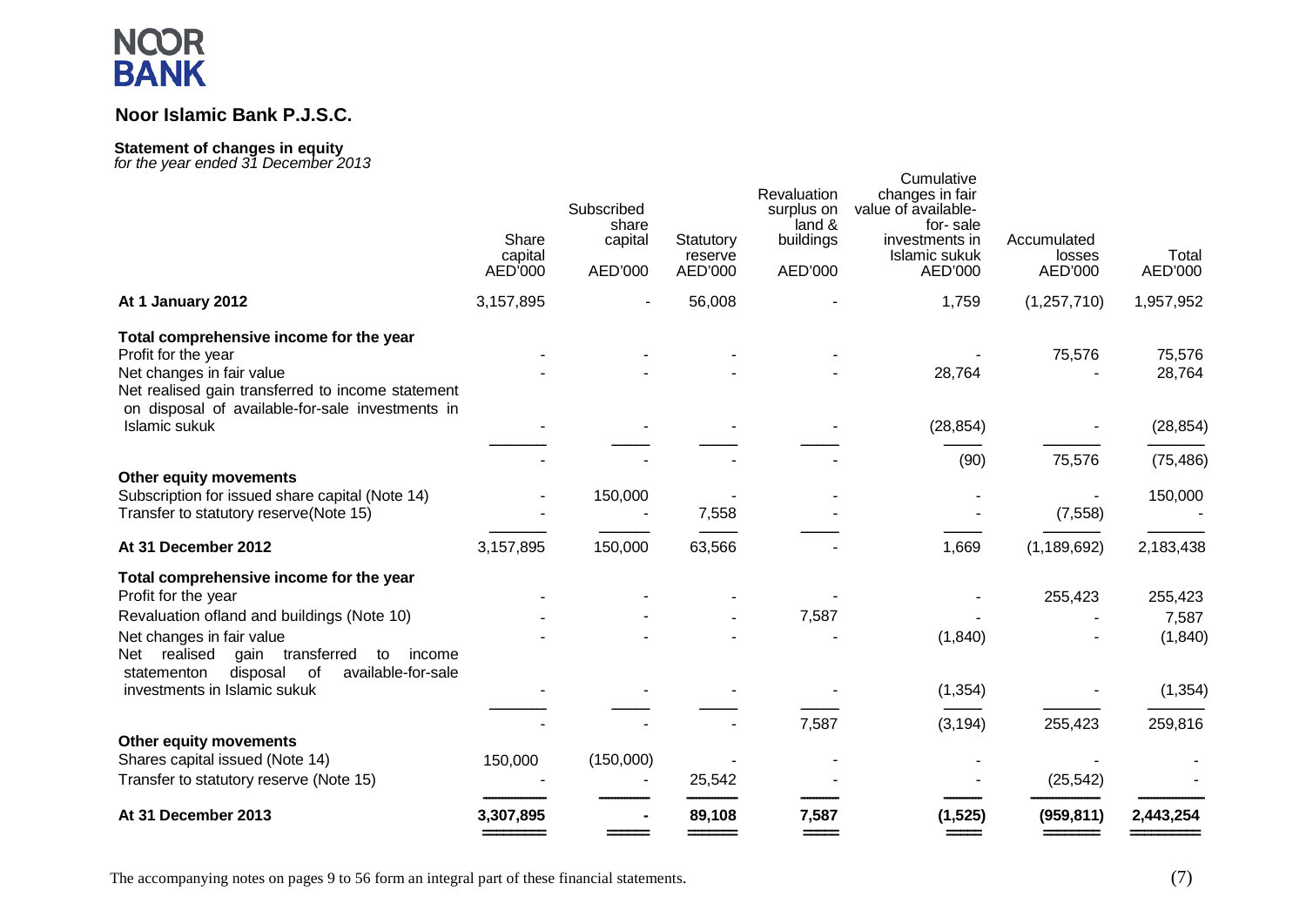NOOR BANK

## Noor Islamic Bank P.J.S.C.

### Statement of changes in equity

*for the year ended 31 December 2013*

| | Share capital AED'000 | Subscribed share capital AED'000 | Statutory reserve AED'000 | Revaluation surplus on land & buildings AED'000 | Cumulative changes in fair value of available-for-sale investments in Islamic sukuk AED'000 | Accumulated losses AED'000 | Total AED'000 |
|---|---|---|---|---|---|---|---|
| **At 1 January 2012** | 3,157,895 | - | 56,008 | - | 1,759 | (1,257,710) | 1,957,952 |
| **Total comprehensive income for the year** | | | | | | | |
| Profit for the year | - | - | - | - | - | 75,576 | 75,576 |
| Net changes in fair value | - | - | - | - | 28,764 | - | 28,764 |
| Net realised gain transferred to income statement on disposal of available-for-sale investments in Islamic sukuk | - | - | - | - | (28,854) | - | (28,854) |
| | - | - | - | - | (90) | 75,576 | (75,486) |
| **Other equity movements** | | | | | | | |
| Subscription for issued share capital (Note 14) | - | 150,000 | - | - | - | - | 150,000 |
| Transfer to statutory reserve(Note 15) | - | - | 7,558 | - | - | (7,558) | - |
| **At 31 December 2012** | 3,157,895 | 150,000 | 63,566 | - | 1,669 | (1,189,692) | 2,183,438 |
| **Total comprehensive income for the year** | | | | | | | |
| Profit for the year | - | - | - | - | - | 255,423 | 255,423 |
| Revaluation ofland and buildings (Note 10) | - | - | - | 7,587 | - | - | 7,587 |
| Net changes in fair value | - | - | - | - | (1,840) | - | (1,840) |
| Net realised gain transferred to income statementon disposal of available-for-sale investments in Islamic sukuk | - | - | - | - | (1,354) | - | (1,354) |
| | - | - | - | 7,587 | (3,194) | 255,423 | 259,816 |
| **Other equity movements** | | | | | | | |
| Shares capital issued (Note 14) | 150,000 | (150,000) | - | - | - | - | - |
| Transfer to statutory reserve (Note 15) | - | - | 25,542 | - | - | (25,542) | - |
| **At 31 December 2013** | **3,307,895** | **-** | **89,108** | **7,587** | **(1,525)** | **(959,811)** | **2,443,254** |

The accompanying notes on pages 9 to 56 form an integral part of these financial statements.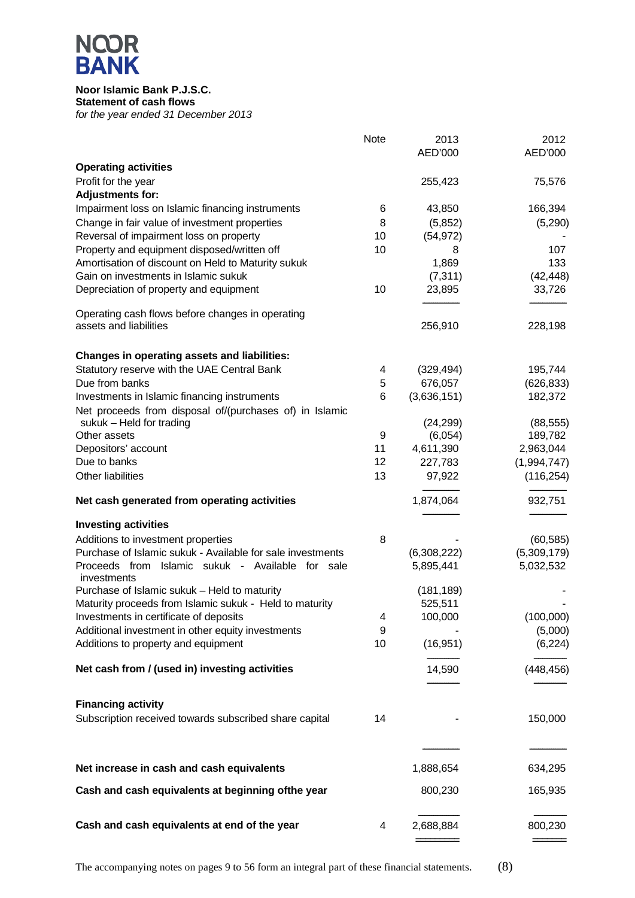NOOR BANK

**Noor Islamic Bank P.J.S.C.**
**Statement of cash flows**
*for the year ended 31 December 2013*

| | Note | 2013 AED'000 | 2012 AED'000 |
|---|---|---|---|
| **Operating activities** | | | |
| Profit for the year | | 255,423 | 75,576 |
| **Adjustments for:** | | | |
| Impairment loss on Islamic financing instruments | 6 | 43,850 | 166,394 |
| Change in fair value of investment properties | 8 | (5,852) | (5,290) |
| Reversal of impairment loss on property | 10 | (54,972) | - |
| Property and equipment disposed/written off | 10 | 8 | 107 |
| Amortisation of discount on Held to Maturity sukuk | | 1,869 | 133 |
| Gain on investments in Islamic sukuk | | (7,311) | (42,448) |
| Depreciation of property and equipment | 10 | 23,895 | 33,726 |
| Operating cash flows before changes in operating assets and liabilities | | 256,910 | 228,198 |
| **Changes in operating assets and liabilities:** | | | |
| Statutory reserve with the UAE Central Bank | 4 | (329,494) | 195,744 |
| Due from banks | 5 | 676,057 | (626,833) |
| Investments in Islamic financing instruments | 6 | (3,636,151) | 182,372 |
| Net proceeds from disposal of/(purchases of) in Islamic sukuk – Held for trading | | (24,299) | (88,555) |
| Other assets | 9 | (6,054) | 189,782 |
| Depositors' account | 11 | 4,611,390 | 2,963,044 |
| Due to banks | 12 | 227,783 | (1,994,747) |
| Other liabilities | 13 | 97,922 | (116,254) |
| **Net cash generated from operating activities** | | 1,874,064 | 932,751 |
| **Investing activities** | | | |
| Additions to investment properties | 8 | - | (60,585) |
| Purchase of Islamic sukuk - Available for sale investments | | (6,308,222) | (5,309,179) |
| Proceeds from Islamic sukuk - Available for sale investments | | 5,895,441 | 5,032,532 |
| Purchase of Islamic sukuk – Held to maturity | | (181,189) | - |
| Maturity proceeds from Islamic sukuk - Held to maturity | | 525,511 | - |
| Investments in certificate of deposits | 4 | 100,000 | (100,000) |
| Additional investment in other equity investments | 9 | - | (5,000) |
| Additions to property and equipment | 10 | (16,951) | (6,224) |
| **Net cash from / (used in) investing activities** | | 14,590 | (448,456) |
| **Financing activity** | | | |
| Subscription received towards subscribed share capital | 14 | - | 150,000 |
| **Net increase in cash and cash equivalents** | | 1,888,654 | 634,295 |
| **Cash and cash equivalents at beginning ofthe year** | | 800,230 | 165,935 |
| **Cash and cash equivalents at end of the year** | 4 | 2,688,884 | 800,230 |

The accompanying notes on pages 9 to 56 form an integral part of these financial statements.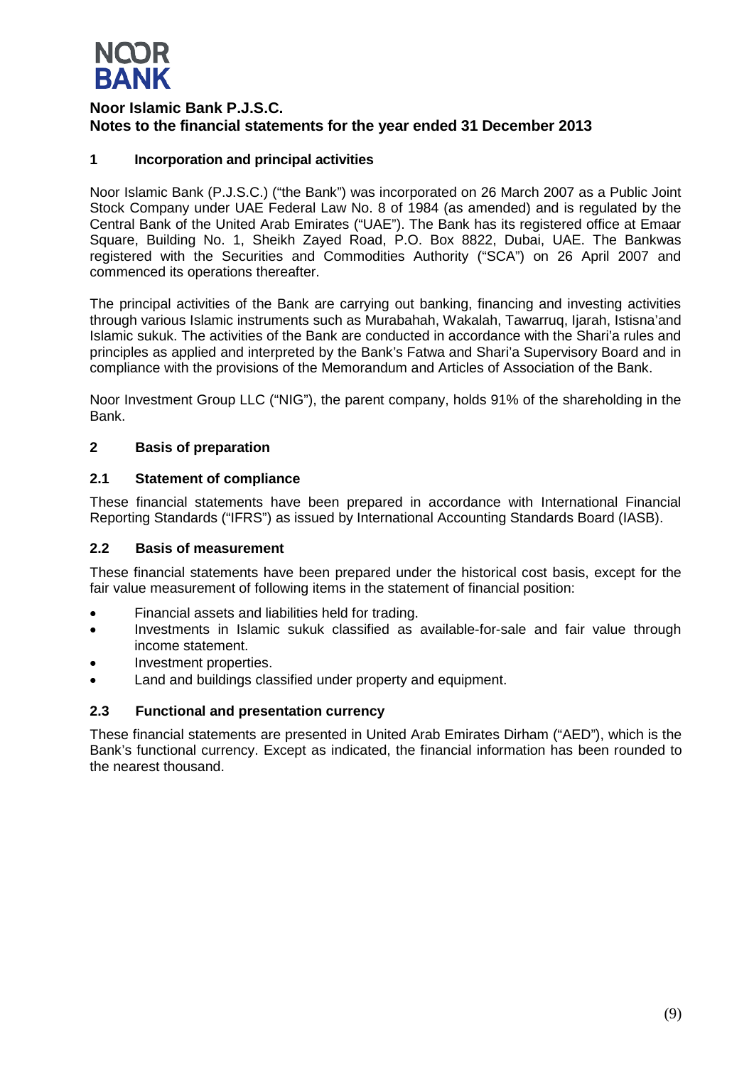**Noor Islamic Bank P.J.S.C.**
**Notes to the financial statements for the year ended 31 December 2013**

## 1 Incorporation and principal activities

Noor Islamic Bank (P.J.S.C.) ("the Bank") was incorporated on 26 March 2007 as a Public Joint Stock Company under UAE Federal Law No. 8 of 1984 (as amended) and is regulated by the Central Bank of the United Arab Emirates ("UAE"). The Bank has its registered office at Emaar Square, Building No. 1, Sheikh Zayed Road, P.O. Box 8822, Dubai, UAE. The Bankwas registered with the Securities and Commodities Authority ("SCA") on 26 April 2007 and commenced its operations thereafter.

The principal activities of the Bank are carrying out banking, financing and investing activities through various Islamic instruments such as Murabahah, Wakalah, Tawarruq, Ijarah, Istisna'and Islamic sukuk. The activities of the Bank are conducted in accordance with the Shari'a rules and principles as applied and interpreted by the Bank's Fatwa and Shari'a Supervisory Board and in compliance with the provisions of the Memorandum and Articles of Association of the Bank.

Noor Investment Group LLC ("NIG"), the parent company, holds 91% of the shareholding in the Bank.

## 2 Basis of preparation

### 2.1 Statement of compliance

These financial statements have been prepared in accordance with International Financial Reporting Standards ("IFRS") as issued by International Accounting Standards Board (IASB).

### 2.2 Basis of measurement

These financial statements have been prepared under the historical cost basis, except for the fair value measurement of following items in the statement of financial position:

- Financial assets and liabilities held for trading.
- Investments in Islamic sukuk classified as available-for-sale and fair value through income statement.
- Investment properties.
- Land and buildings classified under property and equipment.

### 2.3 Functional and presentation currency

These financial statements are presented in United Arab Emirates Dirham ("AED"), which is the Bank's functional currency. Except as indicated, the financial information has been rounded to the nearest thousand.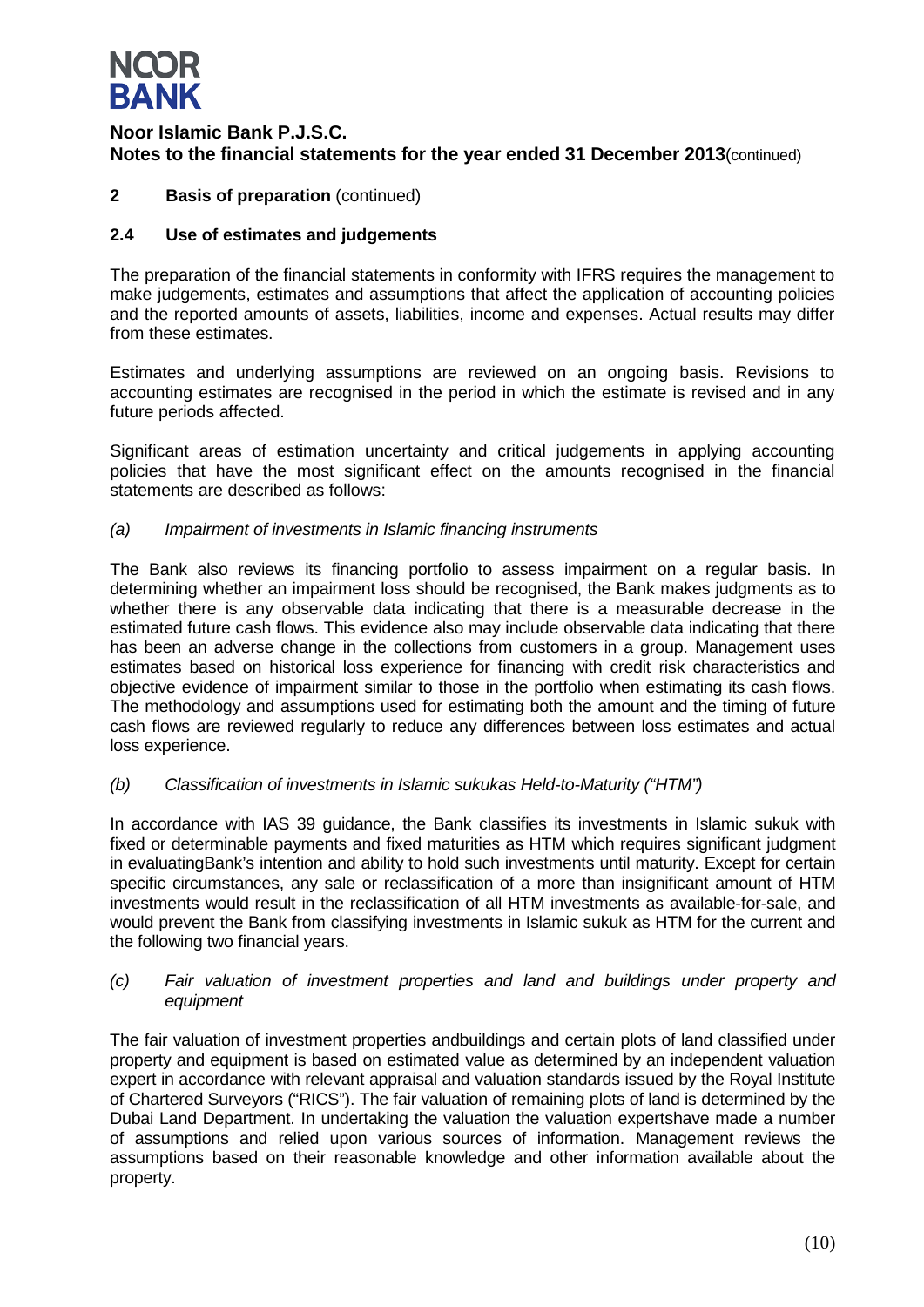**Noor Islamic Bank P.J.S.C.**
**Notes to the financial statements for the year ended 31 December 2013**(continued)

## 2 Basis of preparation (continued)

### 2.4 Use of estimates and judgements

The preparation of the financial statements in conformity with IFRS requires the management to make judgements, estimates and assumptions that affect the application of accounting policies and the reported amounts of assets, liabilities, income and expenses. Actual results may differ from these estimates.

Estimates and underlying assumptions are reviewed on an ongoing basis. Revisions to accounting estimates are recognised in the period in which the estimate is revised and in any future periods affected.

Significant areas of estimation uncertainty and critical judgements in applying accounting policies that have the most significant effect on the amounts recognised in the financial statements are described as follows:

*(a) Impairment of investments in Islamic financing instruments*

The Bank also reviews its financing portfolio to assess impairment on a regular basis. In determining whether an impairment loss should be recognised, the Bank makes judgments as to whether there is any observable data indicating that there is a measurable decrease in the estimated future cash flows. This evidence also may include observable data indicating that there has been an adverse change in the collections from customers in a group. Management uses estimates based on historical loss experience for financing with credit risk characteristics and objective evidence of impairment similar to those in the portfolio when estimating its cash flows. The methodology and assumptions used for estimating both the amount and the timing of future cash flows are reviewed regularly to reduce any differences between loss estimates and actual loss experience.

*(b) Classification of investments in Islamic sukukas Held-to-Maturity ("HTM")*

In accordance with IAS 39 guidance, the Bank classifies its investments in Islamic sukuk with fixed or determinable payments and fixed maturities as HTM which requires significant judgment in evaluatingBank's intention and ability to hold such investments until maturity. Except for certain specific circumstances, any sale or reclassification of a more than insignificant amount of HTM investments would result in the reclassification of all HTM investments as available-for-sale, and would prevent the Bank from classifying investments in Islamic sukuk as HTM for the current and the following two financial years.

*(c) Fair valuation of investment properties and land and buildings under property and equipment*

The fair valuation of investment properties andbuildings and certain plots of land classified under property and equipment is based on estimated value as determined by an independent valuation expert in accordance with relevant appraisal and valuation standards issued by the Royal Institute of Chartered Surveyors ("RICS"). The fair valuation of remaining plots of land is determined by the Dubai Land Department. In undertaking the valuation the valuation expertshave made a number of assumptions and relied upon various sources of information. Management reviews the assumptions based on their reasonable knowledge and other information available about the property.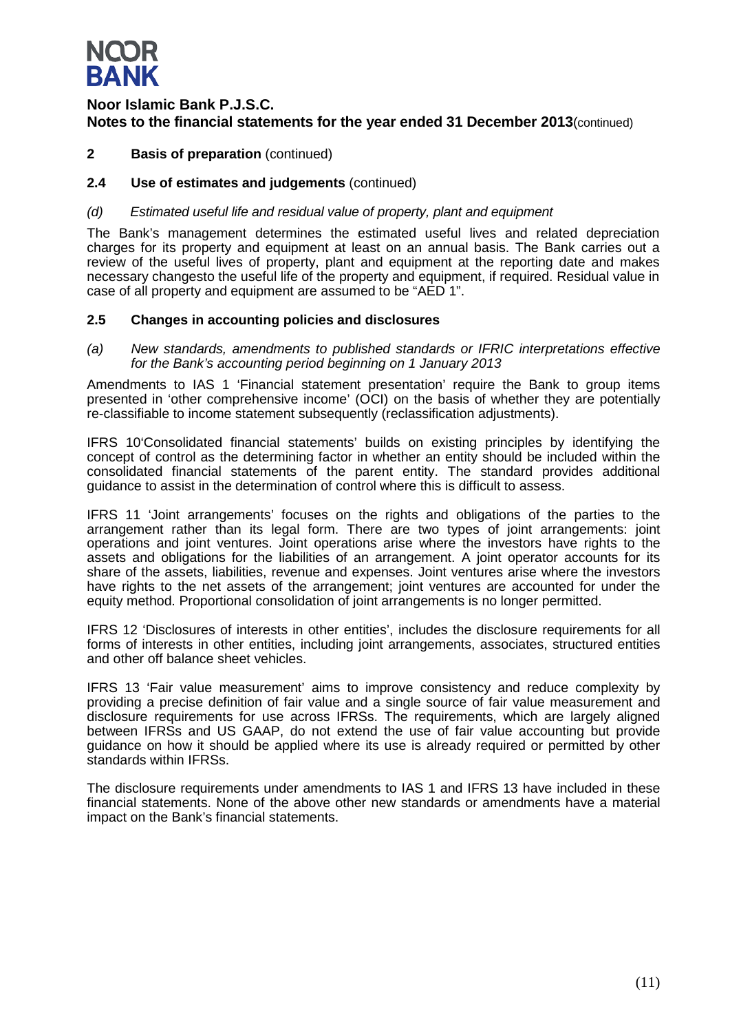**Noor Islamic Bank P.J.S.C.**
**Notes to the financial statements for the year ended 31 December 2013**(continued)

## 2 Basis of preparation (continued)

### 2.4 Use of estimates and judgements (continued)

*(d) Estimated useful life and residual value of property, plant and equipment*

The Bank's management determines the estimated useful lives and related depreciation charges for its property and equipment at least on an annual basis. The Bank carries out a review of the useful lives of property, plant and equipment at the reporting date and makes necessary changesto the useful life of the property and equipment, if required. Residual value in case of all property and equipment are assumed to be "AED 1".

### 2.5 Changes in accounting policies and disclosures

*(a) New standards, amendments to published standards or IFRIC interpretations effective for the Bank's accounting period beginning on 1 January 2013*

Amendments to IAS 1 'Financial statement presentation' require the Bank to group items presented in 'other comprehensive income' (OCI) on the basis of whether they are potentially re-classifiable to income statement subsequently (reclassification adjustments).

IFRS 10'Consolidated financial statements' builds on existing principles by identifying the concept of control as the determining factor in whether an entity should be included within the consolidated financial statements of the parent entity. The standard provides additional guidance to assist in the determination of control where this is difficult to assess.

IFRS 11 'Joint arrangements' focuses on the rights and obligations of the parties to the arrangement rather than its legal form. There are two types of joint arrangements: joint operations and joint ventures. Joint operations arise where the investors have rights to the assets and obligations for the liabilities of an arrangement. A joint operator accounts for its share of the assets, liabilities, revenue and expenses. Joint ventures arise where the investors have rights to the net assets of the arrangement; joint ventures are accounted for under the equity method. Proportional consolidation of joint arrangements is no longer permitted.

IFRS 12 'Disclosures of interests in other entities', includes the disclosure requirements for all forms of interests in other entities, including joint arrangements, associates, structured entities and other off balance sheet vehicles.

IFRS 13 'Fair value measurement' aims to improve consistency and reduce complexity by providing a precise definition of fair value and a single source of fair value measurement and disclosure requirements for use across IFRSs. The requirements, which are largely aligned between IFRSs and US GAAP, do not extend the use of fair value accounting but provide guidance on how it should be applied where its use is already required or permitted by other standards within IFRSs.

The disclosure requirements under amendments to IAS 1 and IFRS 13 have included in these financial statements. None of the above other new standards or amendments have a material impact on the Bank's financial statements.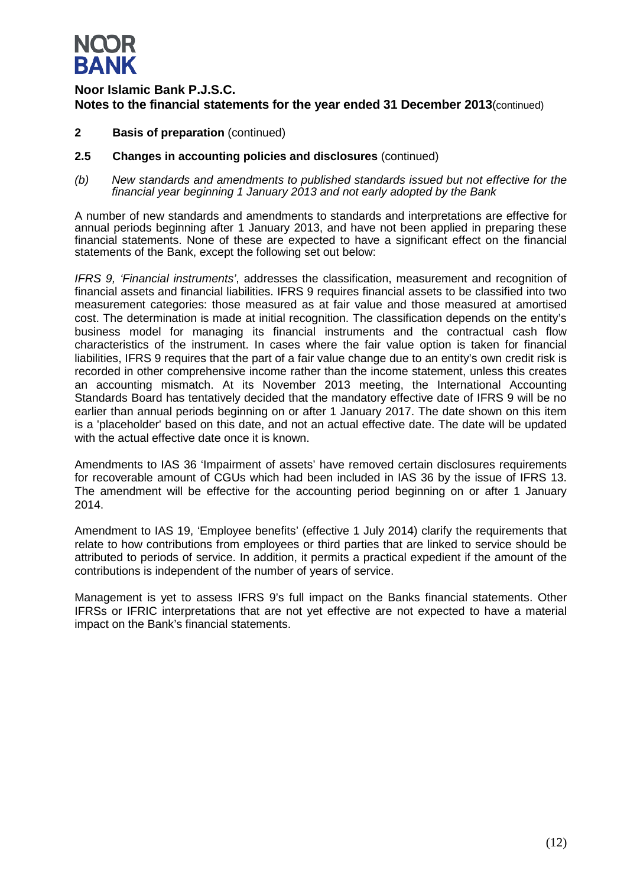**Noor Islamic Bank P.J.S.C.**
**Notes to the financial statements for the year ended 31 December 2013** (continued)

## 2 Basis of preparation (continued)

### 2.5 Changes in accounting policies and disclosures (continued)

*(b) New standards and amendments to published standards issued but not effective for the financial year beginning 1 January 2013 and not early adopted by the Bank*

A number of new standards and amendments to standards and interpretations are effective for annual periods beginning after 1 January 2013, and have not been applied in preparing these financial statements. None of these are expected to have a significant effect on the financial statements of the Bank, except the following set out below:

*IFRS 9, 'Financial instruments'*, addresses the classification, measurement and recognition of financial assets and financial liabilities. IFRS 9 requires financial assets to be classified into two measurement categories: those measured as at fair value and those measured at amortised cost. The determination is made at initial recognition. The classification depends on the entity's business model for managing its financial instruments and the contractual cash flow characteristics of the instrument. In cases where the fair value option is taken for financial liabilities, IFRS 9 requires that the part of a fair value change due to an entity's own credit risk is recorded in other comprehensive income rather than the income statement, unless this creates an accounting mismatch. At its November 2013 meeting, the International Accounting Standards Board has tentatively decided that the mandatory effective date of IFRS 9 will be no earlier than annual periods beginning on or after 1 January 2017. The date shown on this item is a 'placeholder' based on this date, and not an actual effective date. The date will be updated with the actual effective date once it is known.

Amendments to IAS 36 'Impairment of assets' have removed certain disclosures requirements for recoverable amount of CGUs which had been included in IAS 36 by the issue of IFRS 13. The amendment will be effective for the accounting period beginning on or after 1 January 2014.

Amendment to IAS 19, 'Employee benefits' (effective 1 July 2014) clarify the requirements that relate to how contributions from employees or third parties that are linked to service should be attributed to periods of service. In addition, it permits a practical expedient if the amount of the contributions is independent of the number of years of service.

Management is yet to assess IFRS 9's full impact on the Banks financial statements. Other IFRSs or IFRIC interpretations that are not yet effective are not expected to have a material impact on the Bank's financial statements.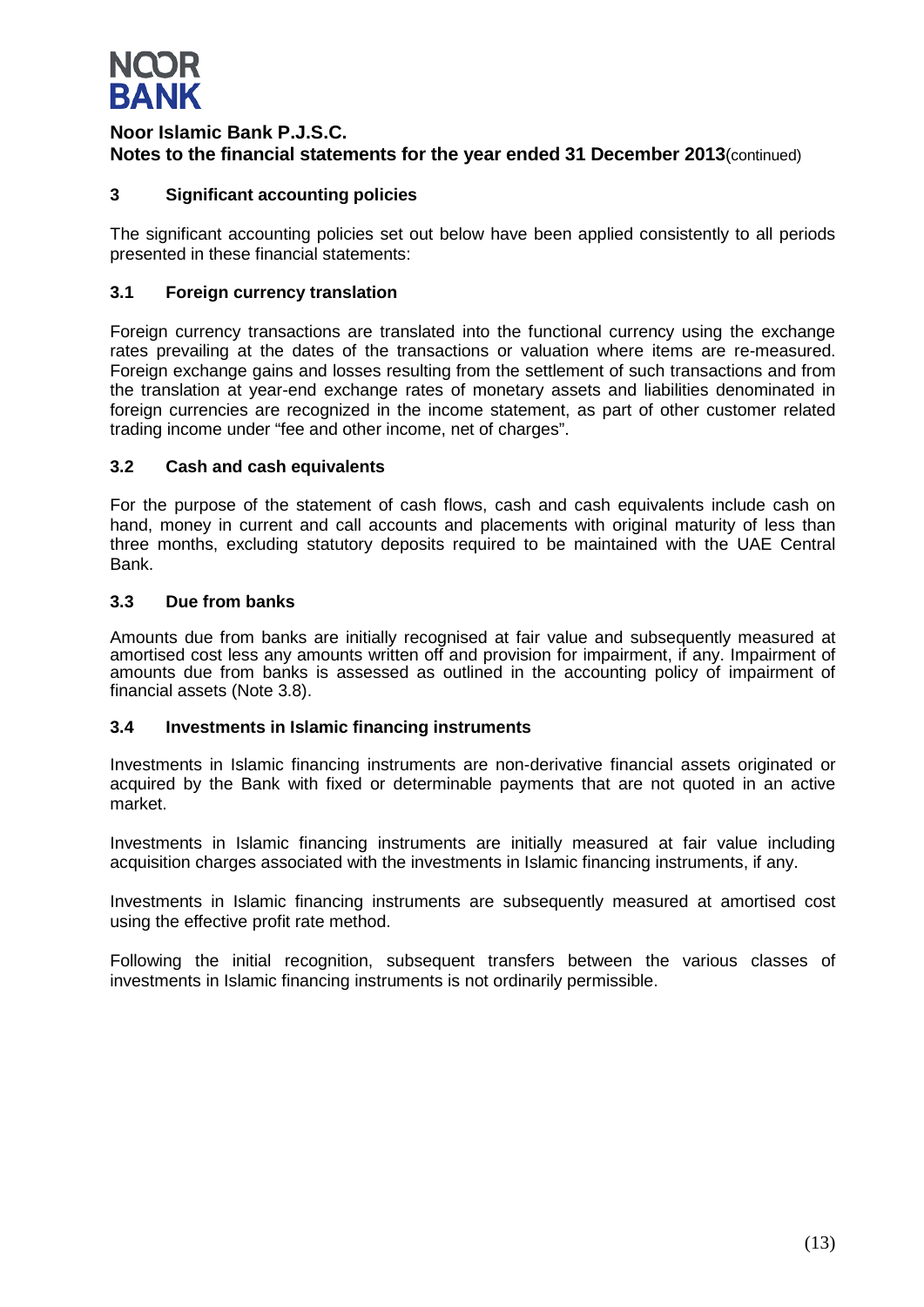**Noor Islamic Bank P.J.S.C.**
**Notes to the financial statements for the year ended 31 December 2013** (continued)

## 3 Significant accounting policies

The significant accounting policies set out below have been applied consistently to all periods presented in these financial statements:

### 3.1 Foreign currency translation

Foreign currency transactions are translated into the functional currency using the exchange rates prevailing at the dates of the transactions or valuation where items are re-measured. Foreign exchange gains and losses resulting from the settlement of such transactions and from the translation at year-end exchange rates of monetary assets and liabilities denominated in foreign currencies are recognized in the income statement, as part of other customer related trading income under "fee and other income, net of charges".

### 3.2 Cash and cash equivalents

For the purpose of the statement of cash flows, cash and cash equivalents include cash on hand, money in current and call accounts and placements with original maturity of less than three months, excluding statutory deposits required to be maintained with the UAE Central Bank.

### 3.3 Due from banks

Amounts due from banks are initially recognised at fair value and subsequently measured at amortised cost less any amounts written off and provision for impairment, if any. Impairment of amounts due from banks is assessed as outlined in the accounting policy of impairment of financial assets (Note 3.8).

### 3.4 Investments in Islamic financing instruments

Investments in Islamic financing instruments are non-derivative financial assets originated or acquired by the Bank with fixed or determinable payments that are not quoted in an active market.

Investments in Islamic financing instruments are initially measured at fair value including acquisition charges associated with the investments in Islamic financing instruments, if any.

Investments in Islamic financing instruments are subsequently measured at amortised cost using the effective profit rate method.

Following the initial recognition, subsequent transfers between the various classes of investments in Islamic financing instruments is not ordinarily permissible.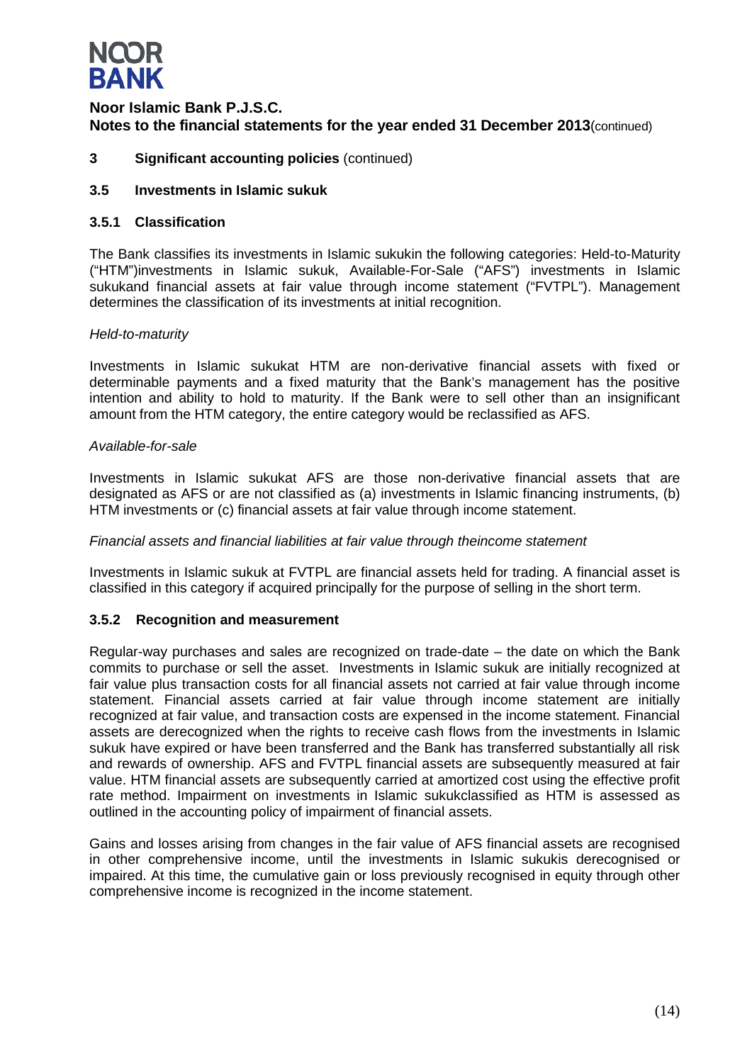## 3 Significant accounting policies (continued)

### 3.5 Investments in Islamic sukuk

#### 3.5.1 Classification

The Bank classifies its investments in Islamic sukukin the following categories: Held-to-Maturity ("HTM")investments in Islamic sukuk, Available-For-Sale ("AFS") investments in Islamic sukukand financial assets at fair value through income statement ("FVTPL"). Management determines the classification of its investments at initial recognition.

*Held-to-maturity*

Investments in Islamic sukukat HTM are non-derivative financial assets with fixed or determinable payments and a fixed maturity that the Bank's management has the positive intention and ability to hold to maturity. If the Bank were to sell other than an insignificant amount from the HTM category, the entire category would be reclassified as AFS.

*Available-for-sale*

Investments in Islamic sukukat AFS are those non-derivative financial assets that are designated as AFS or are not classified as (a) investments in Islamic financing instruments, (b) HTM investments or (c) financial assets at fair value through income statement.

*Financial assets and financial liabilities at fair value through theincome statement*

Investments in Islamic sukuk at FVTPL are financial assets held for trading. A financial asset is classified in this category if acquired principally for the purpose of selling in the short term.

#### 3.5.2 Recognition and measurement

Regular-way purchases and sales are recognized on trade-date – the date on which the Bank commits to purchase or sell the asset. Investments in Islamic sukuk are initially recognized at fair value plus transaction costs for all financial assets not carried at fair value through income statement. Financial assets carried at fair value through income statement are initially recognized at fair value, and transaction costs are expensed in the income statement. Financial assets are derecognized when the rights to receive cash flows from the investments in Islamic sukuk have expired or have been transferred and the Bank has transferred substantially all risk and rewards of ownership. AFS and FVTPL financial assets are subsequently measured at fair value. HTM financial assets are subsequently carried at amortized cost using the effective profit rate method. Impairment on investments in Islamic sukukclassified as HTM is assessed as outlined in the accounting policy of impairment of financial assets.

Gains and losses arising from changes in the fair value of AFS financial assets are recognised in other comprehensive income, until the investments in Islamic sukukis derecognised or impaired. At this time, the cumulative gain or loss previously recognised in equity through other comprehensive income is recognized in the income statement.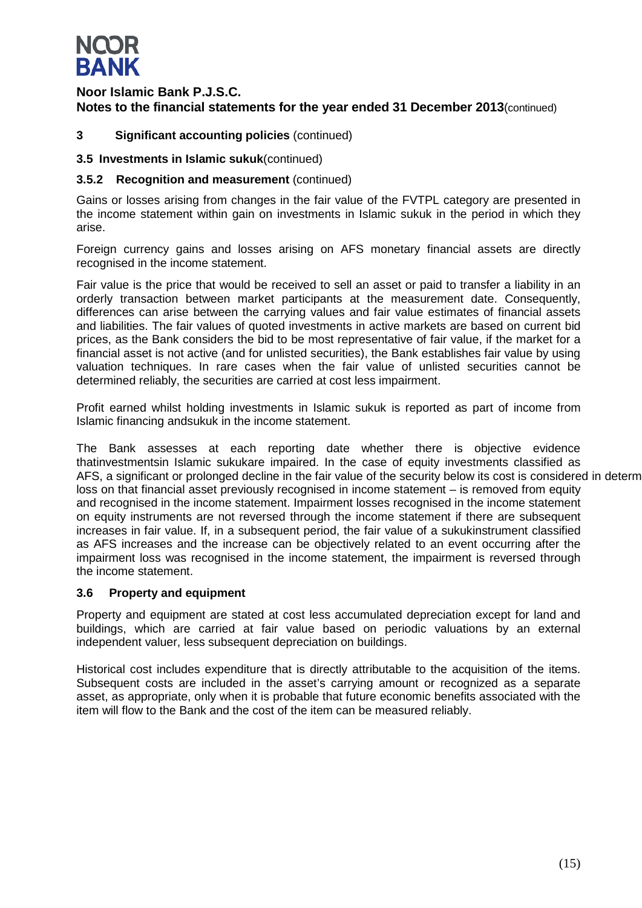**Noor Islamic Bank P.J.S.C.**
**Notes to the financial statements for the year ended 31 December 2013**(continued)

## 3 Significant accounting policies (continued)

### 3.5 Investments in Islamic sukuk(continued)

#### 3.5.2 Recognition and measurement (continued)

Gains or losses arising from changes in the fair value of the FVTPL category are presented in the income statement within gain on investments in Islamic sukuk in the period in which they arise.

Foreign currency gains and losses arising on AFS monetary financial assets are directly recognised in the income statement.

Fair value is the price that would be received to sell an asset or paid to transfer a liability in an orderly transaction between market participants at the measurement date. Consequently, differences can arise between the carrying values and fair value estimates of financial assets and liabilities. The fair values of quoted investments in active markets are based on current bid prices, as the Bank considers the bid to be most representative of fair value, if the market for a financial asset is not active (and for unlisted securities), the Bank establishes fair value by using valuation techniques. In rare cases when the fair value of unlisted securities cannot be determined reliably, the securities are carried at cost less impairment.

Profit earned whilst holding investments in Islamic sukuk is reported as part of income from Islamic financing andsukuk in the income statement.

The Bank assesses at each reporting date whether there is objective evidence thatinvestmentsin Islamic sukukare impaired. In the case of equity investments classified as AFS, a significant or prolonged decline in the fair value of the security below its cost is considered in determ loss on that financial asset previously recognised in income statement – is removed from equity and recognised in the income statement. Impairment losses recognised in the income statement on equity instruments are not reversed through the income statement if there are subsequent increases in fair value. If, in a subsequent period, the fair value of a sukukinstrument classified as AFS increases and the increase can be objectively related to an event occurring after the impairment loss was recognised in the income statement, the impairment is reversed through the income statement.

### 3.6 Property and equipment

Property and equipment are stated at cost less accumulated depreciation except for land and buildings, which are carried at fair value based on periodic valuations by an external independent valuer, less subsequent depreciation on buildings.

Historical cost includes expenditure that is directly attributable to the acquisition of the items. Subsequent costs are included in the asset's carrying amount or recognized as a separate asset, as appropriate, only when it is probable that future economic benefits associated with the item will flow to the Bank and the cost of the item can be measured reliably.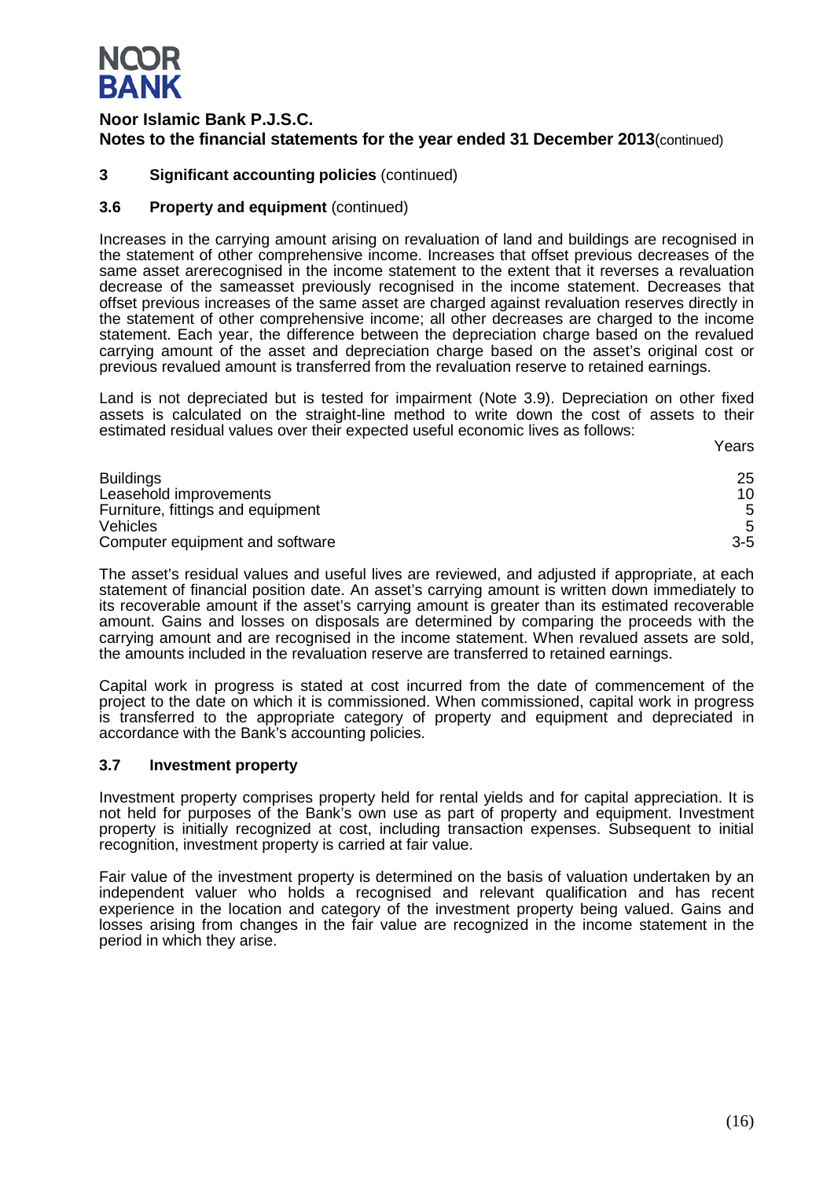## 3 Significant accounting policies (continued)

### 3.6 Property and equipment (continued)

Increases in the carrying amount arising on revaluation of land and buildings are recognised in the statement of other comprehensive income. Increases that offset previous decreases of the same asset arerecognised in the income statement to the extent that it reverses a revaluation decrease of the sameasset previously recognised in the income statement. Decreases that offset previous increases of the same asset are charged against revaluation reserves directly in the statement of other comprehensive income; all other decreases are charged to the income statement. Each year, the difference between the depreciation charge based on the revalued carrying amount of the asset and depreciation charge based on the asset's original cost or previous revalued amount is transferred from the revaluation reserve to retained earnings.

Land is not depreciated but is tested for impairment (Note 3.9). Depreciation on other fixed assets is calculated on the straight-line method to write down the cost of assets to their estimated residual values over their expected useful economic lives as follows:

| | Years |
|---|---|
| Buildings | 25 |
| Leasehold improvements | 10 |
| Furniture, fittings and equipment | 5 |
| Vehicles | 5 |
| Computer equipment and software | 3-5 |

The asset's residual values and useful lives are reviewed, and adjusted if appropriate, at each statement of financial position date. An asset's carrying amount is written down immediately to its recoverable amount if the asset's carrying amount is greater than its estimated recoverable amount. Gains and losses on disposals are determined by comparing the proceeds with the carrying amount and are recognised in the income statement. When revalued assets are sold, the amounts included in the revaluation reserve are transferred to retained earnings.

Capital work in progress is stated at cost incurred from the date of commencement of the project to the date on which it is commissioned. When commissioned, capital work in progress is transferred to the appropriate category of property and equipment and depreciated in accordance with the Bank's accounting policies.

### 3.7 Investment property

Investment property comprises property held for rental yields and for capital appreciation. It is not held for purposes of the Bank's own use as part of property and equipment. Investment property is initially recognized at cost, including transaction expenses. Subsequent to initial recognition, investment property is carried at fair value.

Fair value of the investment property is determined on the basis of valuation undertaken by an independent valuer who holds a recognised and relevant qualification and has recent experience in the location and category of the investment property being valued. Gains and losses arising from changes in the fair value are recognized in the income statement in the period in which they arise.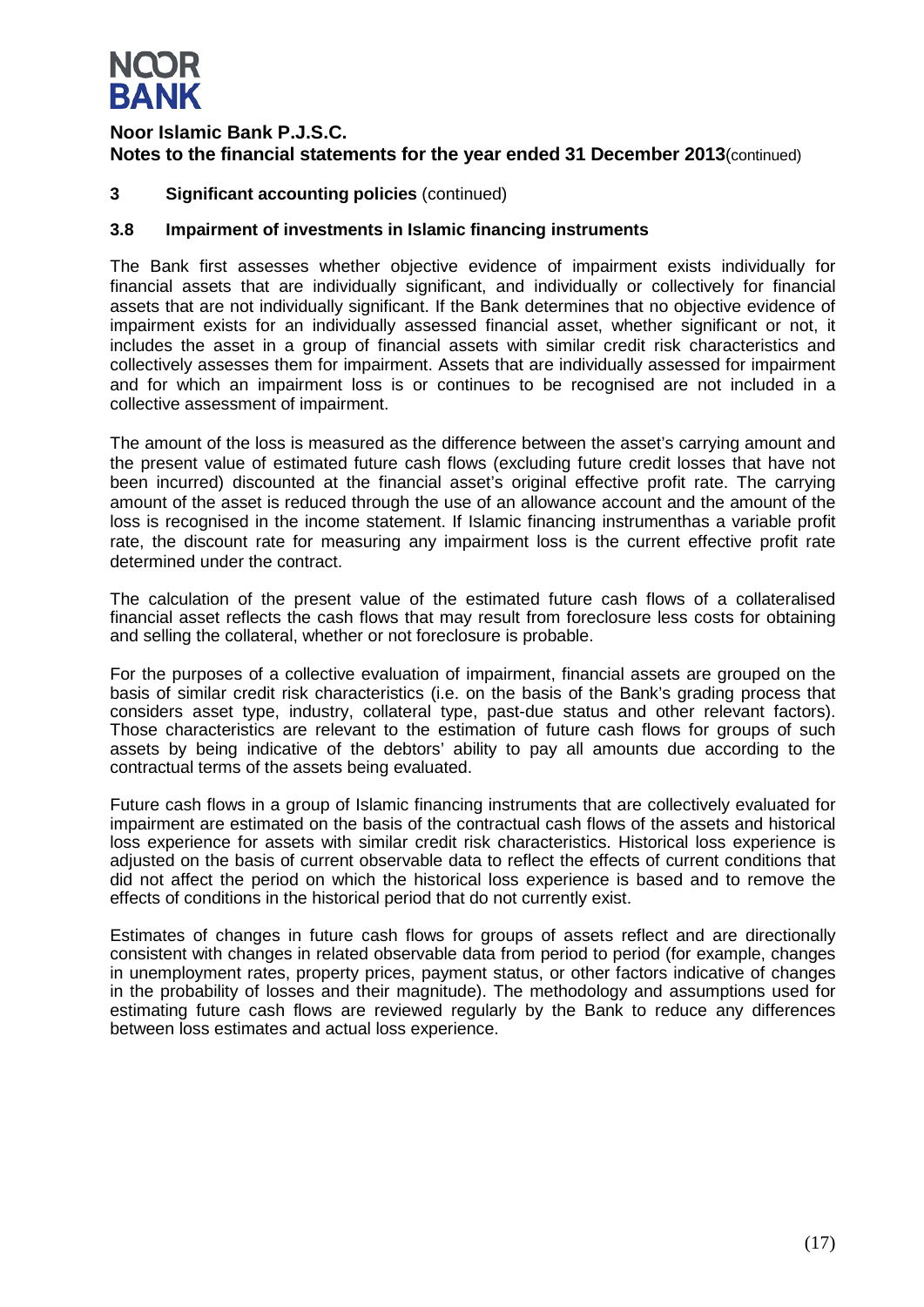# Noor Islamic Bank P.J.S.C.

## Notes to the financial statements for the year ended 31 December 2013(continued)

### 3 Significant accounting policies (continued)

### 3.8 Impairment of investments in Islamic financing instruments

The Bank first assesses whether objective evidence of impairment exists individually for financial assets that are individually significant, and individually or collectively for financial assets that are not individually significant. If the Bank determines that no objective evidence of impairment exists for an individually assessed financial asset, whether significant or not, it includes the asset in a group of financial assets with similar credit risk characteristics and collectively assesses them for impairment. Assets that are individually assessed for impairment and for which an impairment loss is or continues to be recognised are not included in a collective assessment of impairment.

The amount of the loss is measured as the difference between the asset's carrying amount and the present value of estimated future cash flows (excluding future credit losses that have not been incurred) discounted at the financial asset's original effective profit rate. The carrying amount of the asset is reduced through the use of an allowance account and the amount of the loss is recognised in the income statement. If Islamic financing instrumenthas a variable profit rate, the discount rate for measuring any impairment loss is the current effective profit rate determined under the contract.

The calculation of the present value of the estimated future cash flows of a collateralised financial asset reflects the cash flows that may result from foreclosure less costs for obtaining and selling the collateral, whether or not foreclosure is probable.

For the purposes of a collective evaluation of impairment, financial assets are grouped on the basis of similar credit risk characteristics (i.e. on the basis of the Bank's grading process that considers asset type, industry, collateral type, past-due status and other relevant factors). Those characteristics are relevant to the estimation of future cash flows for groups of such assets by being indicative of the debtors' ability to pay all amounts due according to the contractual terms of the assets being evaluated.

Future cash flows in a group of Islamic financing instruments that are collectively evaluated for impairment are estimated on the basis of the contractual cash flows of the assets and historical loss experience for assets with similar credit risk characteristics. Historical loss experience is adjusted on the basis of current observable data to reflect the effects of current conditions that did not affect the period on which the historical loss experience is based and to remove the effects of conditions in the historical period that do not currently exist.

Estimates of changes in future cash flows for groups of assets reflect and are directionally consistent with changes in related observable data from period to period (for example, changes in unemployment rates, property prices, payment status, or other factors indicative of changes in the probability of losses and their magnitude). The methodology and assumptions used for estimating future cash flows are reviewed regularly by the Bank to reduce any differences between loss estimates and actual loss experience.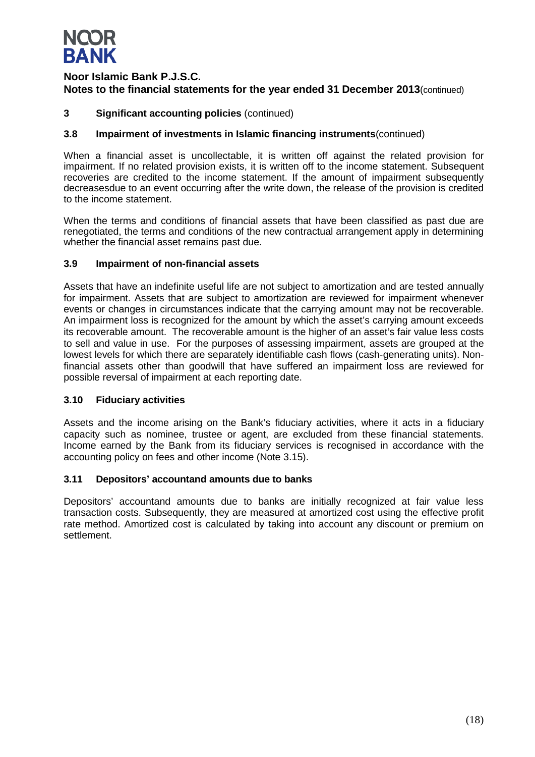**Noor Islamic Bank P.J.S.C.**
**Notes to the financial statements for the year ended 31 December 2013**(continued)

## 3 Significant accounting policies (continued)

### 3.8 Impairment of investments in Islamic financing instruments(continued)

When a financial asset is uncollectable, it is written off against the related provision for impairment. If no related provision exists, it is written off to the income statement. Subsequent recoveries are credited to the income statement. If the amount of impairment subsequently decreasesdue to an event occurring after the write down, the release of the provision is credited to the income statement.

When the terms and conditions of financial assets that have been classified as past due are renegotiated, the terms and conditions of the new contractual arrangement apply in determining whether the financial asset remains past due.

### 3.9 Impairment of non-financial assets

Assets that have an indefinite useful life are not subject to amortization and are tested annually for impairment. Assets that are subject to amortization are reviewed for impairment whenever events or changes in circumstances indicate that the carrying amount may not be recoverable. An impairment loss is recognized for the amount by which the asset's carrying amount exceeds its recoverable amount. The recoverable amount is the higher of an asset's fair value less costs to sell and value in use. For the purposes of assessing impairment, assets are grouped at the lowest levels for which there are separately identifiable cash flows (cash-generating units). Non-financial assets other than goodwill that have suffered an impairment loss are reviewed for possible reversal of impairment at each reporting date.

### 3.10 Fiduciary activities

Assets and the income arising on the Bank's fiduciary activities, where it acts in a fiduciary capacity such as nominee, trustee or agent, are excluded from these financial statements. Income earned by the Bank from its fiduciary services is recognised in accordance with the accounting policy on fees and other income (Note 3.15).

### 3.11 Depositors' accountand amounts due to banks

Depositors' accountand amounts due to banks are initially recognized at fair value less transaction costs. Subsequently, they are measured at amortized cost using the effective profit rate method. Amortized cost is calculated by taking into account any discount or premium on settlement.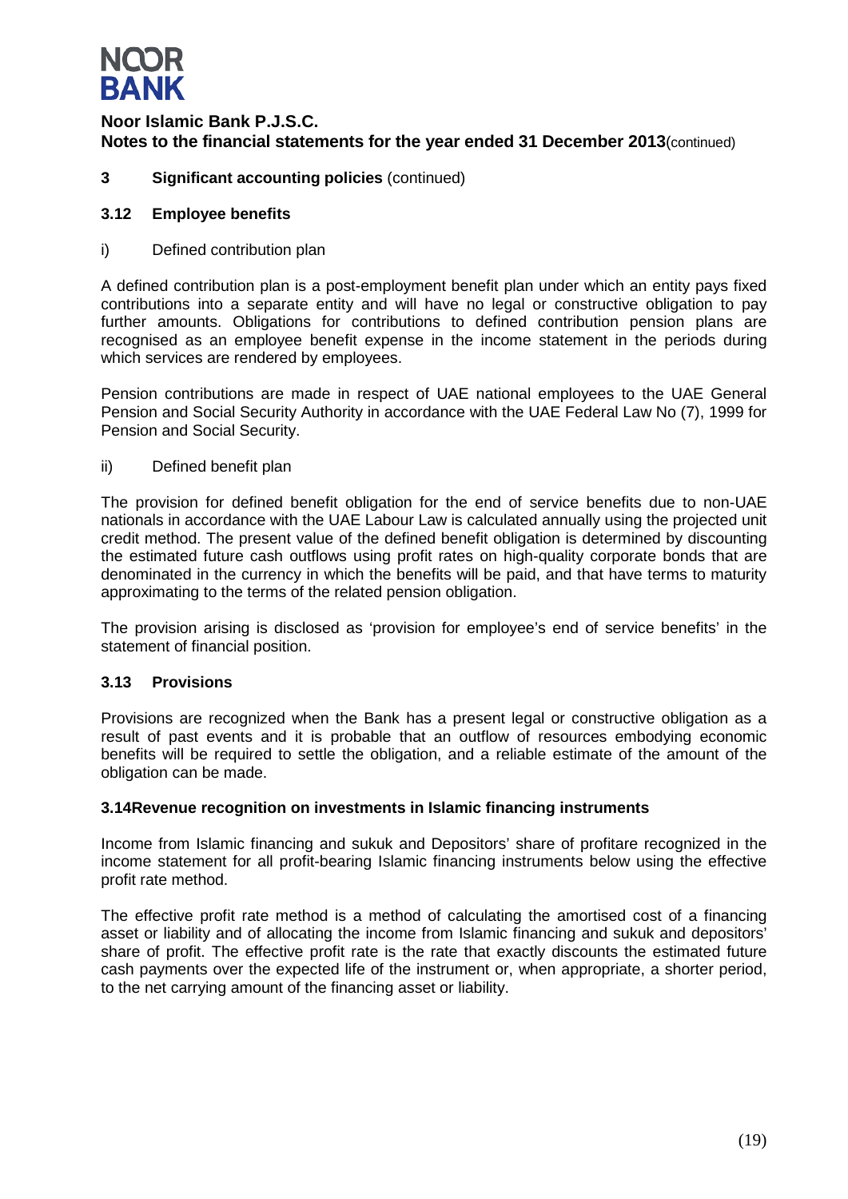**Noor Islamic Bank P.J.S.C.**
**Notes to the financial statements for the year ended 31 December 2013**(continued)

## 3 Significant accounting policies (continued)

### 3.12 Employee benefits

i) Defined contribution plan

A defined contribution plan is a post-employment benefit plan under which an entity pays fixed contributions into a separate entity and will have no legal or constructive obligation to pay further amounts. Obligations for contributions to defined contribution pension plans are recognised as an employee benefit expense in the income statement in the periods during which services are rendered by employees.

Pension contributions are made in respect of UAE national employees to the UAE General Pension and Social Security Authority in accordance with the UAE Federal Law No (7), 1999 for Pension and Social Security.

ii) Defined benefit plan

The provision for defined benefit obligation for the end of service benefits due to non-UAE nationals in accordance with the UAE Labour Law is calculated annually using the projected unit credit method. The present value of the defined benefit obligation is determined by discounting the estimated future cash outflows using profit rates on high-quality corporate bonds that are denominated in the currency in which the benefits will be paid, and that have terms to maturity approximating to the terms of the related pension obligation.

The provision arising is disclosed as 'provision for employee's end of service benefits' in the statement of financial position.

### 3.13 Provisions

Provisions are recognized when the Bank has a present legal or constructive obligation as a result of past events and it is probable that an outflow of resources embodying economic benefits will be required to settle the obligation, and a reliable estimate of the amount of the obligation can be made.

### 3.14Revenue recognition on investments in Islamic financing instruments

Income from Islamic financing and sukuk and Depositors' share of profitare recognized in the income statement for all profit-bearing Islamic financing instruments below using the effective profit rate method.

The effective profit rate method is a method of calculating the amortised cost of a financing asset or liability and of allocating the income from Islamic financing and sukuk and depositors' share of profit. The effective profit rate is the rate that exactly discounts the estimated future cash payments over the expected life of the instrument or, when appropriate, a shorter period, to the net carrying amount of the financing asset or liability.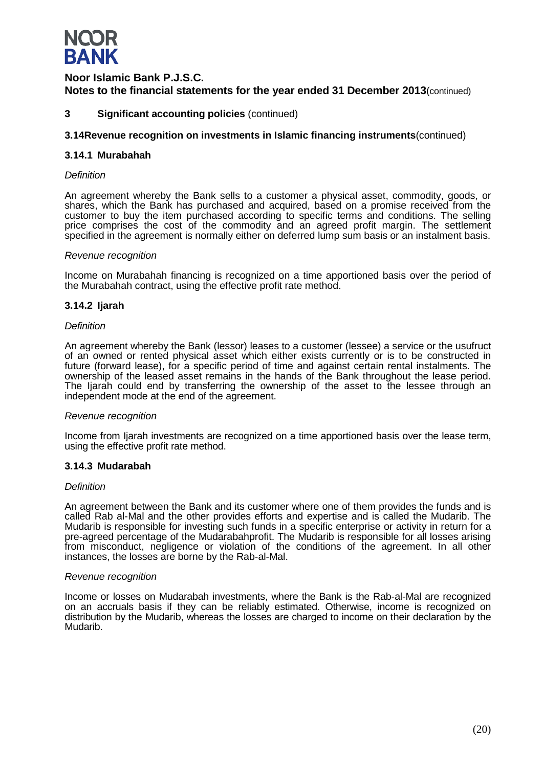**Noor Islamic Bank P.J.S.C.**
**Notes to the financial statements for the year ended 31 December 2013**(continued)

## 3 Significant accounting policies (continued)

### 3.14 Revenue recognition on investments in Islamic financing instruments (continued)

#### 3.14.1 Murabahah

*Definition*

An agreement whereby the Bank sells to a customer a physical asset, commodity, goods, or shares, which the Bank has purchased and acquired, based on a promise received from the customer to buy the item purchased according to specific terms and conditions. The selling price comprises the cost of the commodity and an agreed profit margin. The settlement specified in the agreement is normally either on deferred lump sum basis or an instalment basis.

*Revenue recognition*

Income on Murabahah financing is recognized on a time apportioned basis over the period of the Murabahah contract, using the effective profit rate method.

#### 3.14.2 Ijarah

*Definition*

An agreement whereby the Bank (lessor) leases to a customer (lessee) a service or the usufruct of an owned or rented physical asset which either exists currently or is to be constructed in future (forward lease), for a specific period of time and against certain rental instalments. The ownership of the leased asset remains in the hands of the Bank throughout the lease period. The Ijarah could end by transferring the ownership of the asset to the lessee through an independent mode at the end of the agreement.

*Revenue recognition*

Income from Ijarah investments are recognized on a time apportioned basis over the lease term, using the effective profit rate method.

#### 3.14.3 Mudarabah

*Definition*

An agreement between the Bank and its customer where one of them provides the funds and is called Rab al-Mal and the other provides efforts and expertise and is called the Mudarib. The Mudarib is responsible for investing such funds in a specific enterprise or activity in return for a pre-agreed percentage of the Mudarabahprofit. The Mudarib is responsible for all losses arising from misconduct, negligence or violation of the conditions of the agreement. In all other instances, the losses are borne by the Rab-al-Mal.

*Revenue recognition*

Income or losses on Mudarabah investments, where the Bank is the Rab-al-Mal are recognized on an accruals basis if they can be reliably estimated. Otherwise, income is recognized on distribution by the Mudarib, whereas the losses are charged to income on their declaration by the Mudarib.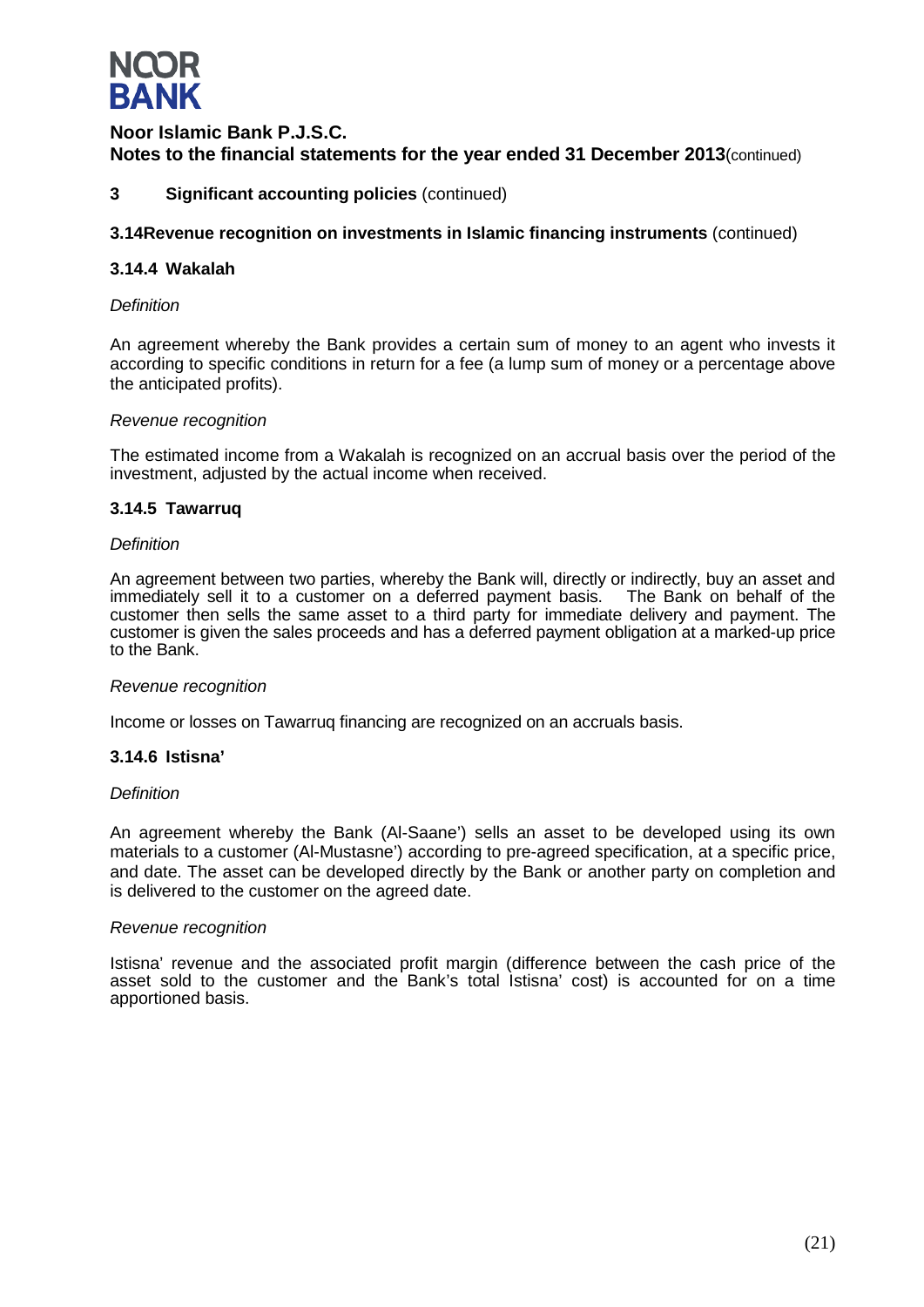**Noor Islamic Bank P.J.S.C.**
**Notes to the financial statements for the year ended 31 December 2013**(continued)

## 3 Significant accounting policies (continued)

### 3.14 Revenue recognition on investments in Islamic financing instruments (continued)

#### 3.14.4 Wakalah

*Definition*

An agreement whereby the Bank provides a certain sum of money to an agent who invests it according to specific conditions in return for a fee (a lump sum of money or a percentage above the anticipated profits).

*Revenue recognition*

The estimated income from a Wakalah is recognized on an accrual basis over the period of the investment, adjusted by the actual income when received.

#### 3.14.5 Tawarruq

*Definition*

An agreement between two parties, whereby the Bank will, directly or indirectly, buy an asset and immediately sell it to a customer on a deferred payment basis. The Bank on behalf of the customer then sells the same asset to a third party for immediate delivery and payment. The customer is given the sales proceeds and has a deferred payment obligation at a marked-up price to the Bank.

*Revenue recognition*

Income or losses on Tawarruq financing are recognized on an accruals basis.

#### 3.14.6 Istisna'

*Definition*

An agreement whereby the Bank (Al-Saane') sells an asset to be developed using its own materials to a customer (Al-Mustasne') according to pre-agreed specification, at a specific price, and date. The asset can be developed directly by the Bank or another party on completion and is delivered to the customer on the agreed date.

*Revenue recognition*

Istisna' revenue and the associated profit margin (difference between the cash price of the asset sold to the customer and the Bank's total Istisna' cost) is accounted for on a time apportioned basis.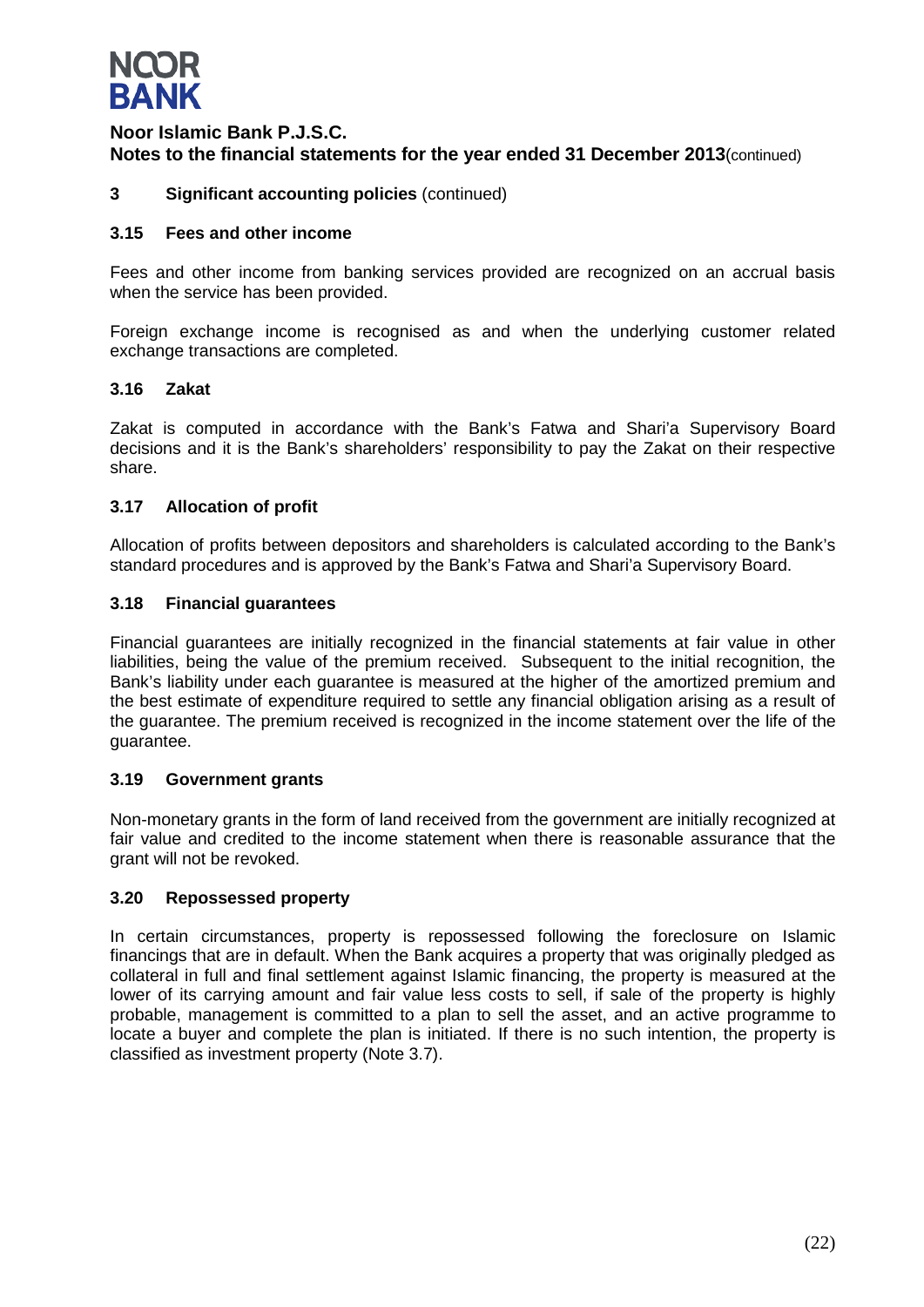# Noor Islamic Bank P.J.S.C.

## Notes to the financial statements for the year ended 31 December 2013 (continued)

### 3 Significant accounting policies (continued)

#### 3.15 Fees and other income

Fees and other income from banking services provided are recognized on an accrual basis when the service has been provided.

Foreign exchange income is recognised as and when the underlying customer related exchange transactions are completed.

#### 3.16 Zakat

Zakat is computed in accordance with the Bank's Fatwa and Shari'a Supervisory Board decisions and it is the Bank's shareholders' responsibility to pay the Zakat on their respective share.

#### 3.17 Allocation of profit

Allocation of profits between depositors and shareholders is calculated according to the Bank's standard procedures and is approved by the Bank's Fatwa and Shari'a Supervisory Board.

#### 3.18 Financial guarantees

Financial guarantees are initially recognized in the financial statements at fair value in other liabilities, being the value of the premium received. Subsequent to the initial recognition, the Bank's liability under each guarantee is measured at the higher of the amortized premium and the best estimate of expenditure required to settle any financial obligation arising as a result of the guarantee. The premium received is recognized in the income statement over the life of the guarantee.

#### 3.19 Government grants

Non-monetary grants in the form of land received from the government are initially recognized at fair value and credited to the income statement when there is reasonable assurance that the grant will not be revoked.

#### 3.20 Repossessed property

In certain circumstances, property is repossessed following the foreclosure on Islamic financings that are in default. When the Bank acquires a property that was originally pledged as collateral in full and final settlement against Islamic financing, the property is measured at the lower of its carrying amount and fair value less costs to sell, if sale of the property is highly probable, management is committed to a plan to sell the asset, and an active programme to locate a buyer and complete the plan is initiated. If there is no such intention, the property is classified as investment property (Note 3.7).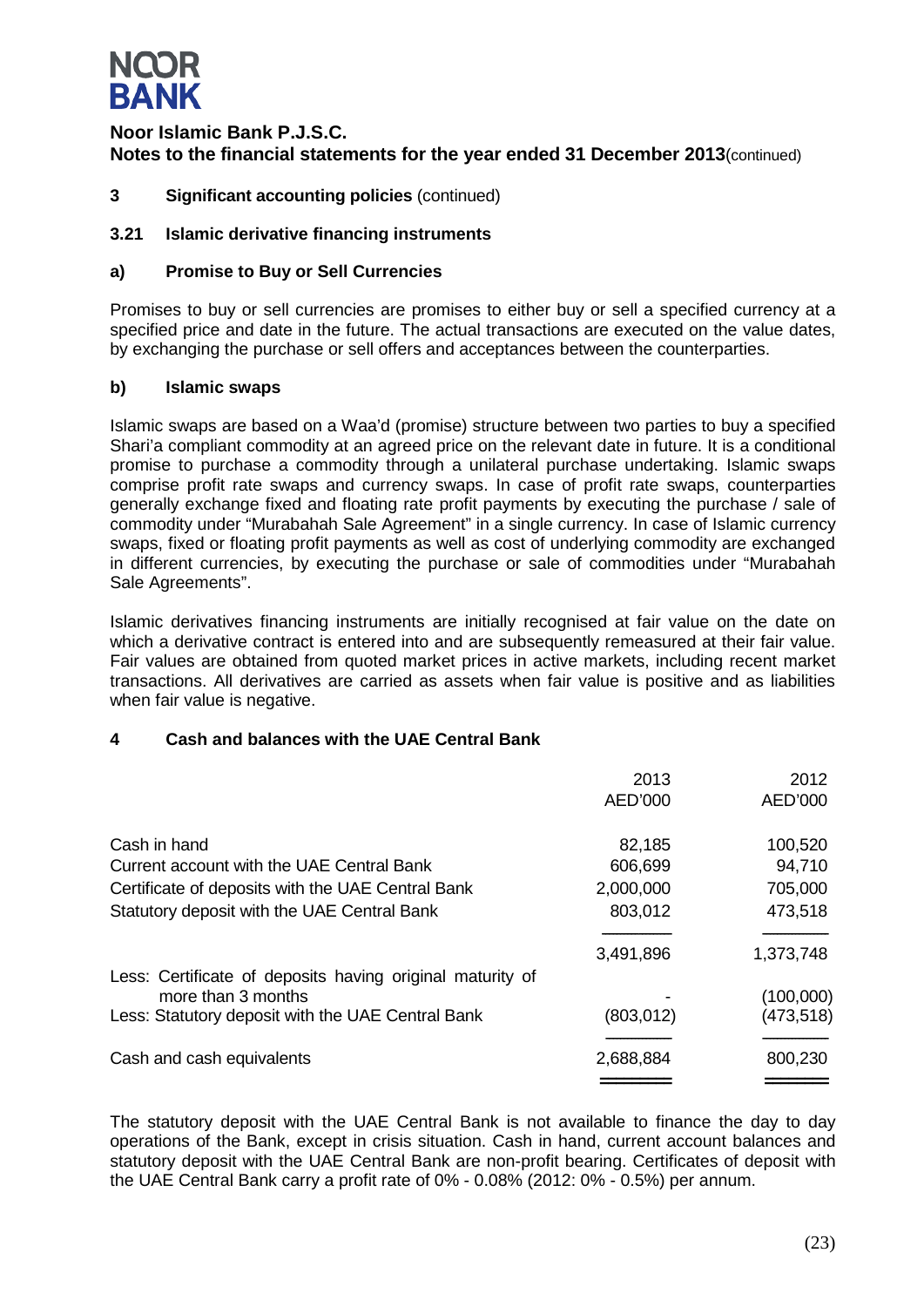**Noor Islamic Bank P.J.S.C.**
**Notes to the financial statements for the year ended 31 December 2013** (continued)

## 3 Significant accounting policies (continued)

### 3.21 Islamic derivative financing instruments

#### a) Promise to Buy or Sell Currencies

Promises to buy or sell currencies are promises to either buy or sell a specified currency at a specified price and date in the future. The actual transactions are executed on the value dates, by exchanging the purchase or sell offers and acceptances between the counterparties.

#### b) Islamic swaps

Islamic swaps are based on a Waa'd (promise) structure between two parties to buy a specified Shari'a compliant commodity at an agreed price on the relevant date in future. It is a conditional promise to purchase a commodity through a unilateral purchase undertaking. Islamic swaps comprise profit rate swaps and currency swaps. In case of profit rate swaps, counterparties generally exchange fixed and floating rate profit payments by executing the purchase / sale of commodity under "Murabahah Sale Agreement" in a single currency. In case of Islamic currency swaps, fixed or floating profit payments as well as cost of underlying commodity are exchanged in different currencies, by executing the purchase or sale of commodities under "Murabahah Sale Agreements".

Islamic derivatives financing instruments are initially recognised at fair value on the date on which a derivative contract is entered into and are subsequently remeasured at their fair value. Fair values are obtained from quoted market prices in active markets, including recent market transactions. All derivatives are carried as assets when fair value is positive and as liabilities when fair value is negative.

## 4 Cash and balances with the UAE Central Bank

| | 2013 AED'000 | 2012 AED'000 |
|---|---|---|
| Cash in hand | 82,185 | 100,520 |
| Current account with the UAE Central Bank | 606,699 | 94,710 |
| Certificate of deposits with the UAE Central Bank | 2,000,000 | 705,000 |
| Statutory deposit with the UAE Central Bank | 803,012 | 473,518 |
| | 3,491,896 | 1,373,748 |
| Less: Certificate of deposits having original maturity of more than 3 months | - | (100,000) |
| Less: Statutory deposit with the UAE Central Bank | (803,012) | (473,518) |
| Cash and cash equivalents | 2,688,884 | 800,230 |

The statutory deposit with the UAE Central Bank is not available to finance the day to day operations of the Bank, except in crisis situation. Cash in hand, current account balances and statutory deposit with the UAE Central Bank are non-profit bearing. Certificates of deposit with the UAE Central Bank carry a profit rate of 0% - 0.08% (2012: 0% - 0.5%) per annum.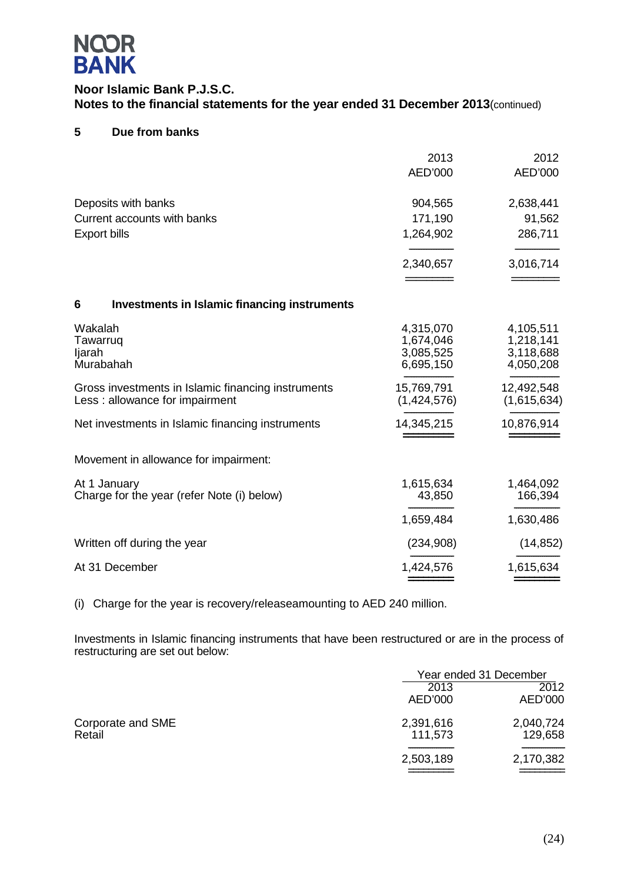NOOR BANK

**Noor Islamic Bank P.J.S.C.**
**Notes to the financial statements for the year ended 31 December 2013** (continued)

## 5 Due from banks

| | 2013 AED'000 | 2012 AED'000 |
|---|---|---|
| Deposits with banks | 904,565 | 2,638,441 |
| Current accounts with banks | 171,190 | 91,562 |
| Export bills | 1,264,902 | 286,711 |
| | 2,340,657 | 3,016,714 |

## 6 Investments in Islamic financing instruments

| | 2013 AED'000 | 2012 AED'000 |
|---|---|---|
| Wakalah | 4,315,070 | 4,105,511 |
| Tawarruq | 1,674,046 | 1,218,141 |
| Ijarah | 3,085,525 | 3,118,688 |
| Murabahah | 6,695,150 | 4,050,208 |
| Gross investments in Islamic financing instruments | 15,769,791 | 12,492,548 |
| Less : allowance for impairment | (1,424,576) | (1,615,634) |
| Net investments in Islamic financing instruments | 14,345,215 | 10,876,914 |

Movement in allowance for impairment:

| | 2013 AED'000 | 2012 AED'000 |
|---|---|---|
| At 1 January | 1,615,634 | 1,464,092 |
| Charge for the year (refer Note (i) below) | 43,850 | 166,394 |
| | 1,659,484 | 1,630,486 |
| Written off during the year | (234,908) | (14,852) |
| At 31 December | 1,424,576 | 1,615,634 |

(i) Charge for the year is recovery/releaseamounting to AED 240 million.

Investments in Islamic financing instruments that have been restructured or are in the process of restructuring are set out below:

| | Year ended 31 December | |
|---|---|---|
| | 2013 AED'000 | 2012 AED'000 |
| Corporate and SME | 2,391,616 | 2,040,724 |
| Retail | 111,573 | 129,658 |
| | 2,503,189 | 2,170,382 |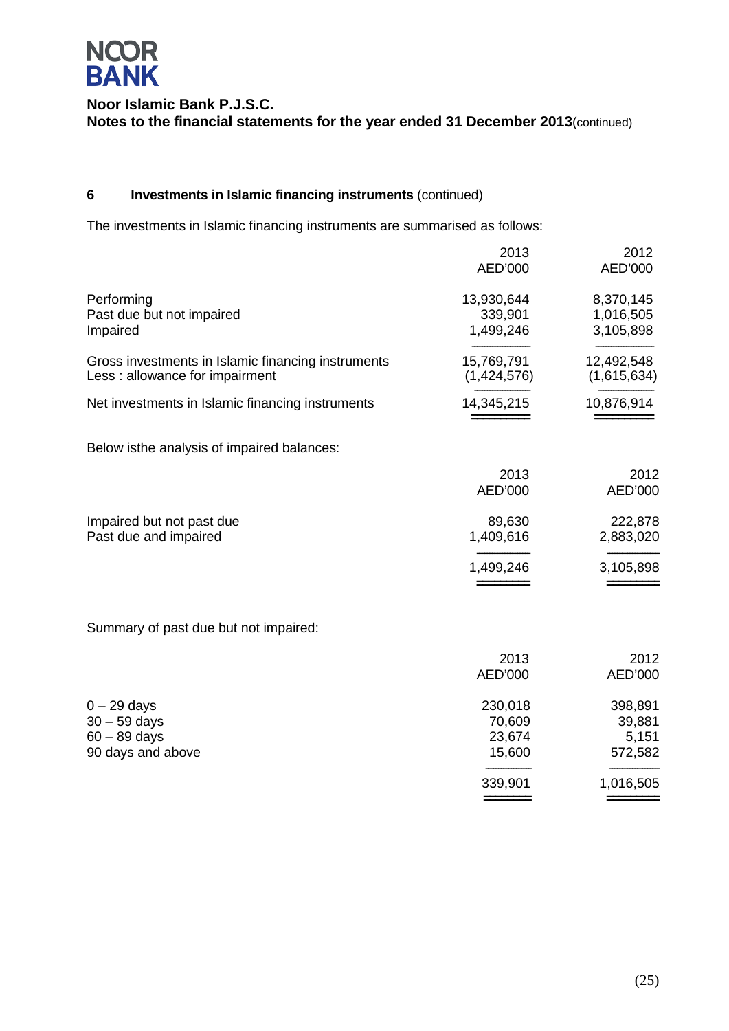## 6 Investments in Islamic financing instruments (continued)

The investments in Islamic financing instruments are summarised as follows:

| | 2013 AED'000 | 2012 AED'000 |
|---|---|---|
| Performing | 13,930,644 | 8,370,145 |
| Past due but not impaired | 339,901 | 1,016,505 |
| Impaired | 1,499,246 | 3,105,898 |
| Gross investments in Islamic financing instruments | 15,769,791 | 12,492,548 |
| Less : allowance for impairment | (1,424,576) | (1,615,634) |
| Net investments in Islamic financing instruments | 14,345,215 | 10,876,914 |

Below isthe analysis of impaired balances:

| | 2013 AED'000 | 2012 AED'000 |
|---|---|---|
| Impaired but not past due | 89,630 | 222,878 |
| Past due and impaired | 1,409,616 | 2,883,020 |
| | 1,499,246 | 3,105,898 |

Summary of past due but not impaired:

| | 2013 AED'000 | 2012 AED'000 |
|---|---|---|
| 0 – 29 days | 230,018 | 398,891 |
| 30 – 59 days | 70,609 | 39,881 |
| 60 – 89 days | 23,674 | 5,151 |
| 90 days and above | 15,600 | 572,582 |
| | 339,901 | 1,016,505 |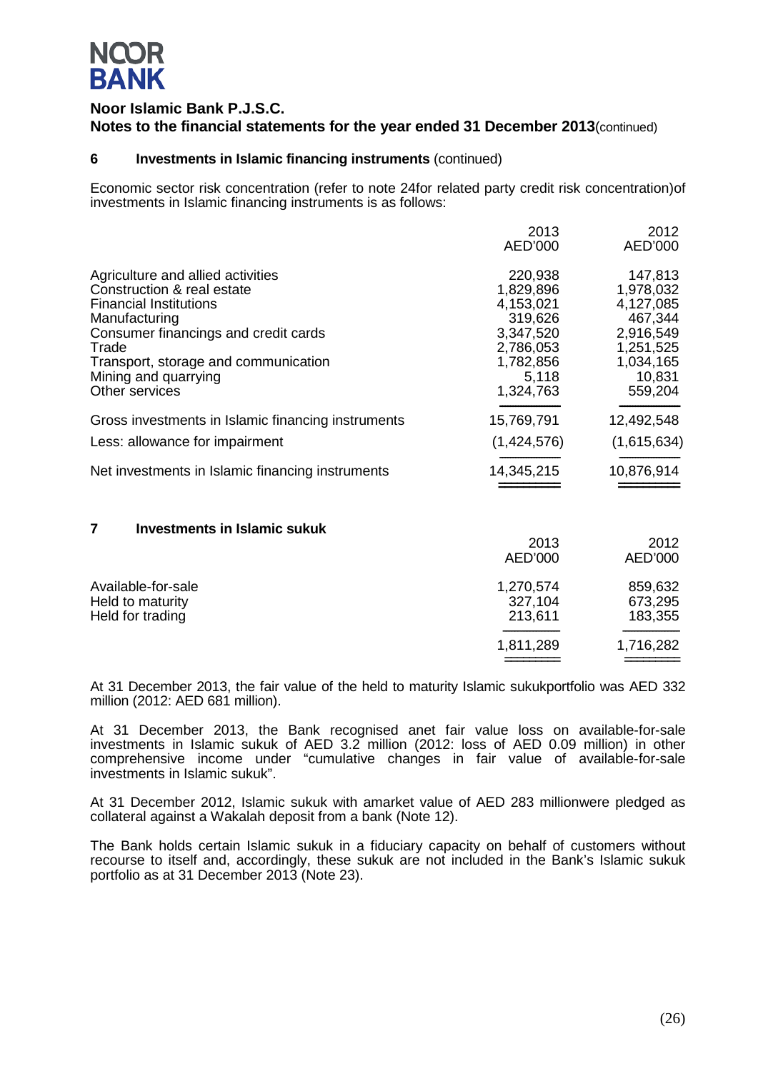**Noor Islamic Bank P.J.S.C.**
**Notes to the financial statements for the year ended 31 December 2013** (continued)

## 6 Investments in Islamic financing instruments (continued)

Economic sector risk concentration (refer to note 24for related party credit risk concentration)of investments in Islamic financing instruments is as follows:

| | 2013 AED'000 | 2012 AED'000 |
|---|---|---|
| Agriculture and allied activities | 220,938 | 147,813 |
| Construction & real estate | 1,829,896 | 1,978,032 |
| Financial Institutions | 4,153,021 | 4,127,085 |
| Manufacturing | 319,626 | 467,344 |
| Consumer financings and credit cards | 3,347,520 | 2,916,549 |
| Trade | 2,786,053 | 1,251,525 |
| Transport, storage and communication | 1,782,856 | 1,034,165 |
| Mining and quarrying | 5,118 | 10,831 |
| Other services | 1,324,763 | 559,204 |
| Gross investments in Islamic financing instruments | 15,769,791 | 12,492,548 |
| Less: allowance for impairment | (1,424,576) | (1,615,634) |
| Net investments in Islamic financing instruments | 14,345,215 | 10,876,914 |

## 7 Investments in Islamic sukuk

| | 2013 AED'000 | 2012 AED'000 |
|---|---|---|
| Available-for-sale | 1,270,574 | 859,632 |
| Held to maturity | 327,104 | 673,295 |
| Held for trading | 213,611 | 183,355 |
| | 1,811,289 | 1,716,282 |

At 31 December 2013, the fair value of the held to maturity Islamic sukukportfolio was AED 332 million (2012: AED 681 million).

At 31 December 2013, the Bank recognised anet fair value loss on available-for-sale investments in Islamic sukuk of AED 3.2 million (2012: loss of AED 0.09 million) in other comprehensive income under "cumulative changes in fair value of available-for-sale investments in Islamic sukuk".

At 31 December 2012, Islamic sukuk with amarket value of AED 283 millionwere pledged as collateral against a Wakalah deposit from a bank (Note 12).

The Bank holds certain Islamic sukuk in a fiduciary capacity on behalf of customers without recourse to itself and, accordingly, these sukuk are not included in the Bank's Islamic sukuk portfolio as at 31 December 2013 (Note 23).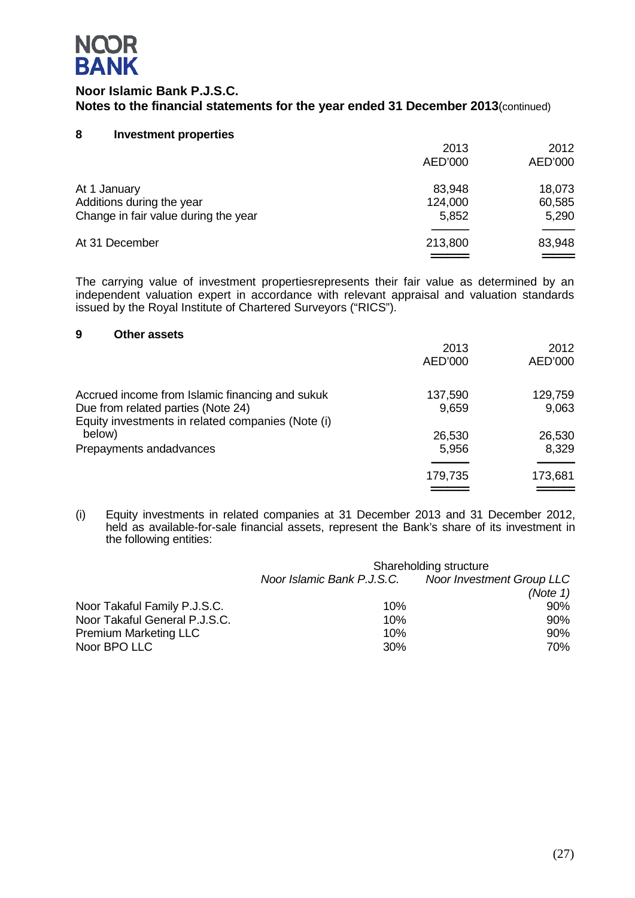**Noor Islamic Bank P.J.S.C.**
**Notes to the financial statements for the year ended 31 December 2013**(continued)

## 8 Investment properties

| | 2013 AED'000 | 2012 AED'000 |
|---|---|---|
| At 1 January | 83,948 | 18,073 |
| Additions during the year | 124,000 | 60,585 |
| Change in fair value during the year | 5,852 | 5,290 |
| At 31 December | 213,800 | 83,948 |

The carrying value of investment propertiesrepresents their fair value as determined by an independent valuation expert in accordance with relevant appraisal and valuation standards issued by the Royal Institute of Chartered Surveyors ("RICS").

## 9 Other assets

| | 2013 AED'000 | 2012 AED'000 |
|---|---|---|
| Accrued income from Islamic financing and sukuk | 137,590 | 129,759 |
| Due from related parties (Note 24) | 9,659 | 9,063 |
| Equity investments in related companies (Note (i) below) | 26,530 | 26,530 |
| Prepayments andadvances | 5,956 | 8,329 |
| | 179,735 | 173,681 |

(i) Equity investments in related companies at 31 December 2013 and 31 December 2012, held as available-for-sale financial assets, represent the Bank's share of its investment in the following entities:

| | Shareholding structure | |
|---|---|---|
| | *Noor Islamic Bank P.J.S.C.* | *Noor Investment Group LLC (Note 1)* |
| Noor Takaful Family P.J.S.C. | 10% | 90% |
| Noor Takaful General P.J.S.C. | 10% | 90% |
| Premium Marketing LLC | 10% | 90% |
| Noor BPO LLC | 30% | 70% |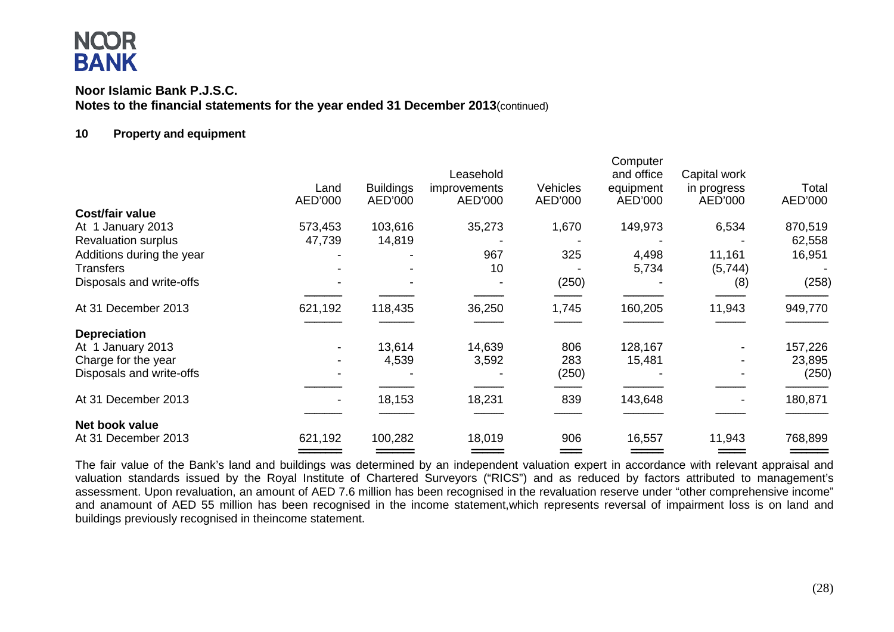**Noor Islamic Bank P.J.S.C.**
**Notes to the financial statements for the year ended 31 December 2013**(continued)

## 10 Property and equipment

| | Land AED'000 | Buildings AED'000 | Leasehold improvements AED'000 | Vehicles AED'000 | Computer and office equipment AED'000 | Capital work in progress AED'000 | Total AED'000 |
|---|---|---|---|---|---|---|---|
| **Cost/fair value** | | | | | | | |
| At 1 January 2013 | 573,453 | 103,616 | 35,273 | 1,670 | 149,973 | 6,534 | 870,519 |
| Revaluation surplus | 47,739 | 14,819 | - | - | - | - | 62,558 |
| Additions during the year | - | - | 967 | 325 | 4,498 | 11,161 | 16,951 |
| Transfers | - | - | 10 | - | 5,734 | (5,744) | - |
| Disposals and write-offs | - | - | - | (250) | - | (8) | (258) |
| At 31 December 2013 | 621,192 | 118,435 | 36,250 | 1,745 | 160,205 | 11,943 | 949,770 |
| **Depreciation** | | | | | | | |
| At 1 January 2013 | - | 13,614 | 14,639 | 806 | 128,167 | - | 157,226 |
| Charge for the year | - | 4,539 | 3,592 | 283 | 15,481 | - | 23,895 |
| Disposals and write-offs | - | - | - | (250) | - | - | (250) |
| At 31 December 2013 | - | 18,153 | 18,231 | 839 | 143,648 | - | 180,871 |
| **Net book value** | | | | | | | |
| At 31 December 2013 | 621,192 | 100,282 | 18,019 | 906 | 16,557 | 11,943 | 768,899 |

The fair value of the Bank's land and buildings was determined by an independent valuation expert in accordance with relevant appraisal and valuation standards issued by the Royal Institute of Chartered Surveyors ("RICS") and as reduced by factors attributed to management's assessment. Upon revaluation, an amount of AED 7.6 million has been recognised in the revaluation reserve under "other comprehensive income" and anamount of AED 55 million has been recognised in the income statement,which represents reversal of impairment loss is on land and buildings previously recognised in theincome statement.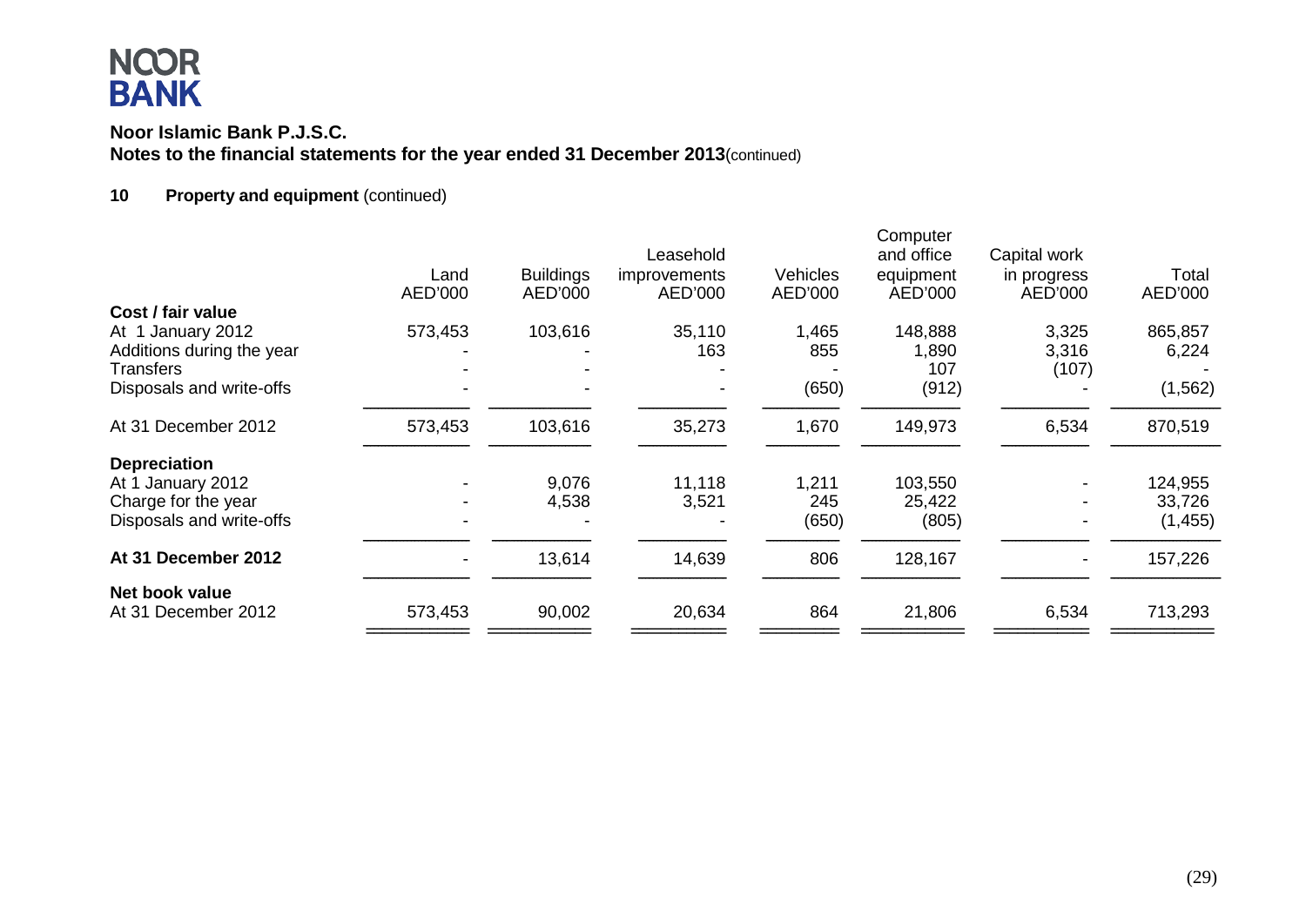**Noor Islamic Bank P.J.S.C.**
**Notes to the financial statements for the year ended 31 December 2013**(continued)

## 10 Property and equipment (continued)

| | Land AED'000 | Buildings AED'000 | Leasehold improvements AED'000 | Vehicles AED'000 | Computer and office equipment AED'000 | Capital work in progress AED'000 | Total AED'000 |
|---|---|---|---|---|---|---|---|
| **Cost / fair value** | | | | | | | |
| At 1 January 2012 | 573,453 | 103,616 | 35,110 | 1,465 | 148,888 | 3,325 | 865,857 |
| Additions during the year | - | - | 163 | 855 | 1,890 | 3,316 | 6,224 |
| Transfers | - | - | - | - | 107 | (107) | - |
| Disposals and write-offs | - | - | - | (650) | (912) | - | (1,562) |
| At 31 December 2012 | 573,453 | 103,616 | 35,273 | 1,670 | 149,973 | 6,534 | 870,519 |
| **Depreciation** | | | | | | | |
| At 1 January 2012 | - | 9,076 | 11,118 | 1,211 | 103,550 | - | 124,955 |
| Charge for the year | - | 4,538 | 3,521 | 245 | 25,422 | - | 33,726 |
| Disposals and write-offs | - | - | - | (650) | (805) | - | (1,455) |
| **At 31 December 2012** | - | 13,614 | 14,639 | 806 | 128,167 | - | 157,226 |
| **Net book value** | | | | | | | |
| At 31 December 2012 | 573,453 | 90,002 | 20,634 | 864 | 21,806 | 6,534 | 713,293 |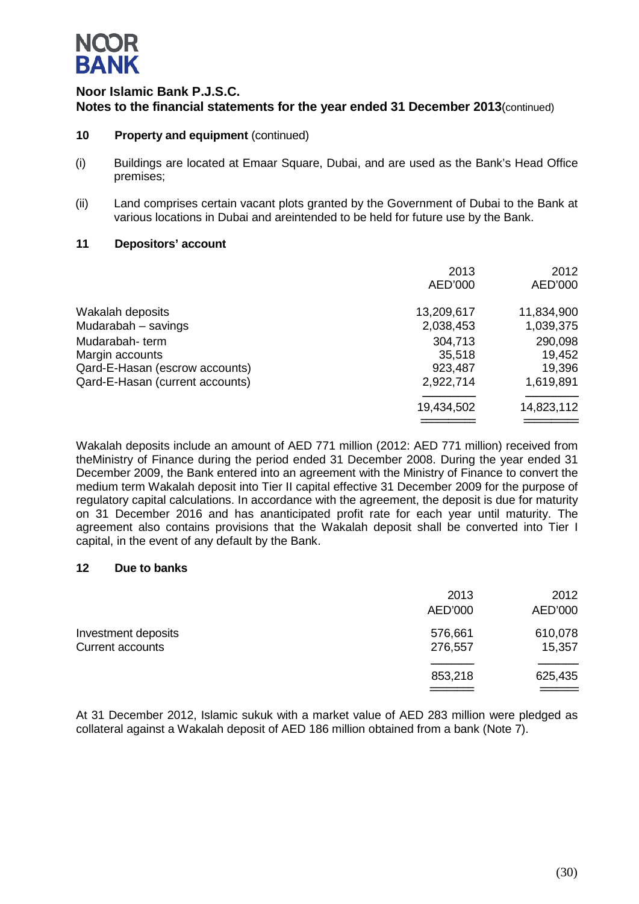**Noor Islamic Bank P.J.S.C.**
**Notes to the financial statements for the year ended 31 December 2013**(continued)

## 10 Property and equipment (continued)

(i) Buildings are located at Emaar Square, Dubai, and are used as the Bank's Head Office premises;

(ii) Land comprises certain vacant plots granted by the Government of Dubai to the Bank at various locations in Dubai and areintended to be held for future use by the Bank.

## 11 Depositors' account

| | 2013 AED'000 | 2012 AED'000 |
|---|---|---|
| Wakalah deposits | 13,209,617 | 11,834,900 |
| Mudarabah – savings | 2,038,453 | 1,039,375 |
| Mudarabah- term | 304,713 | 290,098 |
| Margin accounts | 35,518 | 19,452 |
| Qard-E-Hasan (escrow accounts) | 923,487 | 19,396 |
| Qard-E-Hasan (current accounts) | 2,922,714 | 1,619,891 |
| | 19,434,502 | 14,823,112 |

Wakalah deposits include an amount of AED 771 million (2012: AED 771 million) received from theMinistry of Finance during the period ended 31 December 2008. During the year ended 31 December 2009, the Bank entered into an agreement with the Ministry of Finance to convert the medium term Wakalah deposit into Tier II capital effective 31 December 2009 for the purpose of regulatory capital calculations. In accordance with the agreement, the deposit is due for maturity on 31 December 2016 and has ananticipated profit rate for each year until maturity. The agreement also contains provisions that the Wakalah deposit shall be converted into Tier I capital, in the event of any default by the Bank.

## 12 Due to banks

| | 2013 AED'000 | 2012 AED'000 |
|---|---|---|
| Investment deposits | 576,661 | 610,078 |
| Current accounts | 276,557 | 15,357 |
| | 853,218 | 625,435 |

At 31 December 2012, Islamic sukuk with a market value of AED 283 million were pledged as collateral against a Wakalah deposit of AED 186 million obtained from a bank (Note 7).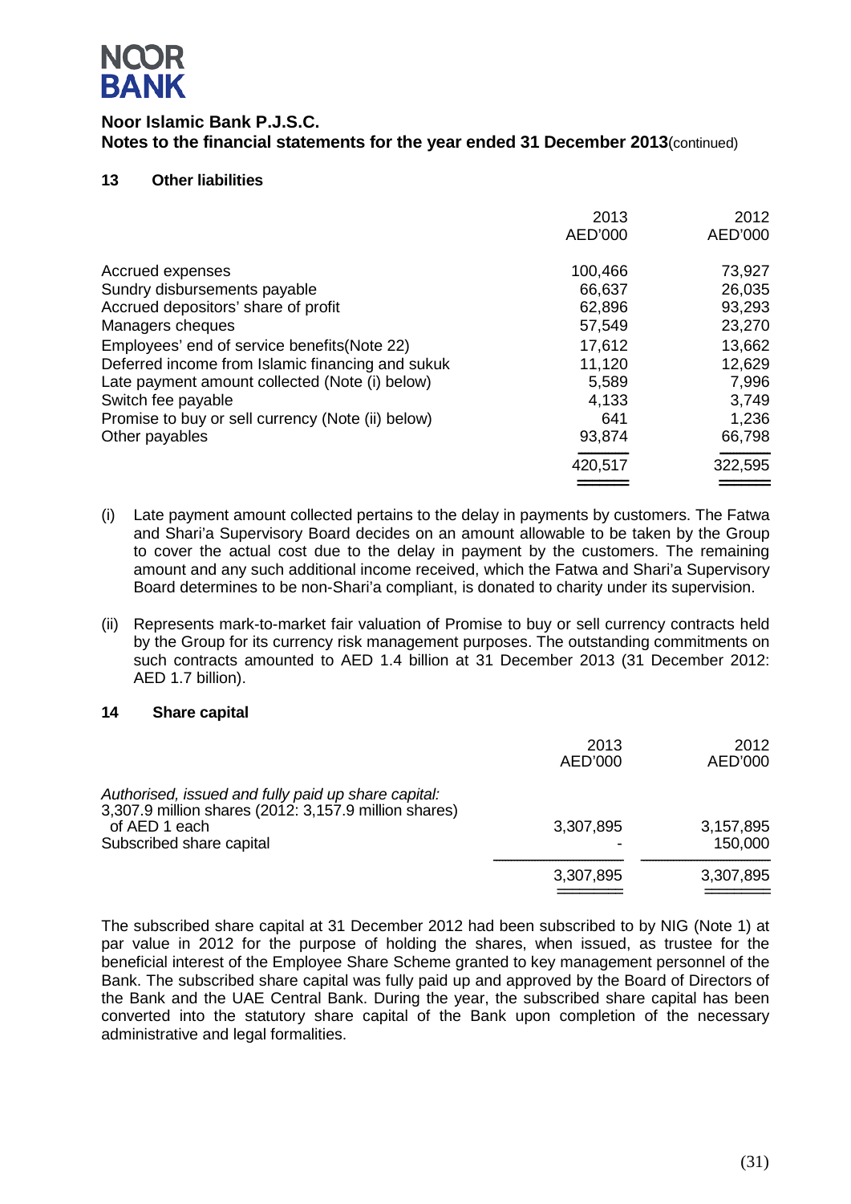# Noor Islamic Bank P.J.S.C.

**Notes to the financial statements for the year ended 31 December 2013**(continued)

## 13 Other liabilities

| | 2013 AED'000 | 2012 AED'000 |
|---|---|---|
| Accrued expenses | 100,466 | 73,927 |
| Sundry disbursements payable | 66,637 | 26,035 |
| Accrued depositors' share of profit | 62,896 | 93,293 |
| Managers cheques | 57,549 | 23,270 |
| Employees' end of service benefits(Note 22) | 17,612 | 13,662 |
| Deferred income from Islamic financing and sukuk | 11,120 | 12,629 |
| Late payment amount collected (Note (i) below) | 5,589 | 7,996 |
| Switch fee payable | 4,133 | 3,749 |
| Promise to buy or sell currency (Note (ii) below) | 641 | 1,236 |
| Other payables | 93,874 | 66,798 |
| | 420,517 | 322,595 |

(i) Late payment amount collected pertains to the delay in payments by customers. The Fatwa and Shari'a Supervisory Board decides on an amount allowable to be taken by the Group to cover the actual cost due to the delay in payment by the customers. The remaining amount and any such additional income received, which the Fatwa and Shari'a Supervisory Board determines to be non-Shari'a compliant, is donated to charity under its supervision.

(ii) Represents mark-to-market fair valuation of Promise to buy or sell currency contracts held by the Group for its currency risk management purposes. The outstanding commitments on such contracts amounted to AED 1.4 billion at 31 December 2013 (31 December 2012: AED 1.7 billion).

## 14 Share capital

| | 2013 AED'000 | 2012 AED'000 |
|---|---|---|
| *Authorised, issued and fully paid up share capital:* | | |
| 3,307.9 million shares (2012: 3,157.9 million shares) of AED 1 each | 3,307,895 | 3,157,895 |
| Subscribed share capital | - | 150,000 |
| | 3,307,895 | 3,307,895 |

The subscribed share capital at 31 December 2012 had been subscribed to by NIG (Note 1) at par value in 2012 for the purpose of holding the shares, when issued, as trustee for the beneficial interest of the Employee Share Scheme granted to key management personnel of the Bank. The subscribed share capital was fully paid up and approved by the Board of Directors of the Bank and the UAE Central Bank. During the year, the subscribed share capital has been converted into the statutory share capital of the Bank upon completion of the necessary administrative and legal formalities.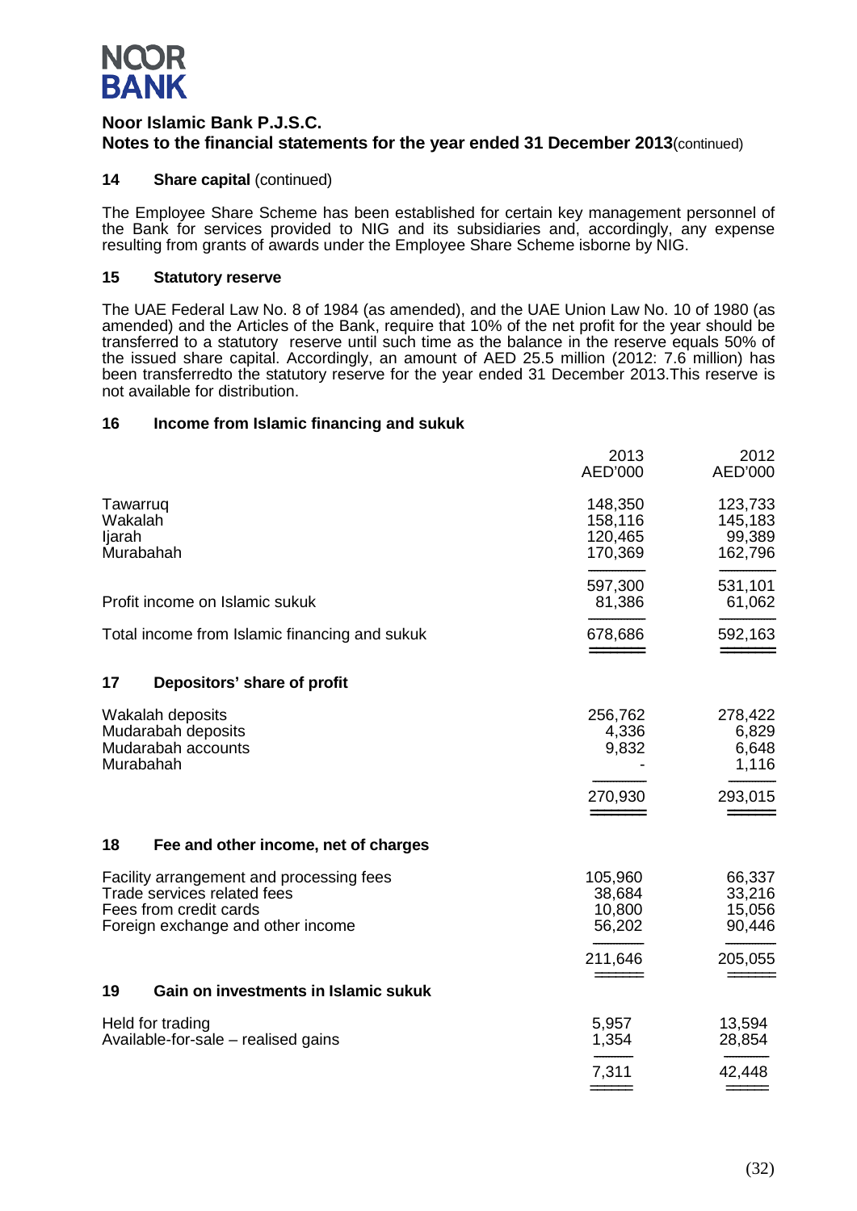**Noor Islamic Bank P.J.S.C.**
**Notes to the financial statements for the year ended 31 December 2013** (continued)

## 14 Share capital (continued)

The Employee Share Scheme has been established for certain key management personnel of the Bank for services provided to NIG and its subsidiaries and, accordingly, any expense resulting from grants of awards under the Employee Share Scheme isborne by NIG.

## 15 Statutory reserve

The UAE Federal Law No. 8 of 1984 (as amended), and the UAE Union Law No. 10 of 1980 (as amended) and the Articles of the Bank, require that 10% of the net profit for the year should be transferred to a statutory reserve until such time as the balance in the reserve equals 50% of the issued share capital. Accordingly, an amount of AED 25.5 million (2012: 7.6 million) has been transferredto the statutory reserve for the year ended 31 December 2013.This reserve is not available for distribution.

## 16 Income from Islamic financing and sukuk

| | 2013 AED'000 | 2012 AED'000 |
|---|---|---|
| Tawarruq | 148,350 | 123,733 |
| Wakalah | 158,116 | 145,183 |
| Ijarah | 120,465 | 99,389 |
| Murabahah | 170,369 | 162,796 |
| | 597,300 | 531,101 |
| Profit income on Islamic sukuk | 81,386 | 61,062 |
| Total income from Islamic financing and sukuk | 678,686 | 592,163 |

## 17 Depositors' share of profit

| | 2013 AED'000 | 2012 AED'000 |
|---|---|---|
| Wakalah deposits | 256,762 | 278,422 |
| Mudarabah deposits | 4,336 | 6,829 |
| Mudarabah accounts | 9,832 | 6,648 |
| Murabahah | - | 1,116 |
| | 270,930 | 293,015 |

## 18 Fee and other income, net of charges

| | 2013 AED'000 | 2012 AED'000 |
|---|---|---|
| Facility arrangement and processing fees | 105,960 | 66,337 |
| Trade services related fees | 38,684 | 33,216 |
| Fees from credit cards | 10,800 | 15,056 |
| Foreign exchange and other income | 56,202 | 90,446 |
| | 211,646 | 205,055 |

## 19 Gain on investments in Islamic sukuk

| | 2013 AED'000 | 2012 AED'000 |
|---|---|---|
| Held for trading | 5,957 | 13,594 |
| Available-for-sale – realised gains | 1,354 | 28,854 |
| | 7,311 | 42,448 |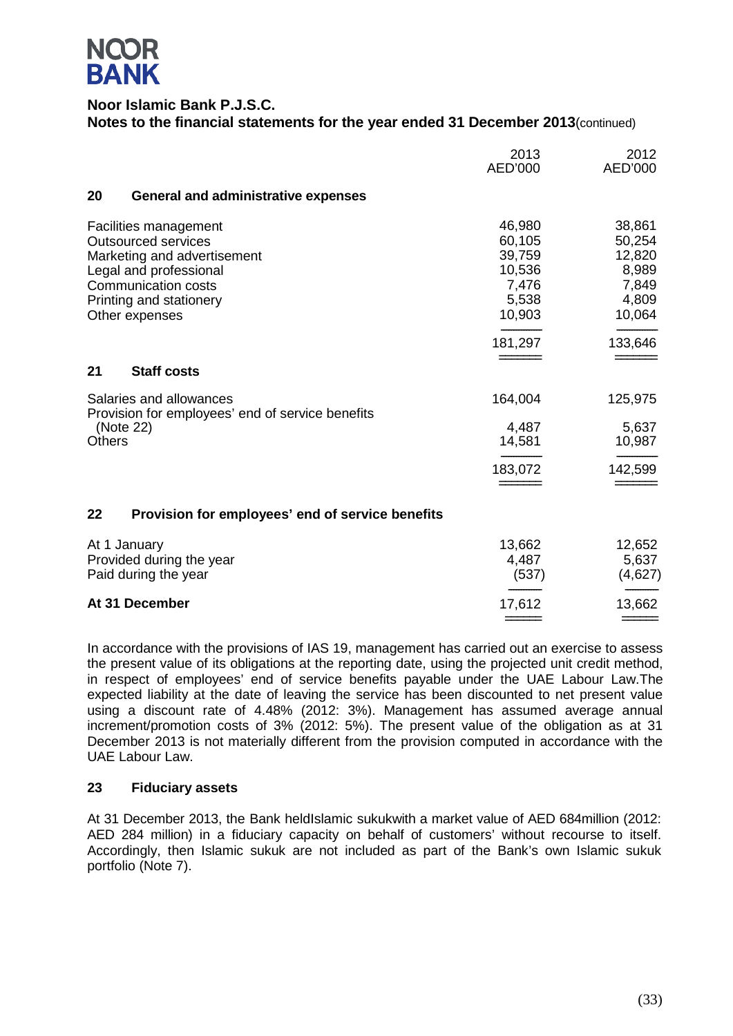**Noor Islamic Bank P.J.S.C.**

**Notes to the financial statements for the year ended 31 December 2013** (continued)

## 20 General and administrative expenses

| | 2013 AED'000 | 2012 AED'000 |
|---|---|---|
| Facilities management | 46,980 | 38,861 |
| Outsourced services | 60,105 | 50,254 |
| Marketing and advertisement | 39,759 | 12,820 |
| Legal and professional | 10,536 | 8,989 |
| Communication costs | 7,476 | 7,849 |
| Printing and stationery | 5,538 | 4,809 |
| Other expenses | 10,903 | 10,064 |
| | 181,297 | 133,646 |

## 21 Staff costs

| | 2013 AED'000 | 2012 AED'000 |
|---|---|---|
| Salaries and allowances | 164,004 | 125,975 |
| Provision for employees' end of service benefits (Note 22) | 4,487 | 5,637 |
| Others | 14,581 | 10,987 |
| | 183,072 | 142,599 |

## 22 Provision for employees' end of service benefits

| | 2013 AED'000 | 2012 AED'000 |
|---|---|---|
| At 1 January | 13,662 | 12,652 |
| Provided during the year | 4,487 | 5,637 |
| Paid during the year | (537) | (4,627) |
| **At 31 December** | 17,612 | 13,662 |

In accordance with the provisions of IAS 19, management has carried out an exercise to assess the present value of its obligations at the reporting date, using the projected unit credit method, in respect of employees' end of service benefits payable under the UAE Labour Law.The expected liability at the date of leaving the service has been discounted to net present value using a discount rate of 4.48% (2012: 3%). Management has assumed average annual increment/promotion costs of 3% (2012: 5%). The present value of the obligation as at 31 December 2013 is not materially different from the provision computed in accordance with the UAE Labour Law.

## 23 Fiduciary assets

At 31 December 2013, the Bank heldIslamic sukukwith a market value of AED 684million (2012: AED 284 million) in a fiduciary capacity on behalf of customers' without recourse to itself. Accordingly, then Islamic sukuk are not included as part of the Bank's own Islamic sukuk portfolio (Note 7).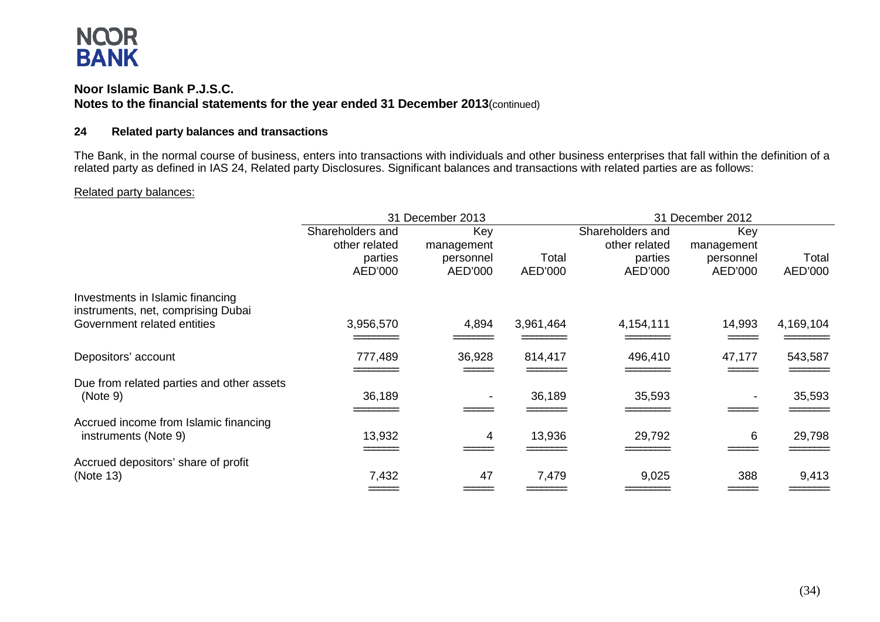**Noor Islamic Bank P.J.S.C.**
**Notes to the financial statements for the year ended 31 December 2013**(continued)

## 24 Related party balances and transactions

The Bank, in the normal course of business, enters into transactions with individuals and other business enterprises that fall within the definition of a related party as defined in IAS 24, Related party Disclosures. Significant balances and transactions with related parties are as follows:

Related party balances:

| | 31 December 2013 | | | 31 December 2012 | | |
|---|---|---|---|---|---|---|
| | Shareholders and other related parties AED'000 | Key management personnel AED'000 | Total AED'000 | Shareholders and other related parties AED'000 | Key management personnel AED'000 | Total AED'000 |
| Investments in Islamic financing instruments, net, comprising Dubai Government related entities | 3,956,570 | 4,894 | 3,961,464 | 4,154,111 | 14,993 | 4,169,104 |
| Depositors' account | 777,489 | 36,928 | 814,417 | 496,410 | 47,177 | 543,587 |
| Due from related parties and other assets (Note 9) | 36,189 | - | 36,189 | 35,593 | - | 35,593 |
| Accrued income from Islamic financing instruments (Note 9) | 13,932 | 4 | 13,936 | 29,792 | 6 | 29,798 |
| Accrued depositors' share of profit (Note 13) | 7,432 | 47 | 7,479 | 9,025 | 388 | 9,413 |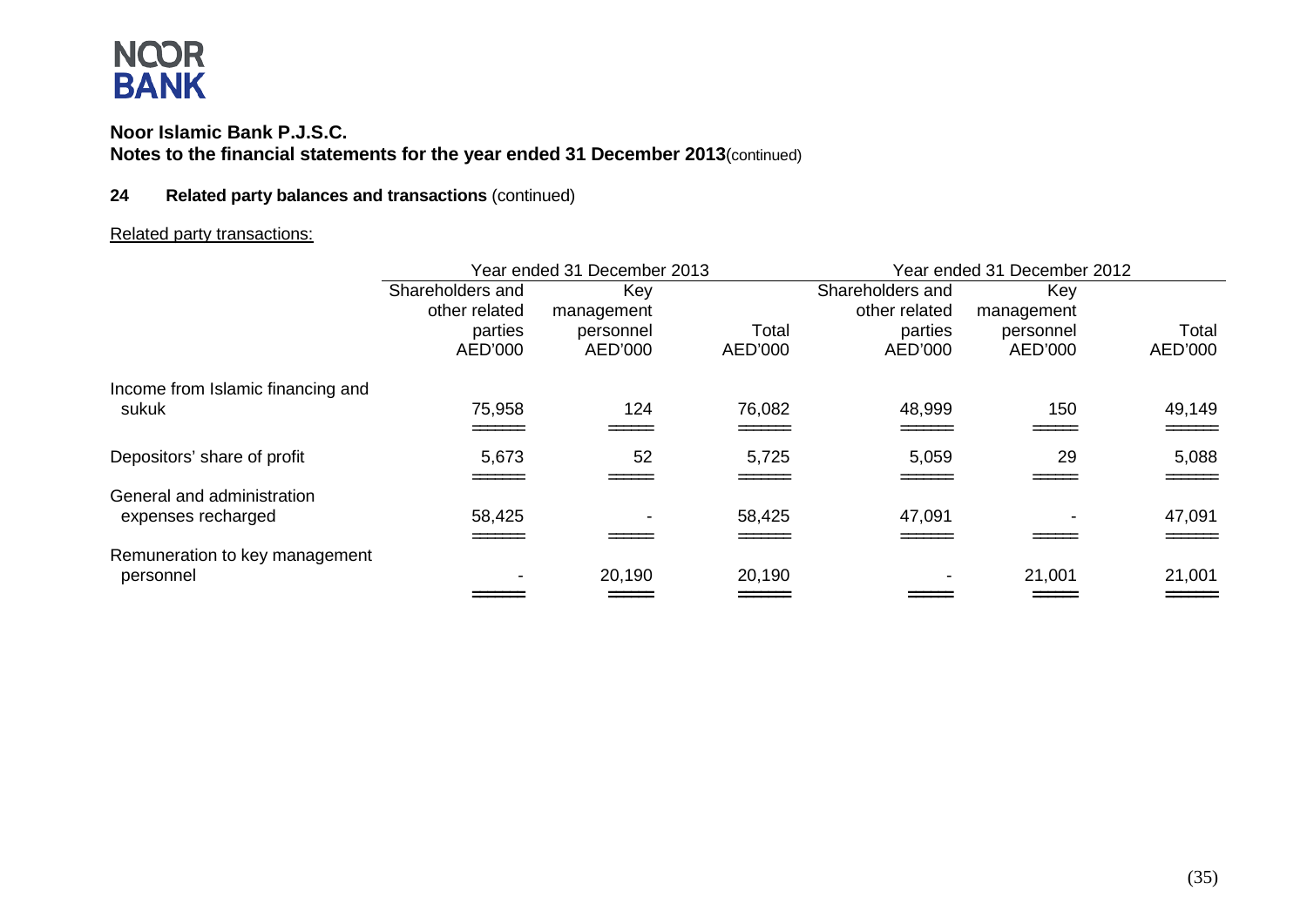**Noor Islamic Bank P.J.S.C.**
**Notes to the financial statements for the year ended 31 December 2013** (continued)

## 24 Related party balances and transactions (continued)

Related party transactions:

| | Year ended 31 December 2013 | | | Year ended 31 December 2012 | | |
|---|---|---|---|---|---|---|
| | Shareholders and other related parties AED'000 | Key management personnel AED'000 | Total AED'000 | Shareholders and other related parties AED'000 | Key management personnel AED'000 | Total AED'000 |
| Income from Islamic financing and sukuk | 75,958 | 124 | 76,082 | 48,999 | 150 | 49,149 |
| Depositors' share of profit | 5,673 | 52 | 5,725 | 5,059 | 29 | 5,088 |
| General and administration expenses recharged | 58,425 | - | 58,425 | 47,091 | - | 47,091 |
| Remuneration to key management personnel | - | 20,190 | 20,190 | - | 21,001 | 21,001 |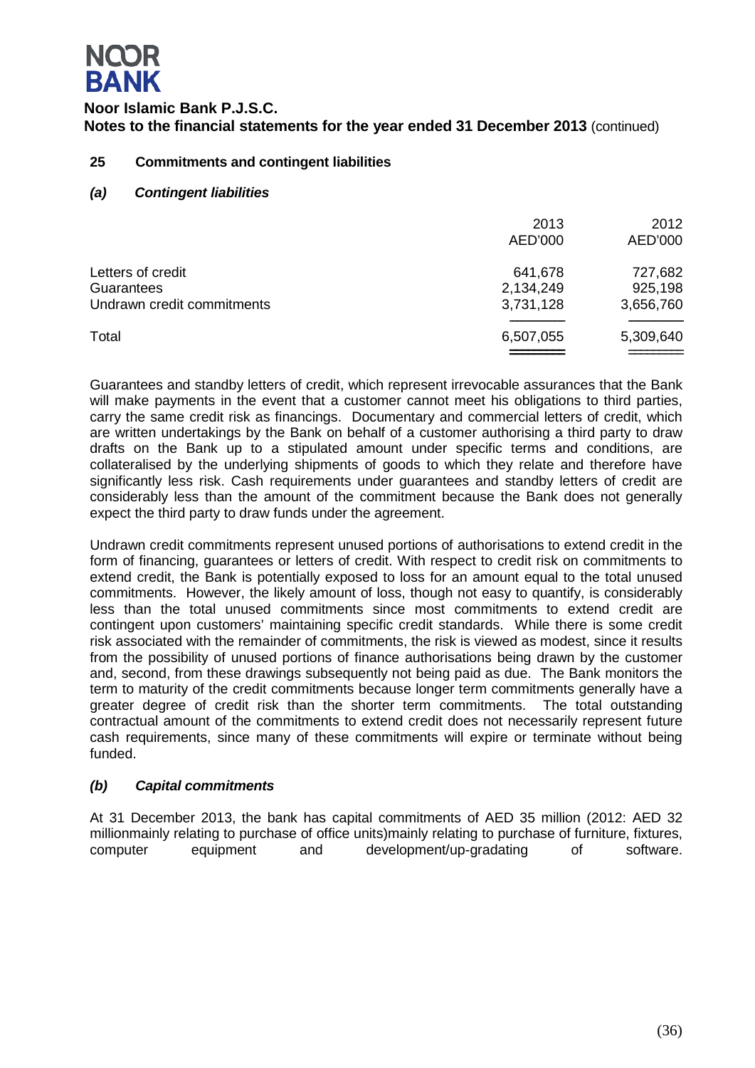## 25 Commitments and contingent liabilities

### *(a) Contingent liabilities*

| | 2013 AED'000 | 2012 AED'000 |
|---|---|---|
| Letters of credit | 641,678 | 727,682 |
| Guarantees | 2,134,249 | 925,198 |
| Undrawn credit commitments | 3,731,128 | 3,656,760 |
| Total | 6,507,055 | 5,309,640 |

Guarantees and standby letters of credit, which represent irrevocable assurances that the Bank will make payments in the event that a customer cannot meet his obligations to third parties, carry the same credit risk as financings. Documentary and commercial letters of credit, which are written undertakings by the Bank on behalf of a customer authorising a third party to draw drafts on the Bank up to a stipulated amount under specific terms and conditions, are collateralised by the underlying shipments of goods to which they relate and therefore have significantly less risk. Cash requirements under guarantees and standby letters of credit are considerably less than the amount of the commitment because the Bank does not generally expect the third party to draw funds under the agreement.

Undrawn credit commitments represent unused portions of authorisations to extend credit in the form of financing, guarantees or letters of credit. With respect to credit risk on commitments to extend credit, the Bank is potentially exposed to loss for an amount equal to the total unused commitments. However, the likely amount of loss, though not easy to quantify, is considerably less than the total unused commitments since most commitments to extend credit are contingent upon customers' maintaining specific credit standards. While there is some credit risk associated with the remainder of commitments, the risk is viewed as modest, since it results from the possibility of unused portions of finance authorisations being drawn by the customer and, second, from these drawings subsequently not being paid as due. The Bank monitors the term to maturity of the credit commitments because longer term commitments generally have a greater degree of credit risk than the shorter term commitments. The total outstanding contractual amount of the commitments to extend credit does not necessarily represent future cash requirements, since many of these commitments will expire or terminate without being funded.

### *(b) Capital commitments*

At 31 December 2013, the bank has capital commitments of AED 35 million (2012: AED 32 millionmainly relating to purchase of office units)mainly relating to purchase of furniture, fixtures, computer equipment and development/up-gradating of software.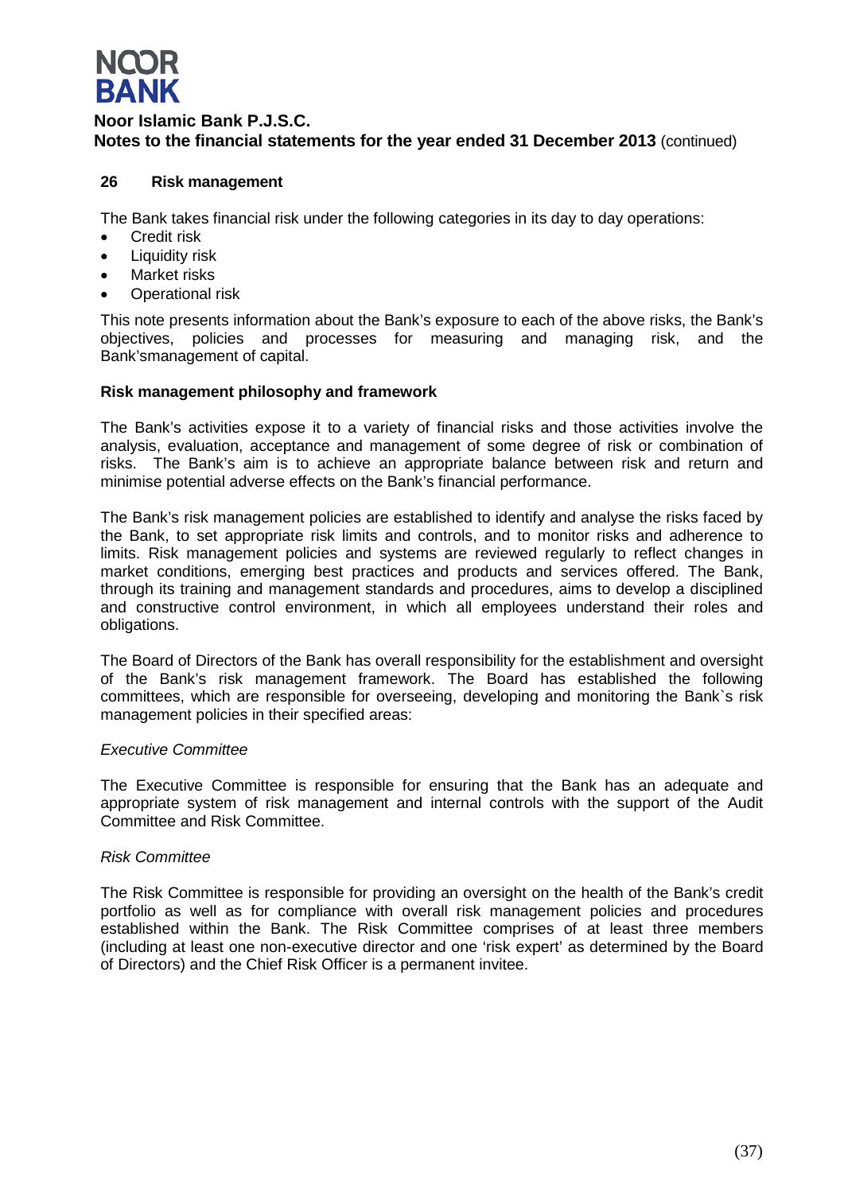## 26 Risk management

The Bank takes financial risk under the following categories in its day to day operations:

- Credit risk
- Liquidity risk
- Market risks
- Operational risk

This note presents information about the Bank's exposure to each of the above risks, the Bank's objectives, policies and processes for measuring and managing risk, and the Bank'smanagement of capital.

### Risk management philosophy and framework

The Bank's activities expose it to a variety of financial risks and those activities involve the analysis, evaluation, acceptance and management of some degree of risk or combination of risks. The Bank's aim is to achieve an appropriate balance between risk and return and minimise potential adverse effects on the Bank's financial performance.

The Bank's risk management policies are established to identify and analyse the risks faced by the Bank, to set appropriate risk limits and controls, and to monitor risks and adherence to limits. Risk management policies and systems are reviewed regularly to reflect changes in market conditions, emerging best practices and products and services offered. The Bank, through its training and management standards and procedures, aims to develop a disciplined and constructive control environment, in which all employees understand their roles and obligations.

The Board of Directors of the Bank has overall responsibility for the establishment and oversight of the Bank's risk management framework. The Board has established the following committees, which are responsible for overseeing, developing and monitoring the Bank`s risk management policies in their specified areas:

*Executive Committee*

The Executive Committee is responsible for ensuring that the Bank has an adequate and appropriate system of risk management and internal controls with the support of the Audit Committee and Risk Committee.

*Risk Committee*

The Risk Committee is responsible for providing an oversight on the health of the Bank's credit portfolio as well as for compliance with overall risk management policies and procedures established within the Bank. The Risk Committee comprises of at least three members (including at least one non-executive director and one 'risk expert' as determined by the Board of Directors) and the Chief Risk Officer is a permanent invitee.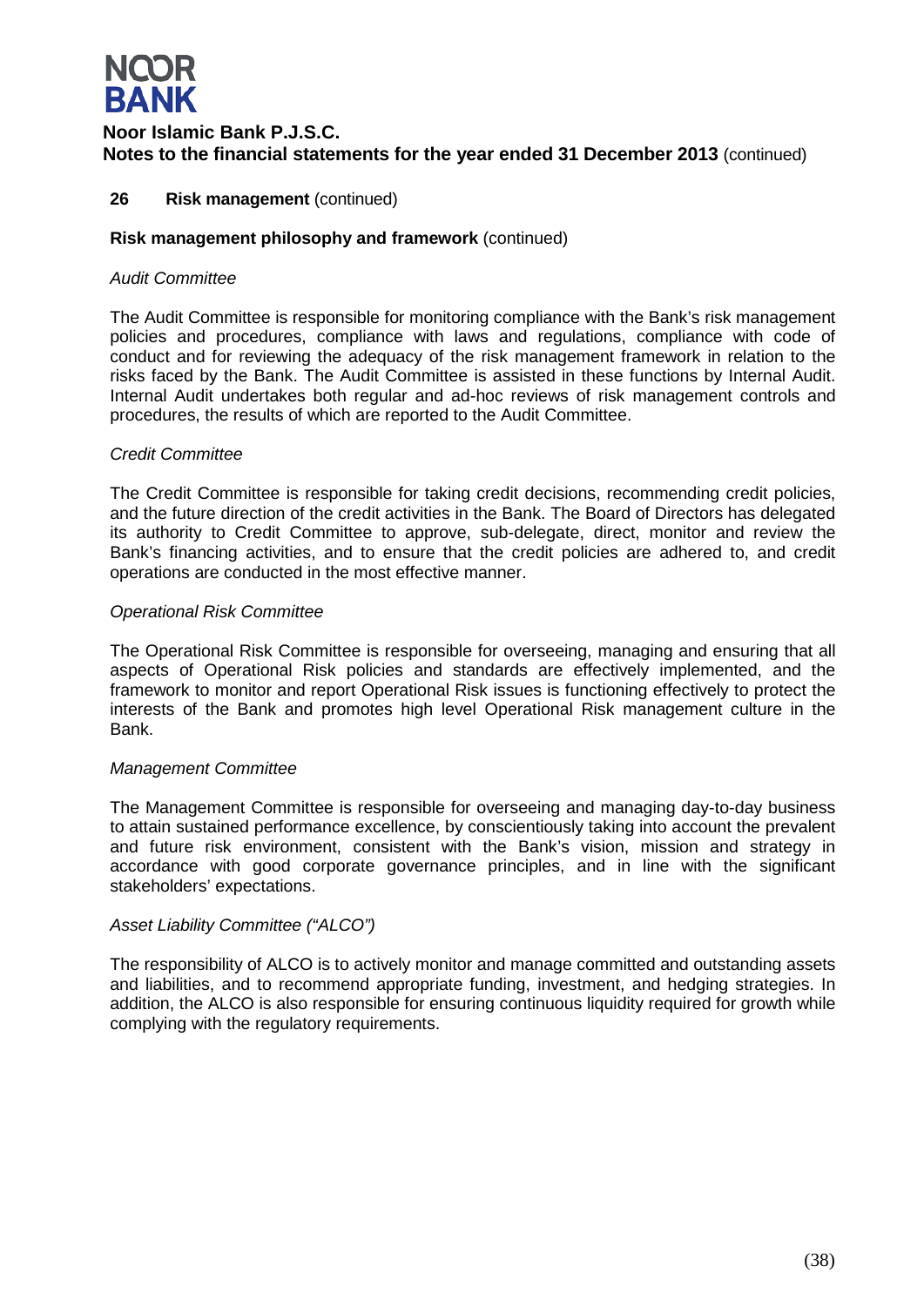## 26 Risk management (continued)

### Risk management philosophy and framework (continued)

*Audit Committee*

The Audit Committee is responsible for monitoring compliance with the Bank's risk management policies and procedures, compliance with laws and regulations, compliance with code of conduct and for reviewing the adequacy of the risk management framework in relation to the risks faced by the Bank. The Audit Committee is assisted in these functions by Internal Audit. Internal Audit undertakes both regular and ad-hoc reviews of risk management controls and procedures, the results of which are reported to the Audit Committee.

*Credit Committee*

The Credit Committee is responsible for taking credit decisions, recommending credit policies, and the future direction of the credit activities in the Bank. The Board of Directors has delegated its authority to Credit Committee to approve, sub-delegate, direct, monitor and review the Bank's financing activities, and to ensure that the credit policies are adhered to, and credit operations are conducted in the most effective manner.

*Operational Risk Committee*

The Operational Risk Committee is responsible for overseeing, managing and ensuring that all aspects of Operational Risk policies and standards are effectively implemented, and the framework to monitor and report Operational Risk issues is functioning effectively to protect the interests of the Bank and promotes high level Operational Risk management culture in the Bank.

*Management Committee*

The Management Committee is responsible for overseeing and managing day-to-day business to attain sustained performance excellence, by conscientiously taking into account the prevalent and future risk environment, consistent with the Bank's vision, mission and strategy in accordance with good corporate governance principles, and in line with the significant stakeholders' expectations.

*Asset Liability Committee ("ALCO")*

The responsibility of ALCO is to actively monitor and manage committed and outstanding assets and liabilities, and to recommend appropriate funding, investment, and hedging strategies. In addition, the ALCO is also responsible for ensuring continuous liquidity required for growth while complying with the regulatory requirements.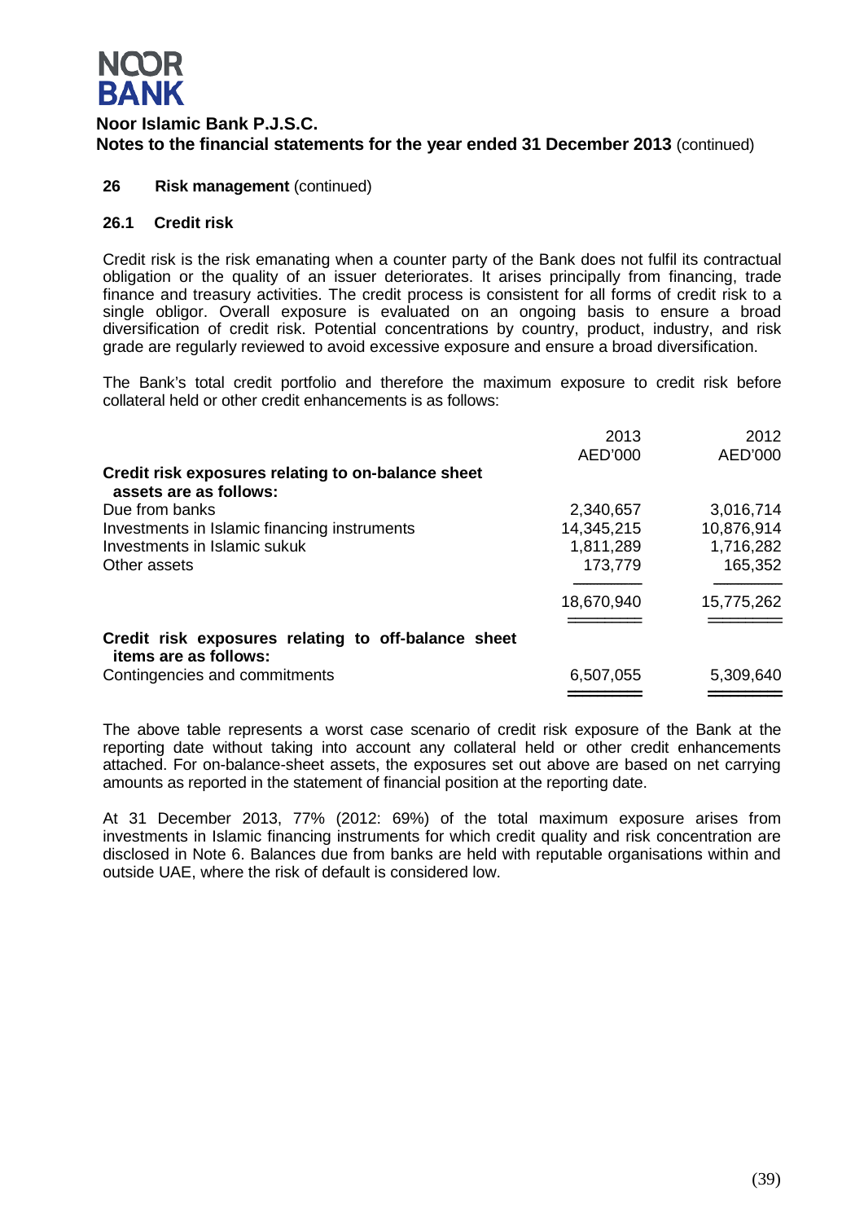## 26 Risk management (continued)

### 26.1 Credit risk

Credit risk is the risk emanating when a counter party of the Bank does not fulfil its contractual obligation or the quality of an issuer deteriorates. It arises principally from financing, trade finance and treasury activities. The credit process is consistent for all forms of credit risk to a single obligor. Overall exposure is evaluated on an ongoing basis to ensure a broad diversification of credit risk. Potential concentrations by country, product, industry, and risk grade are regularly reviewed to avoid excessive exposure and ensure a broad diversification.

The Bank's total credit portfolio and therefore the maximum exposure to credit risk before collateral held or other credit enhancements is as follows:

| | 2013 | 2012 |
|---|---|---|
| | AED'000 | AED'000 |
| **Credit risk exposures relating to on-balance sheet assets are as follows:** | | |
| Due from banks | 2,340,657 | 3,016,714 |
| Investments in Islamic financing instruments | 14,345,215 | 10,876,914 |
| Investments in Islamic sukuk | 1,811,289 | 1,716,282 |
| Other assets | 173,779 | 165,352 |
| | 18,670,940 | 15,775,262 |
| **Credit risk exposures relating to off-balance sheet items are as follows:** | | |
| Contingencies and commitments | 6,507,055 | 5,309,640 |

The above table represents a worst case scenario of credit risk exposure of the Bank at the reporting date without taking into account any collateral held or other credit enhancements attached. For on-balance-sheet assets, the exposures set out above are based on net carrying amounts as reported in the statement of financial position at the reporting date.

At 31 December 2013, 77% (2012: 69%) of the total maximum exposure arises from investments in Islamic financing instruments for which credit quality and risk concentration are disclosed in Note 6. Balances due from banks are held with reputable organisations within and outside UAE, where the risk of default is considered low.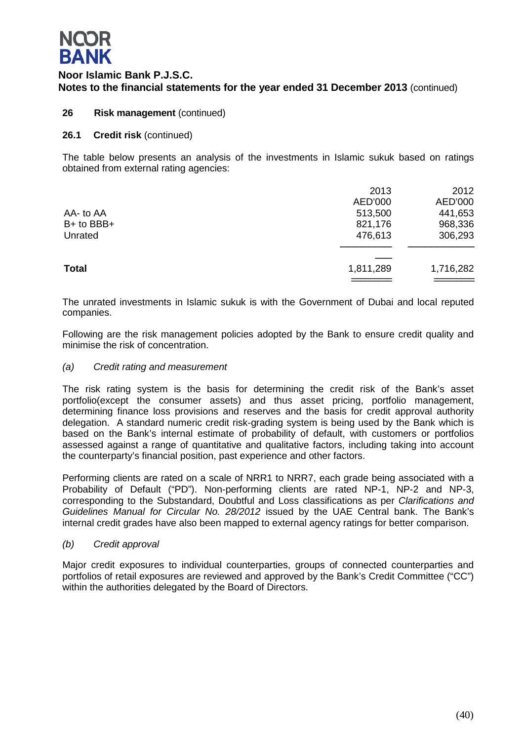## 26 Risk management (continued)

### 26.1 Credit risk (continued)

The table below presents an analysis of the investments in Islamic sukuk based on ratings obtained from external rating agencies:

| | 2013<br>AED'000 | 2012<br>AED'000 |
|---|---|---|
| AA- to AA | 513,500 | 441,653 |
| B+ to BBB+ | 821,176 | 968,336 |
| Unrated | 476,613 | 306,293 |
| **Total** | 1,811,289 | 1,716,282 |

The unrated investments in Islamic sukuk is with the Government of Dubai and local reputed companies.

Following are the risk management policies adopted by the Bank to ensure credit quality and minimise the risk of concentration.

*(a) Credit rating and measurement*

The risk rating system is the basis for determining the credit risk of the Bank's asset portfolio(except the consumer assets) and thus asset pricing, portfolio management, determining finance loss provisions and reserves and the basis for credit approval authority delegation. A standard numeric credit risk-grading system is being used by the Bank which is based on the Bank's internal estimate of probability of default, with customers or portfolios assessed against a range of quantitative and qualitative factors, including taking into account the counterparty's financial position, past experience and other factors.

Performing clients are rated on a scale of NRR1 to NRR7, each grade being associated with a Probability of Default ("PD"). Non-performing clients are rated NP-1, NP-2 and NP-3, corresponding to the Substandard, Doubtful and Loss classifications as per *Clarifications and Guidelines Manual for Circular No. 28/2012* issued by the UAE Central bank. The Bank's internal credit grades have also been mapped to external agency ratings for better comparison.

*(b) Credit approval*

Major credit exposures to individual counterparties, groups of connected counterparties and portfolios of retail exposures are reviewed and approved by the Bank's Credit Committee ("CC") within the authorities delegated by the Board of Directors.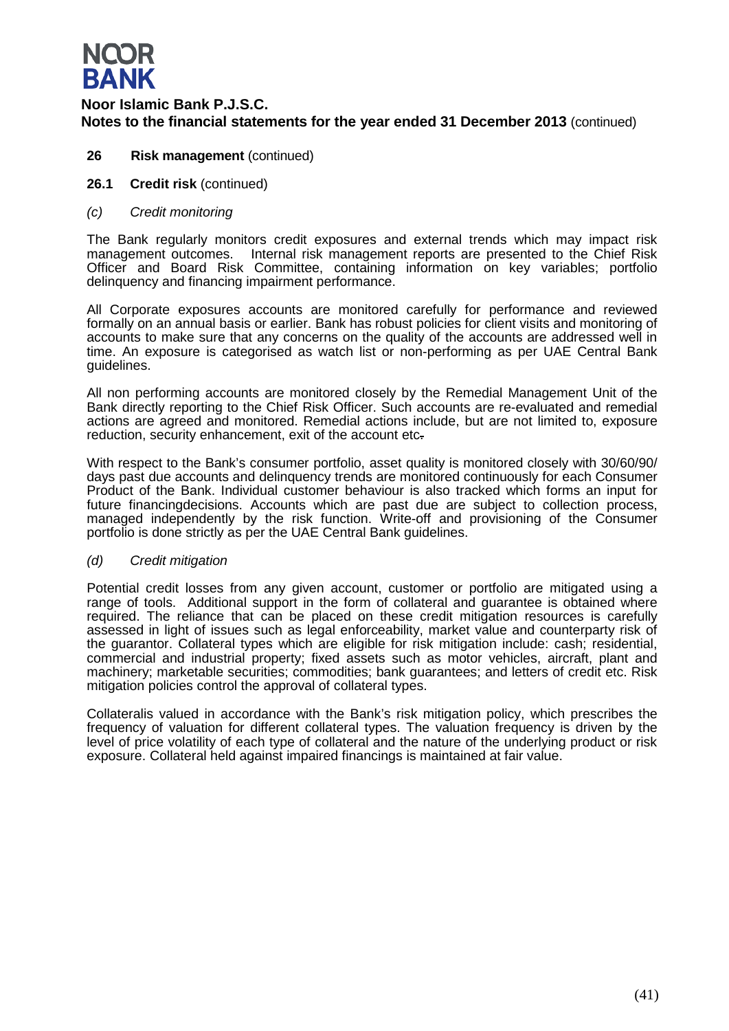**26 Risk management** (continued)

**26.1 Credit risk** (continued)

*(c) Credit monitoring*

The Bank regularly monitors credit exposures and external trends which may impact risk management outcomes. Internal risk management reports are presented to the Chief Risk Officer and Board Risk Committee, containing information on key variables; portfolio delinquency and financing impairment performance.

All Corporate exposures accounts are monitored carefully for performance and reviewed formally on an annual basis or earlier. Bank has robust policies for client visits and monitoring of accounts to make sure that any concerns on the quality of the accounts are addressed well in time. An exposure is categorised as watch list or non-performing as per UAE Central Bank guidelines.

All non performing accounts are monitored closely by the Remedial Management Unit of the Bank directly reporting to the Chief Risk Officer. Such accounts are re-evaluated and remedial actions are agreed and monitored. Remedial actions include, but are not limited to, exposure reduction, security enhancement, exit of the account etc.

With respect to the Bank's consumer portfolio, asset quality is monitored closely with 30/60/90/ days past due accounts and delinquency trends are monitored continuously for each Consumer Product of the Bank. Individual customer behaviour is also tracked which forms an input for future financingdecisions. Accounts which are past due are subject to collection process, managed independently by the risk function. Write-off and provisioning of the Consumer portfolio is done strictly as per the UAE Central Bank guidelines.

*(d) Credit mitigation*

Potential credit losses from any given account, customer or portfolio are mitigated using a range of tools. Additional support in the form of collateral and guarantee is obtained where required. The reliance that can be placed on these credit mitigation resources is carefully assessed in light of issues such as legal enforceability, market value and counterparty risk of the guarantor. Collateral types which are eligible for risk mitigation include: cash; residential, commercial and industrial property; fixed assets such as motor vehicles, aircraft, plant and machinery; marketable securities; commodities; bank guarantees; and letters of credit etc. Risk mitigation policies control the approval of collateral types.

Collateralis valued in accordance with the Bank's risk mitigation policy, which prescribes the frequency of valuation for different collateral types. The valuation frequency is driven by the level of price volatility of each type of collateral and the nature of the underlying product or risk exposure. Collateral held against impaired financings is maintained at fair value.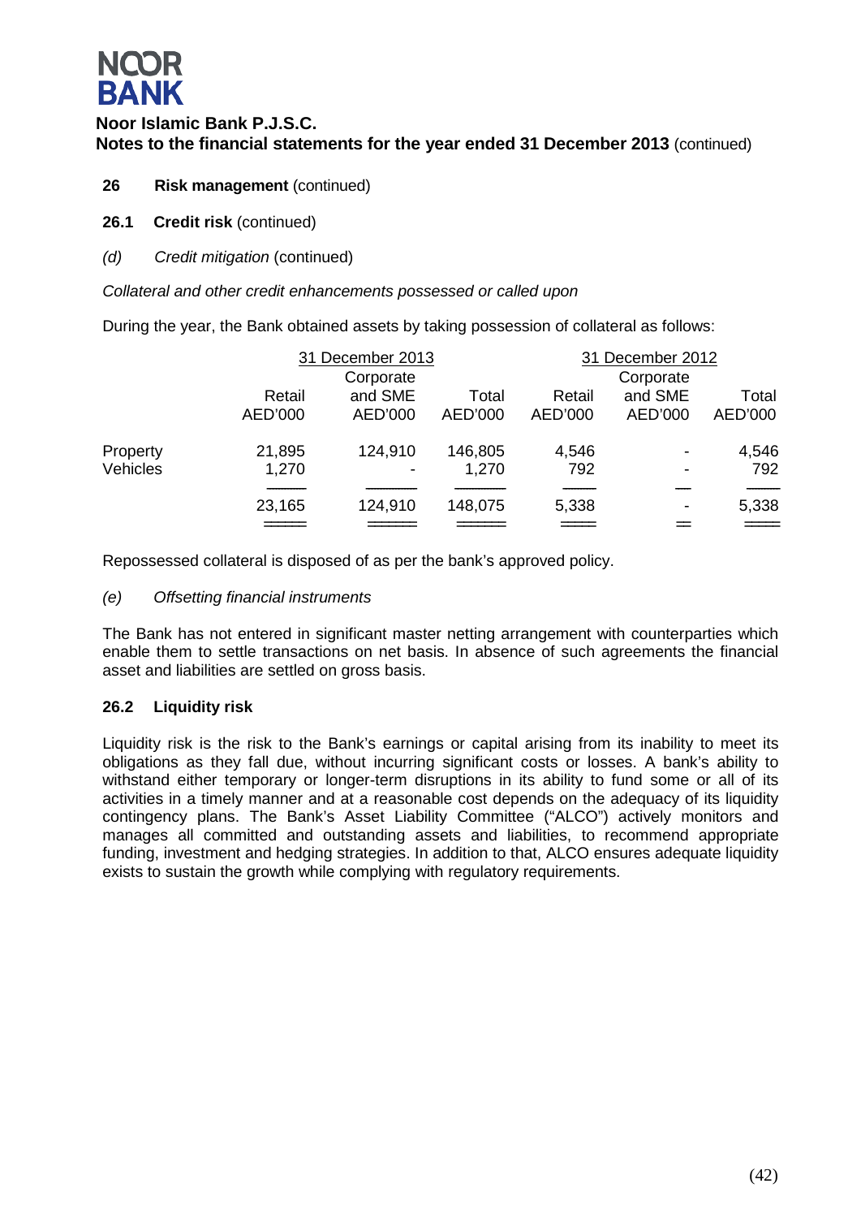**26 Risk management** (continued)

**26.1 Credit risk** (continued)

*(d) Credit mitigation* (continued)

*Collateral and other credit enhancements possessed or called upon*

During the year, the Bank obtained assets by taking possession of collateral as follows:

| | 31 December 2013 | | | 31 December 2012 | | |
|---|---|---|---|---|---|---|
| | Retail AED'000 | Corporate and SME AED'000 | Total AED'000 | Retail AED'000 | Corporate and SME AED'000 | Total AED'000 |
| Property | 21,895 | 124,910 | 146,805 | 4,546 | - | 4,546 |
| Vehicles | 1,270 | - | 1,270 | 792 | - | 792 |
| | 23,165 | 124,910 | 148,075 | 5,338 | - | 5,338 |

Repossessed collateral is disposed of as per the bank's approved policy.

*(e) Offsetting financial instruments*

The Bank has not entered in significant master netting arrangement with counterparties which enable them to settle transactions on net basis. In absence of such agreements the financial asset and liabilities are settled on gross basis.

**26.2 Liquidity risk**

Liquidity risk is the risk to the Bank's earnings or capital arising from its inability to meet its obligations as they fall due, without incurring significant costs or losses. A bank's ability to withstand either temporary or longer-term disruptions in its ability to fund some or all of its activities in a timely manner and at a reasonable cost depends on the adequacy of its liquidity contingency plans. The Bank's Asset Liability Committee ("ALCO") actively monitors and manages all committed and outstanding assets and liabilities, to recommend appropriate funding, investment and hedging strategies. In addition to that, ALCO ensures adequate liquidity exists to sustain the growth while complying with regulatory requirements.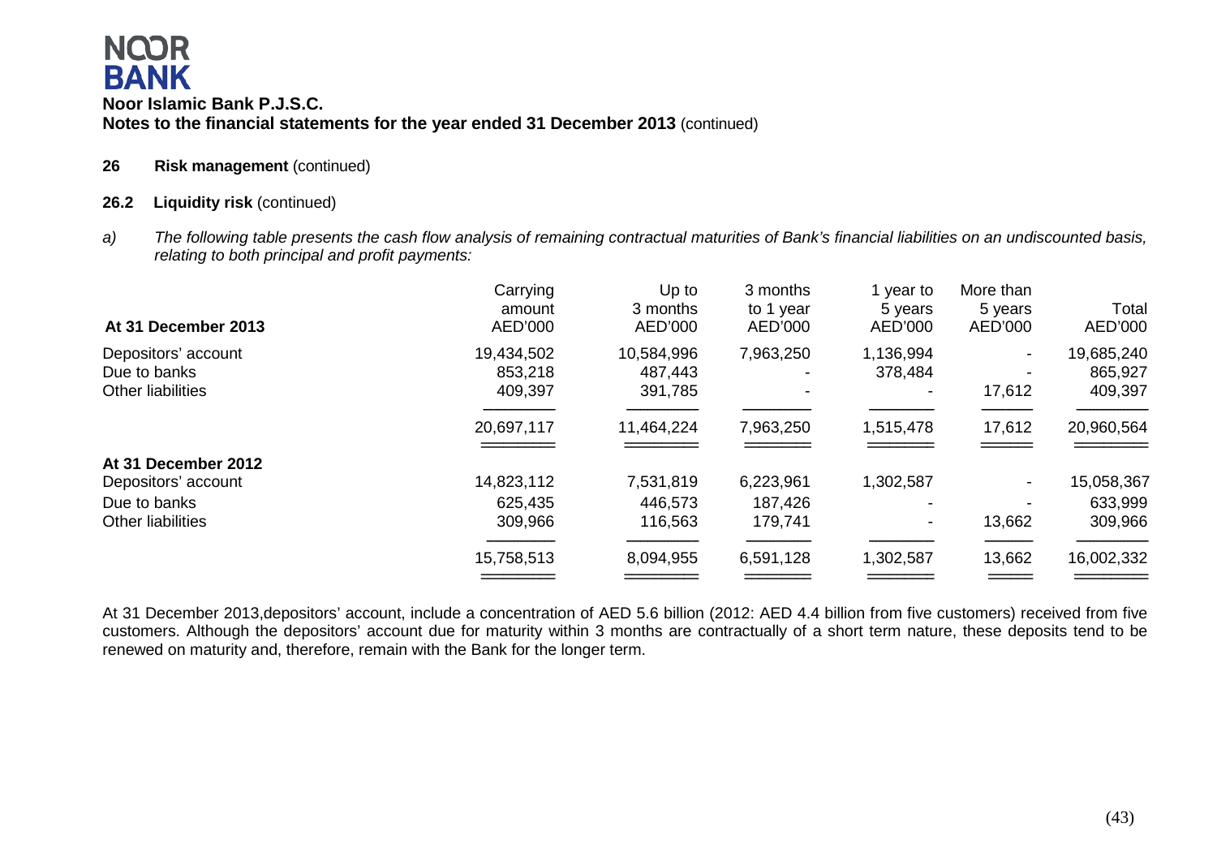**Noor Islamic Bank P.J.S.C.**
**Notes to the financial statements for the year ended 31 December 2013** (continued)

**26 Risk management** (continued)

**26.2 Liquidity risk** (continued)

a) *The following table presents the cash flow analysis of remaining contractual maturities of Bank's financial liabilities on an undiscounted basis, relating to both principal and profit payments:*

| At 31 December 2013 | Carrying amount AED'000 | Up to 3 months AED'000 | 3 months to 1 year AED'000 | 1 year to 5 years AED'000 | More than 5 years AED'000 | Total AED'000 |
|---|---|---|---|---|---|---|
| Depositors' account | 19,434,502 | 10,584,996 | 7,963,250 | 1,136,994 | - | 19,685,240 |
| Due to banks | 853,218 | 487,443 | - | 378,484 | - | 865,927 |
| Other liabilities | 409,397 | 391,785 | - | - | 17,612 | 409,397 |
| | 20,697,117 | 11,464,224 | 7,963,250 | 1,515,478 | 17,612 | 20,960,564 |
| **At 31 December 2012** | | | | | | |
| Depositors' account | 14,823,112 | 7,531,819 | 6,223,961 | 1,302,587 | - | 15,058,367 |
| Due to banks | 625,435 | 446,573 | 187,426 | - | - | 633,999 |
| Other liabilities | 309,966 | 116,563 | 179,741 | - | 13,662 | 309,966 |
| | 15,758,513 | 8,094,955 | 6,591,128 | 1,302,587 | 13,662 | 16,002,332 |

At 31 December 2013,depositors' account, include a concentration of AED 5.6 billion (2012: AED 4.4 billion from five customers) received from five customers. Although the depositors' account due for maturity within 3 months are contractually of a short term nature, these deposits tend to be renewed on maturity and, therefore, remain with the Bank for the longer term.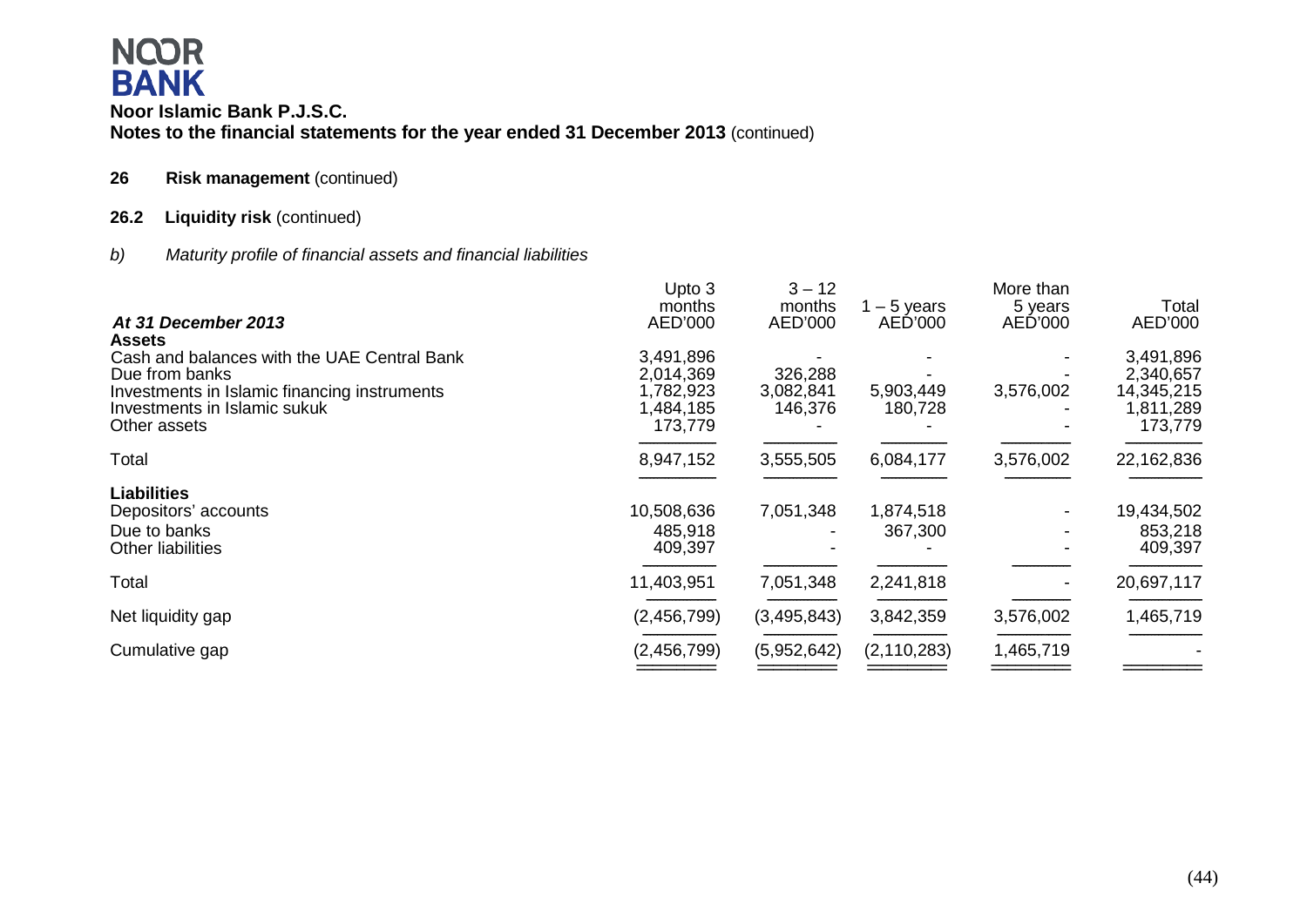**Noor Islamic Bank P.J.S.C.**
**Notes to the financial statements for the year ended 31 December 2013** (continued)

## 26 Risk management (continued)

### 26.2 Liquidity risk (continued)

*b) Maturity profile of financial assets and financial liabilities*

| *At 31 December 2013* | Upto 3 months AED'000 | 3 – 12 months AED'000 | 1 – 5 years AED'000 | More than 5 years AED'000 | Total AED'000 |
|---|---|---|---|---|---|
| **Assets** | | | | | |
| Cash and balances with the UAE Central Bank | 3,491,896 | - | - | - | 3,491,896 |
| Due from banks | 2,014,369 | 326,288 | - | - | 2,340,657 |
| Investments in Islamic financing instruments | 1,782,923 | 3,082,841 | 5,903,449 | 3,576,002 | 14,345,215 |
| Investments in Islamic sukuk | 1,484,185 | 146,376 | 180,728 | - | 1,811,289 |
| Other assets | 173,779 | - | - | - | 173,779 |
| Total | 8,947,152 | 3,555,505 | 6,084,177 | 3,576,002 | 22,162,836 |
| **Liabilities** | | | | | |
| Depositors' accounts | 10,508,636 | 7,051,348 | 1,874,518 | - | 19,434,502 |
| Due to banks | 485,918 | - | 367,300 | - | 853,218 |
| Other liabilities | 409,397 | - | - | - | 409,397 |
| Total | 11,403,951 | 7,051,348 | 2,241,818 | - | 20,697,117 |
| Net liquidity gap | (2,456,799) | (3,495,843) | 3,842,359 | 3,576,002 | 1,465,719 |
| Cumulative gap | (2,456,799) | (5,952,642) | (2,110,283) | 1,465,719 | - |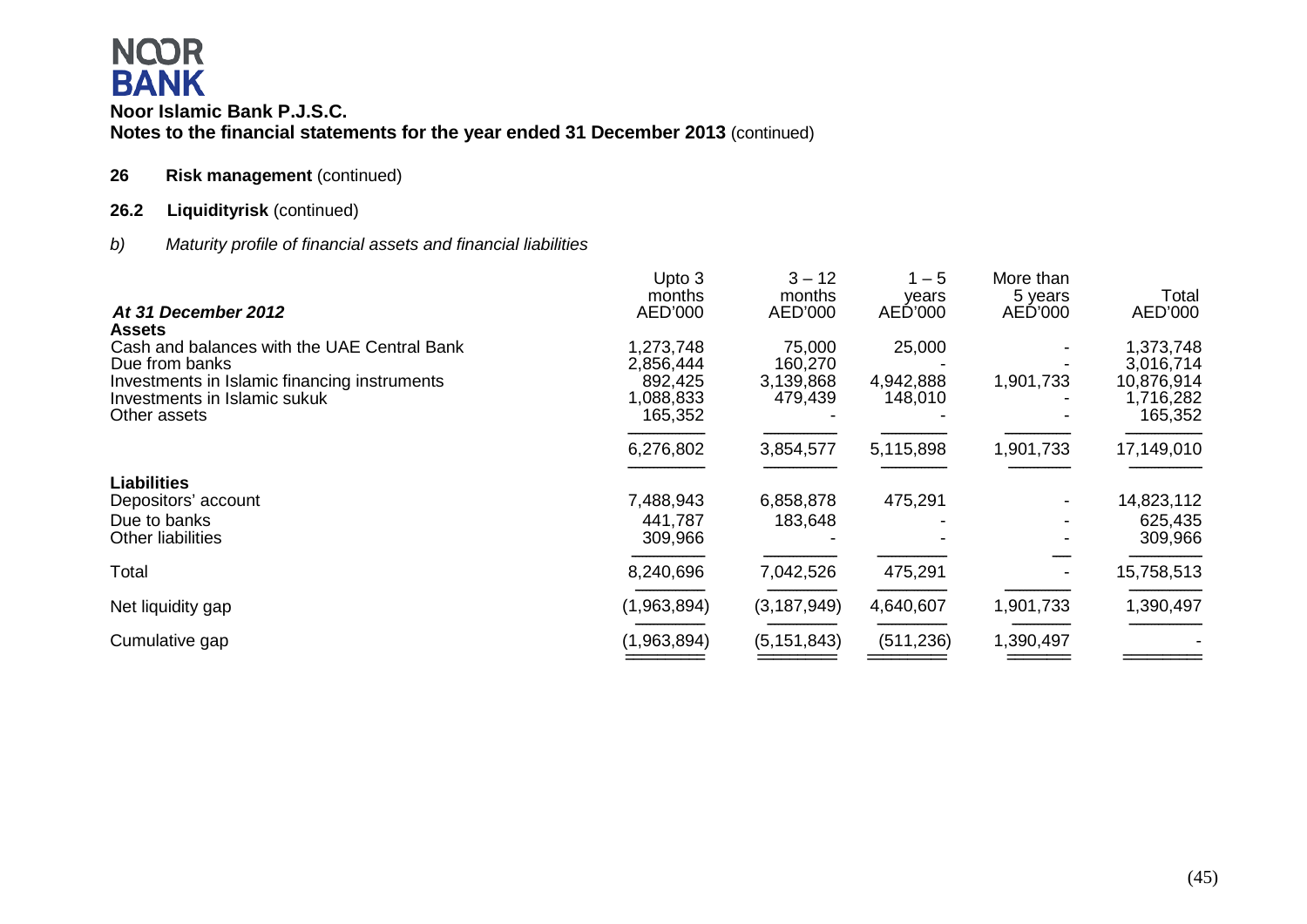**Noor Islamic Bank P.J.S.C.**
**Notes to the financial statements for the year ended 31 December 2013** (continued)

**26 Risk management** (continued)

**26.2 Liquidityrisk** (continued)

*b) Maturity profile of financial assets and financial liabilities*

| *At 31 December 2012* | Upto 3 months AED'000 | 3 – 12 months AED'000 | 1 – 5 years AED'000 | More than 5 years AED'000 | Total AED'000 |
|---|---|---|---|---|---|
| **Assets** | | | | | |
| Cash and balances with the UAE Central Bank | 1,273,748 | 75,000 | 25,000 | - | 1,373,748 |
| Due from banks | 2,856,444 | 160,270 | - | - | 3,016,714 |
| Investments in Islamic financing instruments | 892,425 | 3,139,868 | 4,942,888 | 1,901,733 | 10,876,914 |
| Investments in Islamic sukuk | 1,088,833 | 479,439 | 148,010 | - | 1,716,282 |
| Other assets | 165,352 | - | - | - | 165,352 |
| | 6,276,802 | 3,854,577 | 5,115,898 | 1,901,733 | 17,149,010 |
| **Liabilities** | | | | | |
| Depositors' account | 7,488,943 | 6,858,878 | 475,291 | - | 14,823,112 |
| Due to banks | 441,787 | 183,648 | - | - | 625,435 |
| Other liabilities | 309,966 | - | - | - | 309,966 |
| Total | 8,240,696 | 7,042,526 | 475,291 | - | 15,758,513 |
| Net liquidity gap | (1,963,894) | (3,187,949) | 4,640,607 | 1,901,733 | 1,390,497 |
| Cumulative gap | (1,963,894) | (5,151,843) | (511,236) | 1,390,497 | - |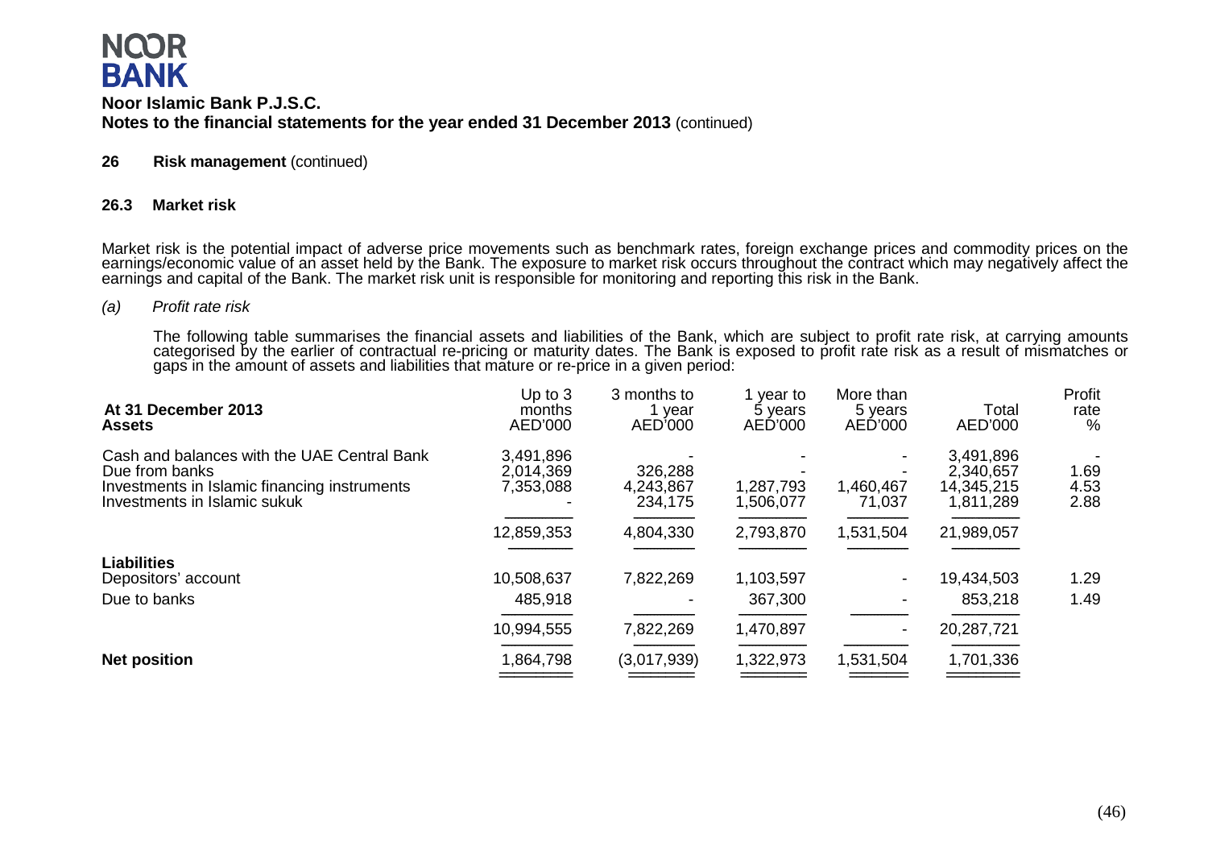# NOOR BANK

**Noor Islamic Bank P.J.S.C.**
**Notes to the financial statements for the year ended 31 December 2013** (continued)

## 26 Risk management (continued)

### 26.3 Market risk

Market risk is the potential impact of adverse price movements such as benchmark rates, foreign exchange prices and commodity prices on the earnings/economic value of an asset held by the Bank. The exposure to market risk occurs throughout the contract which may negatively affect the earnings and capital of the Bank. The market risk unit is responsible for monitoring and reporting this risk in the Bank.

*(a) Profit rate risk*

The following table summarises the financial assets and liabilities of the Bank, which are subject to profit rate risk, at carrying amounts categorised by the earlier of contractual re-pricing or maturity dates. The Bank is exposed to profit rate risk as a result of mismatches or gaps in the amount of assets and liabilities that mature or re-price in a given period:

| At 31 December 2013 | Up to 3 months | 3 months to 1 year | 1 year to 5 years | More than 5 years | Total | Profit rate |
|---|---|---|---|---|---|---|
| **Assets** | AED'000 | AED'000 | AED'000 | AED'000 | AED'000 | % |
| Cash and balances with the UAE Central Bank | 3,491,896 | - | - | - | 3,491,896 | - |
| Due from banks | 2,014,369 | 326,288 | - | - | 2,340,657 | 1.69 |
| Investments in Islamic financing instruments | 7,353,088 | 4,243,867 | 1,287,793 | 1,460,467 | 14,345,215 | 4.53 |
| Investments in Islamic sukuk | - | 234,175 | 1,506,077 | 71,037 | 1,811,289 | 2.88 |
| | 12,859,353 | 4,804,330 | 2,793,870 | 1,531,504 | 21,989,057 | |
| **Liabilities** | | | | | | |
| Depositors' account | 10,508,637 | 7,822,269 | 1,103,597 | - | 19,434,503 | 1.29 |
| Due to banks | 485,918 | - | 367,300 | - | 853,218 | 1.49 |
| | 10,994,555 | 7,822,269 | 1,470,897 | - | 20,287,721 | |
| **Net position** | 1,864,798 | (3,017,939) | 1,322,973 | 1,531,504 | 1,701,336 | |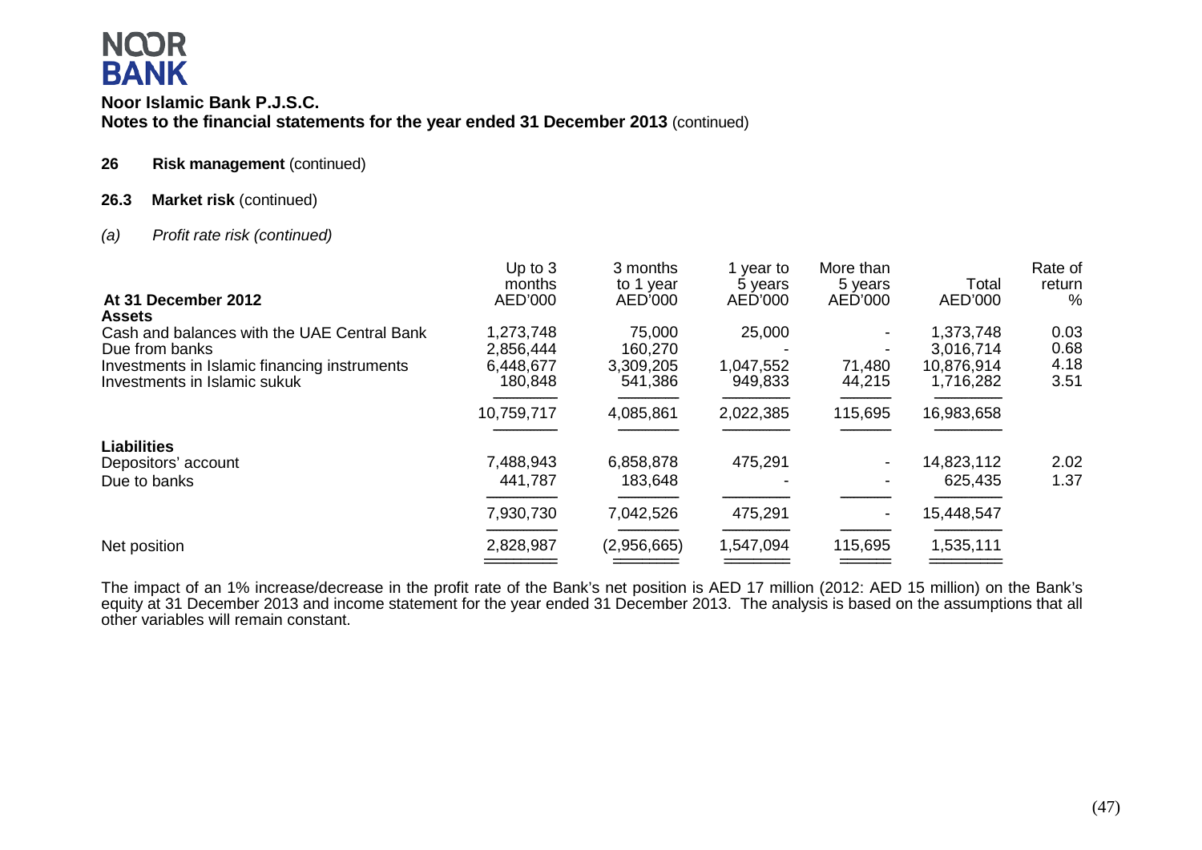**Noor Islamic Bank P.J.S.C.**
**Notes to the financial statements for the year ended 31 December 2013** (continued)

**26 Risk management** (continued)

**26.3 Market risk** (continued)

*(a) Profit rate risk (continued)*

| At 31 December 2012 | Up to 3 months AED'000 | 3 months to 1 year AED'000 | 1 year to 5 years AED'000 | More than 5 years AED'000 | Total AED'000 | Rate of return % |
|---|---|---|---|---|---|---|
| **Assets** | | | | | | |
| Cash and balances with the UAE Central Bank | 1,273,748 | 75,000 | 25,000 | - | 1,373,748 | 0.03 |
| Due from banks | 2,856,444 | 160,270 | - | - | 3,016,714 | 0.68 |
| Investments in Islamic financing instruments | 6,448,677 | 3,309,205 | 1,047,552 | 71,480 | 10,876,914 | 4.18 |
| Investments in Islamic sukuk | 180,848 | 541,386 | 949,833 | 44,215 | 1,716,282 | 3.51 |
| | 10,759,717 | 4,085,861 | 2,022,385 | 115,695 | 16,983,658 | |
| **Liabilities** | | | | | | |
| Depositors' account | 7,488,943 | 6,858,878 | 475,291 | - | 14,823,112 | 2.02 |
| Due to banks | 441,787 | 183,648 | - | - | 625,435 | 1.37 |
| | 7,930,730 | 7,042,526 | 475,291 | - | 15,448,547 | |
| Net position | 2,828,987 | (2,956,665) | 1,547,094 | 115,695 | 1,535,111 | |

The impact of an 1% increase/decrease in the profit rate of the Bank's net position is AED 17 million (2012: AED 15 million) on the Bank's equity at 31 December 2013 and income statement for the year ended 31 December 2013. The analysis is based on the assumptions that all other variables will remain constant.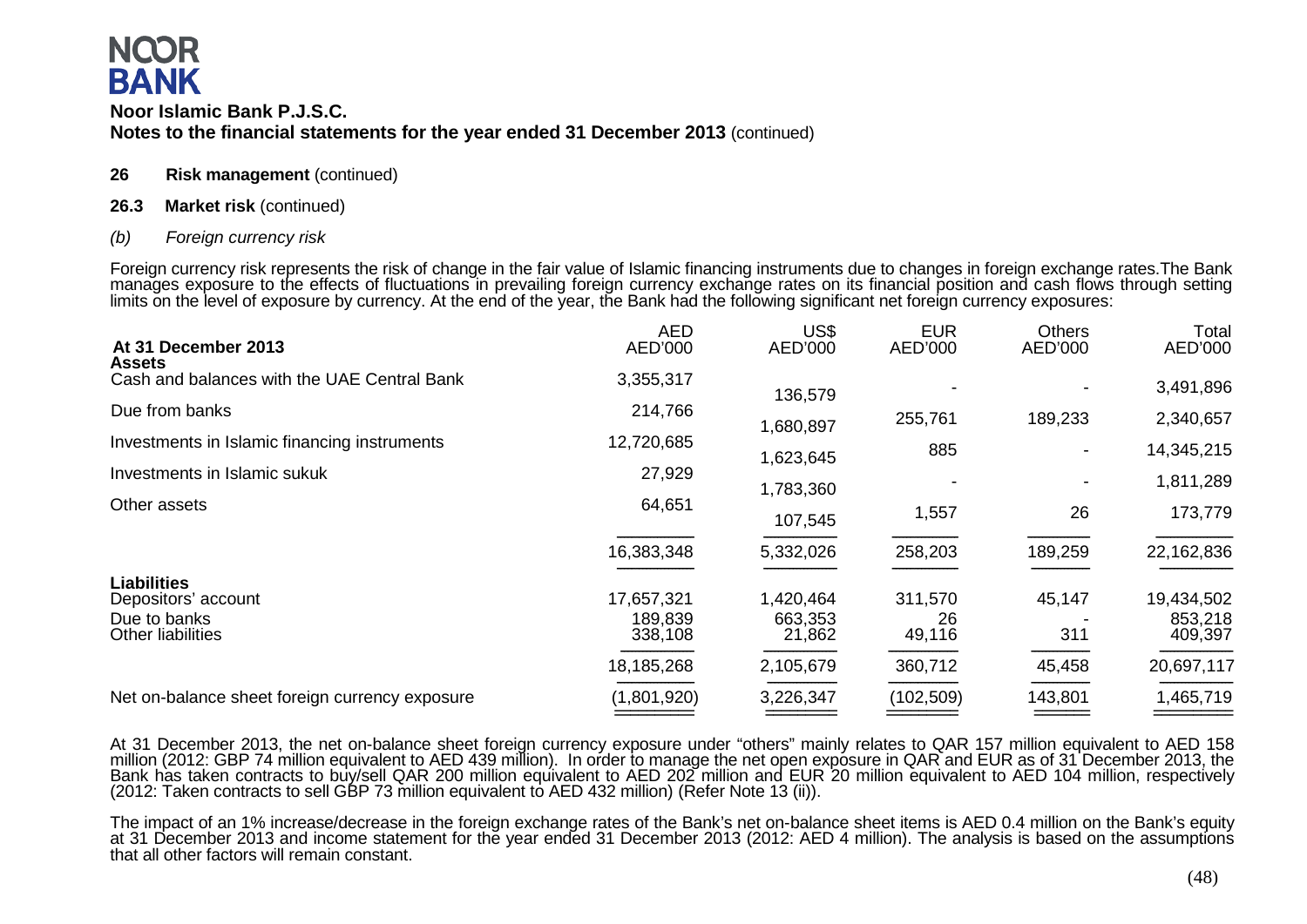**Noor Islamic Bank P.J.S.C.**
**Notes to the financial statements for the year ended 31 December 2013** (continued)

**26 Risk management** (continued)

**26.3 Market risk** (continued)

*(b) Foreign currency risk*

Foreign currency risk represents the risk of change in the fair value of Islamic financing instruments due to changes in foreign exchange rates.The Bank manages exposure to the effects of fluctuations in prevailing foreign currency exchange rates on its financial position and cash flows through setting limits on the level of exposure by currency. At the end of the year, the Bank had the following significant net foreign currency exposures:

| At 31 December 2013 | AED AED'000 | US$ AED'000 | EUR AED'000 | Others AED'000 | Total AED'000 |
|---|---|---|---|---|---|
| **Assets** | | | | | |
| Cash and balances with the UAE Central Bank | 3,355,317 | 136,579 | - | - | 3,491,896 |
| Due from banks | 214,766 | 1,680,897 | 255,761 | 189,233 | 2,340,657 |
| Investments in Islamic financing instruments | 12,720,685 | 1,623,645 | 885 | - | 14,345,215 |
| Investments in Islamic sukuk | 27,929 | 1,783,360 | - | - | 1,811,289 |
| Other assets | 64,651 | 107,545 | 1,557 | 26 | 173,779 |
| | 16,383,348 | 5,332,026 | 258,203 | 189,259 | 22,162,836 |
| **Liabilities** | | | | | |
| Depositors' account | 17,657,321 | 1,420,464 | 311,570 | 45,147 | 19,434,502 |
| Due to banks | 189,839 | 663,353 | 26 | - | 853,218 |
| Other liabilities | 338,108 | 21,862 | 49,116 | 311 | 409,397 |
| | 18,185,268 | 2,105,679 | 360,712 | 45,458 | 20,697,117 |
| Net on-balance sheet foreign currency exposure | (1,801,920) | 3,226,347 | (102,509) | 143,801 | 1,465,719 |

At 31 December 2013, the net on-balance sheet foreign currency exposure under "others" mainly relates to QAR 157 million equivalent to AED 158 million (2012: GBP 74 million equivalent to AED 439 million). In order to manage the net open exposure in QAR and EUR as of 31 December 2013, the Bank has taken contracts to buy/sell QAR 200 million equivalent to AED 202 million and EUR 20 million equivalent to AED 104 million, respectively (2012: Taken contracts to sell GBP 73 million equivalent to AED 432 million) (Refer Note 13 (ii)).

The impact of an 1% increase/decrease in the foreign exchange rates of the Bank's net on-balance sheet items is AED 0.4 million on the Bank's equity at 31 December 2013 and income statement for the year ended 31 December 2013 (2012: AED 4 million). The analysis is based on the assumptions that all other factors will remain constant.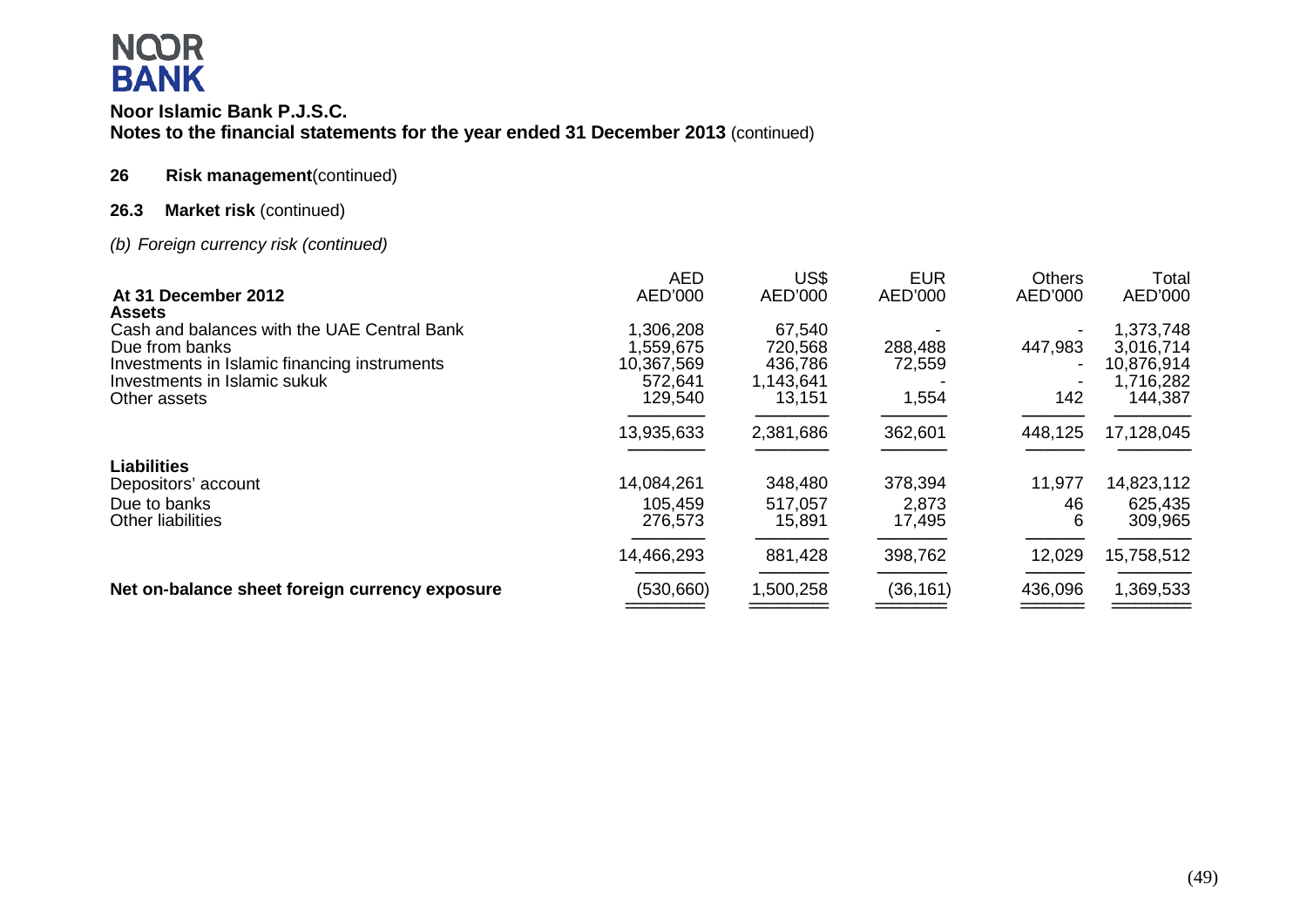**Noor Islamic Bank P.J.S.C.**
**Notes to the financial statements for the year ended 31 December 2013** (continued)

**26 Risk management**(continued)

**26.3 Market risk** (continued)

*(b) Foreign currency risk (continued)*

| **At 31 December 2012** | AED AED'000 | US$ AED'000 | EUR AED'000 | Others AED'000 | Total AED'000 |
|---|---|---|---|---|---|
| **Assets** | | | | | |
| Cash and balances with the UAE Central Bank | 1,306,208 | 67,540 | - | - | 1,373,748 |
| Due from banks | 1,559,675 | 720,568 | 288,488 | 447,983 | 3,016,714 |
| Investments in Islamic financing instruments | 10,367,569 | 436,786 | 72,559 | - | 10,876,914 |
| Investments in Islamic sukuk | 572,641 | 1,143,641 | - | - | 1,716,282 |
| Other assets | 129,540 | 13,151 | 1,554 | 142 | 144,387 |
| | 13,935,633 | 2,381,686 | 362,601 | 448,125 | 17,128,045 |
| **Liabilities** | | | | | |
| Depositors' account | 14,084,261 | 348,480 | 378,394 | 11,977 | 14,823,112 |
| Due to banks | 105,459 | 517,057 | 2,873 | 46 | 625,435 |
| Other liabilities | 276,573 | 15,891 | 17,495 | 6 | 309,965 |
| | 14,466,293 | 881,428 | 398,762 | 12,029 | 15,758,512 |
| **Net on-balance sheet foreign currency exposure** | (530,660) | 1,500,258 | (36,161) | 436,096 | 1,369,533 |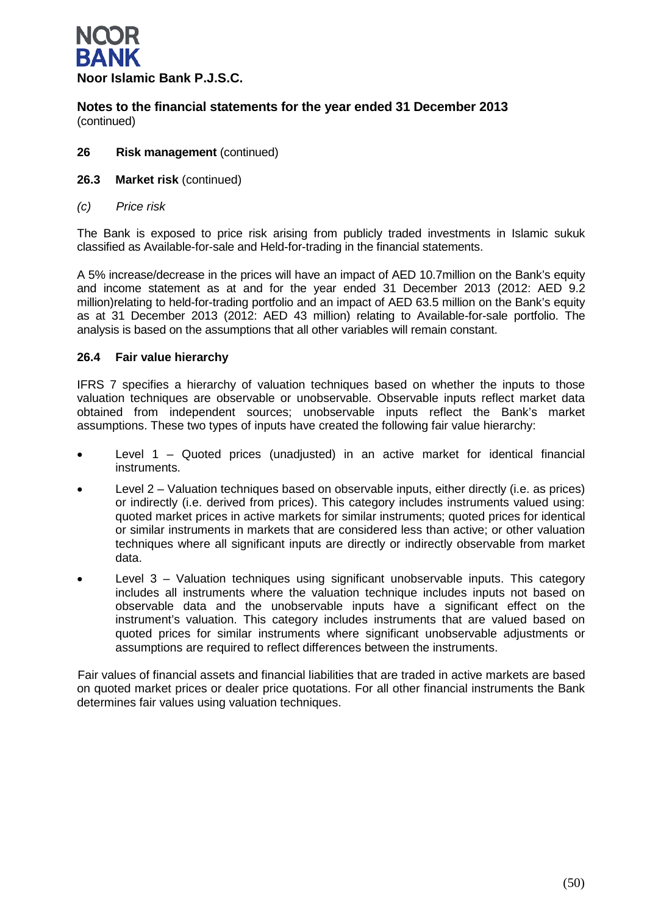**Noor Islamic Bank P.J.S.C.**

**Notes to the financial statements for the year ended 31 December 2013**
(continued)

**26 Risk management** (continued)

**26.3 Market risk** (continued)

*(c) Price risk*

The Bank is exposed to price risk arising from publicly traded investments in Islamic sukuk classified as Available-for-sale and Held-for-trading in the financial statements.

A 5% increase/decrease in the prices will have an impact of AED 10.7million on the Bank's equity and income statement as at and for the year ended 31 December 2013 (2012: AED 9.2 million)relating to held-for-trading portfolio and an impact of AED 63.5 million on the Bank's equity as at 31 December 2013 (2012: AED 43 million) relating to Available-for-sale portfolio. The analysis is based on the assumptions that all other variables will remain constant.

**26.4 Fair value hierarchy**

IFRS 7 specifies a hierarchy of valuation techniques based on whether the inputs to those valuation techniques are observable or unobservable. Observable inputs reflect market data obtained from independent sources; unobservable inputs reflect the Bank's market assumptions. These two types of inputs have created the following fair value hierarchy:

- Level 1 – Quoted prices (unadjusted) in an active market for identical financial instruments.
- Level 2 – Valuation techniques based on observable inputs, either directly (i.e. as prices) or indirectly (i.e. derived from prices). This category includes instruments valued using: quoted market prices in active markets for similar instruments; quoted prices for identical or similar instruments in markets that are considered less than active; or other valuation techniques where all significant inputs are directly or indirectly observable from market data.
- Level 3 – Valuation techniques using significant unobservable inputs. This category includes all instruments where the valuation technique includes inputs not based on observable data and the unobservable inputs have a significant effect on the instrument's valuation. This category includes instruments that are valued based on quoted prices for similar instruments where significant unobservable adjustments or assumptions are required to reflect differences between the instruments.

Fair values of financial assets and financial liabilities that are traded in active markets are based on quoted market prices or dealer price quotations. For all other financial instruments the Bank determines fair values using valuation techniques.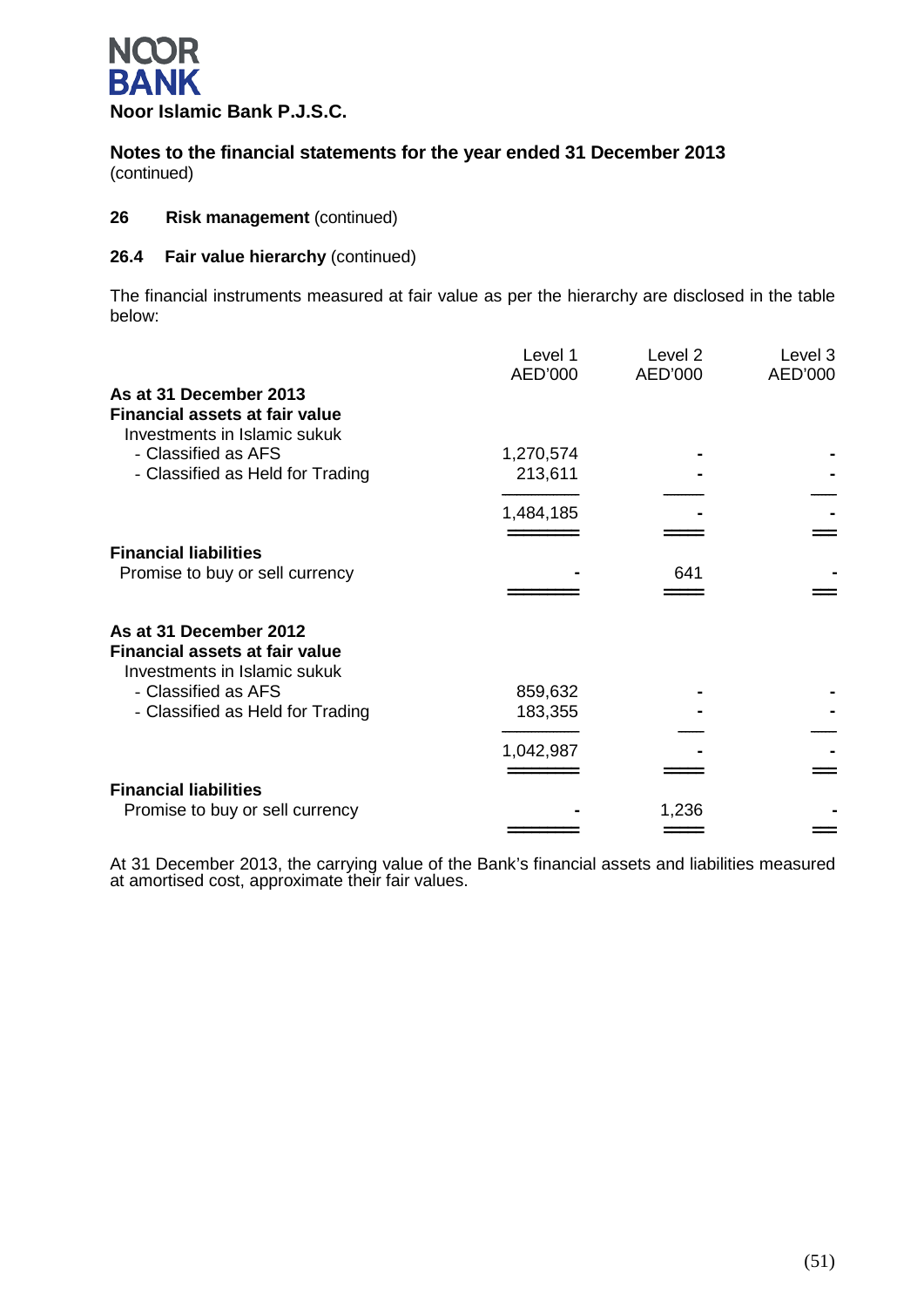**Noor Islamic Bank P.J.S.C.**

**Notes to the financial statements for the year ended 31 December 2013**
(continued)

### 26 Risk management (continued)

### 26.4 Fair value hierarchy (continued)

The financial instruments measured at fair value as per the hierarchy are disclosed in the table below:

| | Level 1 AED'000 | Level 2 AED'000 | Level 3 AED'000 |
|---|---|---|---|
| **As at 31 December 2013** | | | |
| **Financial assets at fair value** | | | |
| Investments in Islamic sukuk | | | |
| - Classified as AFS | 1,270,574 | - | - |
| - Classified as Held for Trading | 213,611 | - | - |
| | 1,484,185 | - | - |
| **Financial liabilities** | | | |
| Promise to buy or sell currency | - | 641 | - |
| **As at 31 December 2012** | | | |
| **Financial assets at fair value** | | | |
| Investments in Islamic sukuk | | | |
| - Classified as AFS | 859,632 | - | - |
| - Classified as Held for Trading | 183,355 | - | - |
| | 1,042,987 | - | - |
| **Financial liabilities** | | | |
| Promise to buy or sell currency | - | 1,236 | - |

At 31 December 2013, the carrying value of the Bank's financial assets and liabilities measured at amortised cost, approximate their fair values.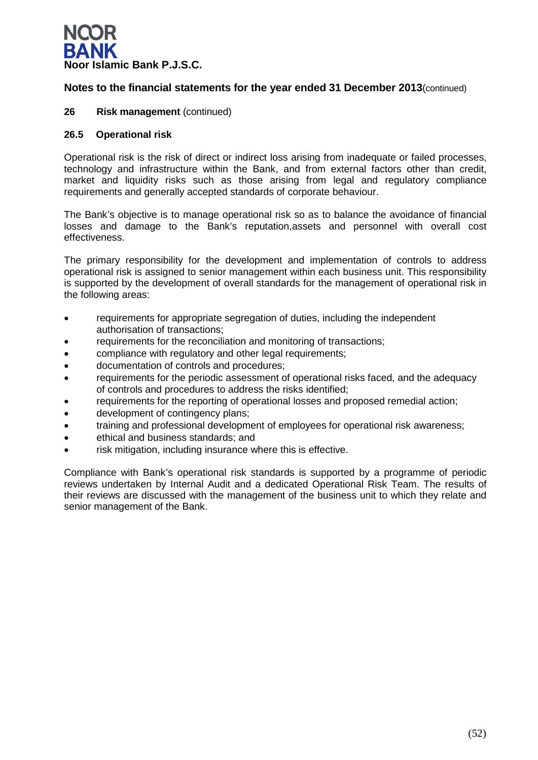## 26 Risk management (continued)

### 26.5 Operational risk

Operational risk is the risk of direct or indirect loss arising from inadequate or failed processes, technology and infrastructure within the Bank, and from external factors other than credit, market and liquidity risks such as those arising from legal and regulatory compliance requirements and generally accepted standards of corporate behaviour.

The Bank's objective is to manage operational risk so as to balance the avoidance of financial losses and damage to the Bank's reputation,assets and personnel with overall cost effectiveness.

The primary responsibility for the development and implementation of controls to address operational risk is assigned to senior management within each business unit. This responsibility is supported by the development of overall standards for the management of operational risk in the following areas:

- requirements for appropriate segregation of duties, including the independent authorisation of transactions;
- requirements for the reconciliation and monitoring of transactions;
- compliance with regulatory and other legal requirements;
- documentation of controls and procedures;
- requirements for the periodic assessment of operational risks faced, and the adequacy of controls and procedures to address the risks identified;
- requirements for the reporting of operational losses and proposed remedial action;
- development of contingency plans;
- training and professional development of employees for operational risk awareness;
- ethical and business standards; and
- risk mitigation, including insurance where this is effective.

Compliance with Bank's operational risk standards is supported by a programme of periodic reviews undertaken by Internal Audit and a dedicated Operational Risk Team. The results of their reviews are discussed with the management of the business unit to which they relate and senior management of the Bank.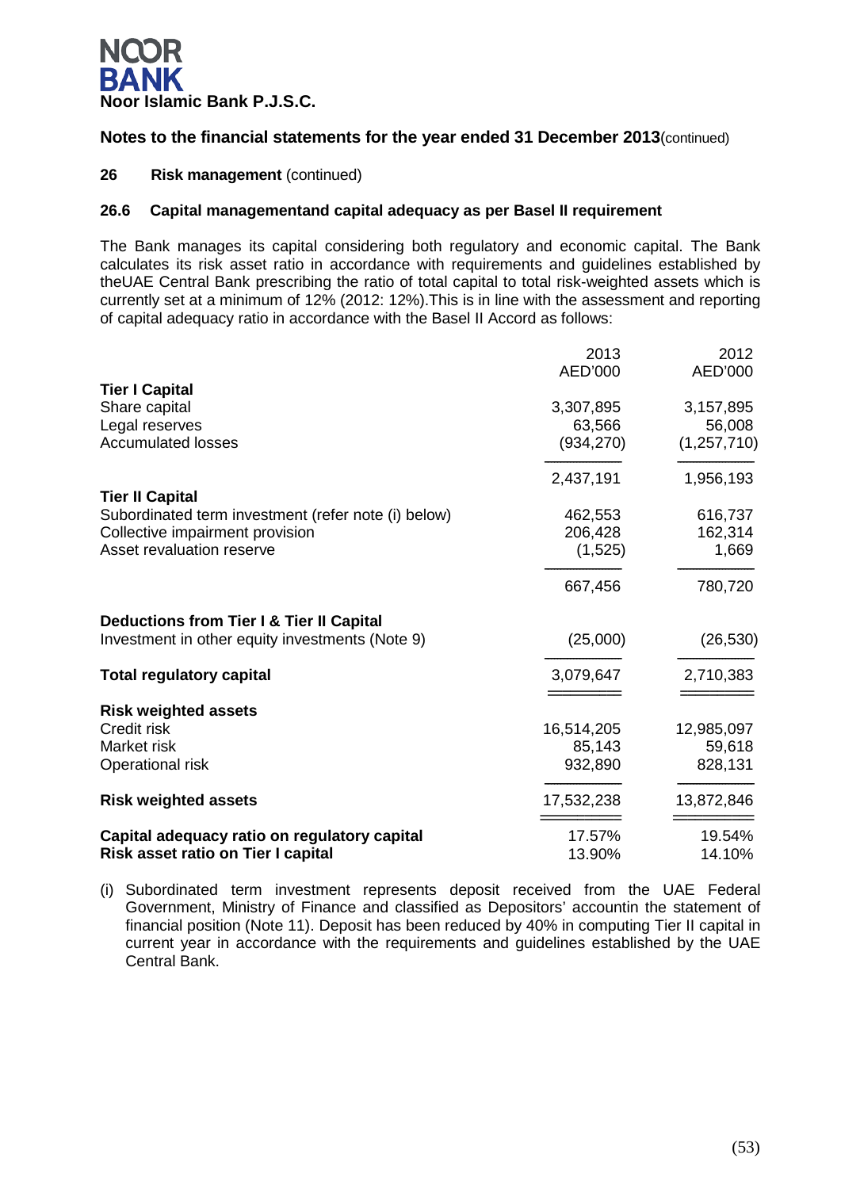**Noor Islamic Bank P.J.S.C.**

## Notes to the financial statements for the year ended 31 December 2013(continued)

### 26 Risk management (continued)

### 26.6 Capital managementand capital adequacy as per Basel II requirement

The Bank manages its capital considering both regulatory and economic capital. The Bank calculates its risk asset ratio in accordance with requirements and guidelines established by theUAE Central Bank prescribing the ratio of total capital to total risk-weighted assets which is currently set at a minimum of 12% (2012: 12%).This is in line with the assessment and reporting of capital adequacy ratio in accordance with the Basel II Accord as follows:

| | 2013<br>AED'000 | 2012<br>AED'000 |
|---|---|---|
| **Tier I Capital** | | |
| Share capital | 3,307,895 | 3,157,895 |
| Legal reserves | 63,566 | 56,008 |
| Accumulated losses | (934,270) | (1,257,710) |
| | 2,437,191 | 1,956,193 |
| **Tier II Capital** | | |
| Subordinated term investment (refer note (i) below) | 462,553 | 616,737 |
| Collective impairment provision | 206,428 | 162,314 |
| Asset revaluation reserve | (1,525) | 1,669 |
| | 667,456 | 780,720 |
| **Deductions from Tier I & Tier II Capital** | | |
| Investment in other equity investments (Note 9) | (25,000) | (26,530) |
| **Total regulatory capital** | 3,079,647 | 2,710,383 |
| **Risk weighted assets** | | |
| Credit risk | 16,514,205 | 12,985,097 |
| Market risk | 85,143 | 59,618 |
| Operational risk | 932,890 | 828,131 |
| **Risk weighted assets** | 17,532,238 | 13,872,846 |
| **Capital adequacy ratio on regulatory capital** | 17.57% | 19.54% |
| **Risk asset ratio on Tier I capital** | 13.90% | 14.10% |

(i) Subordinated term investment represents deposit received from the UAE Federal Government, Ministry of Finance and classified as Depositors' accountin the statement of financial position (Note 11). Deposit has been reduced by 40% in computing Tier II capital in current year in accordance with the requirements and guidelines established by the UAE Central Bank.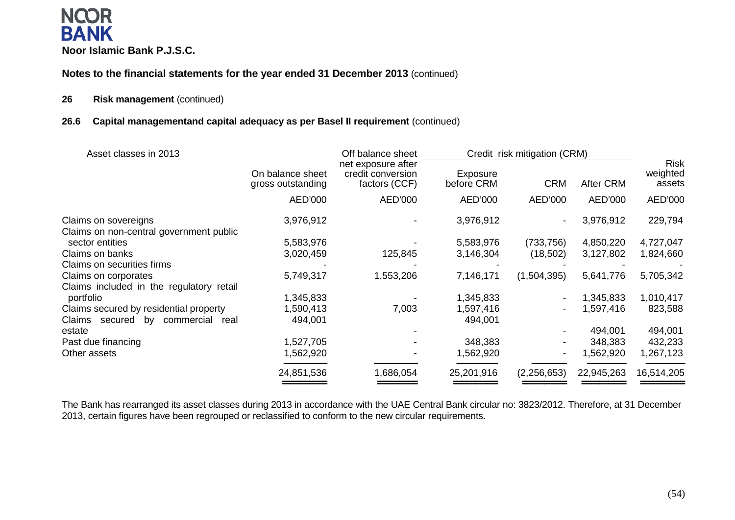**Noor Islamic Bank P.J.S.C.**

**Notes to the financial statements for the year ended 31 December 2013** (continued)

**26 Risk management** (continued)

**26.6 Capital managementand capital adequacy as per Basel II requirement** (continued)

| Asset classes in 2013 | On balance sheet gross outstanding | Off balance sheet net exposure after credit conversion factors (CCF) | Credit risk mitigation (CRM) | | | Risk weighted assets |
|---|---|---|---|---|---|---|
| | | | Exposure before CRM | CRM | After CRM | |
| | AED'000 | AED'000 | AED'000 | AED'000 | AED'000 | AED'000 |
| Claims on sovereigns | 3,976,912 | - | 3,976,912 | - | 3,976,912 | 229,794 |
| Claims on non-central government public sector entities | 5,583,976 | - | 5,583,976 | (733,756) | 4,850,220 | 4,727,047 |
| Claims on banks | 3,020,459 | 125,845 | 3,146,304 | (18,502) | 3,127,802 | 1,824,660 |
| Claims on securities firms | - | - | - | - | - | - |
| Claims on corporates | 5,749,317 | 1,553,206 | 7,146,171 | (1,504,395) | 5,641,776 | 5,705,342 |
| Claims included in the regulatory retail portfolio | 1,345,833 | - | 1,345,833 | - | 1,345,833 | 1,010,417 |
| Claims secured by residential property | 1,590,413 | 7,003 | 1,597,416 | - | 1,597,416 | 823,588 |
| Claims secured by commercial real estate | 494,001 | - | 494,001 | - | 494,001 | 494,001 |
| Past due financing | 1,527,705 | - | 348,383 | - | 348,383 | 432,233 |
| Other assets | 1,562,920 | - | 1,562,920 | - | 1,562,920 | 1,267,123 |
| | 24,851,536 | 1,686,054 | 25,201,916 | (2,256,653) | 22,945,263 | 16,514,205 |

The Bank has rearranged its asset classes during 2013 in accordance with the UAE Central Bank circular no: 3823/2012. Therefore, at 31 December 2013, certain figures have been regrouped or reclassified to conform to the new circular requirements.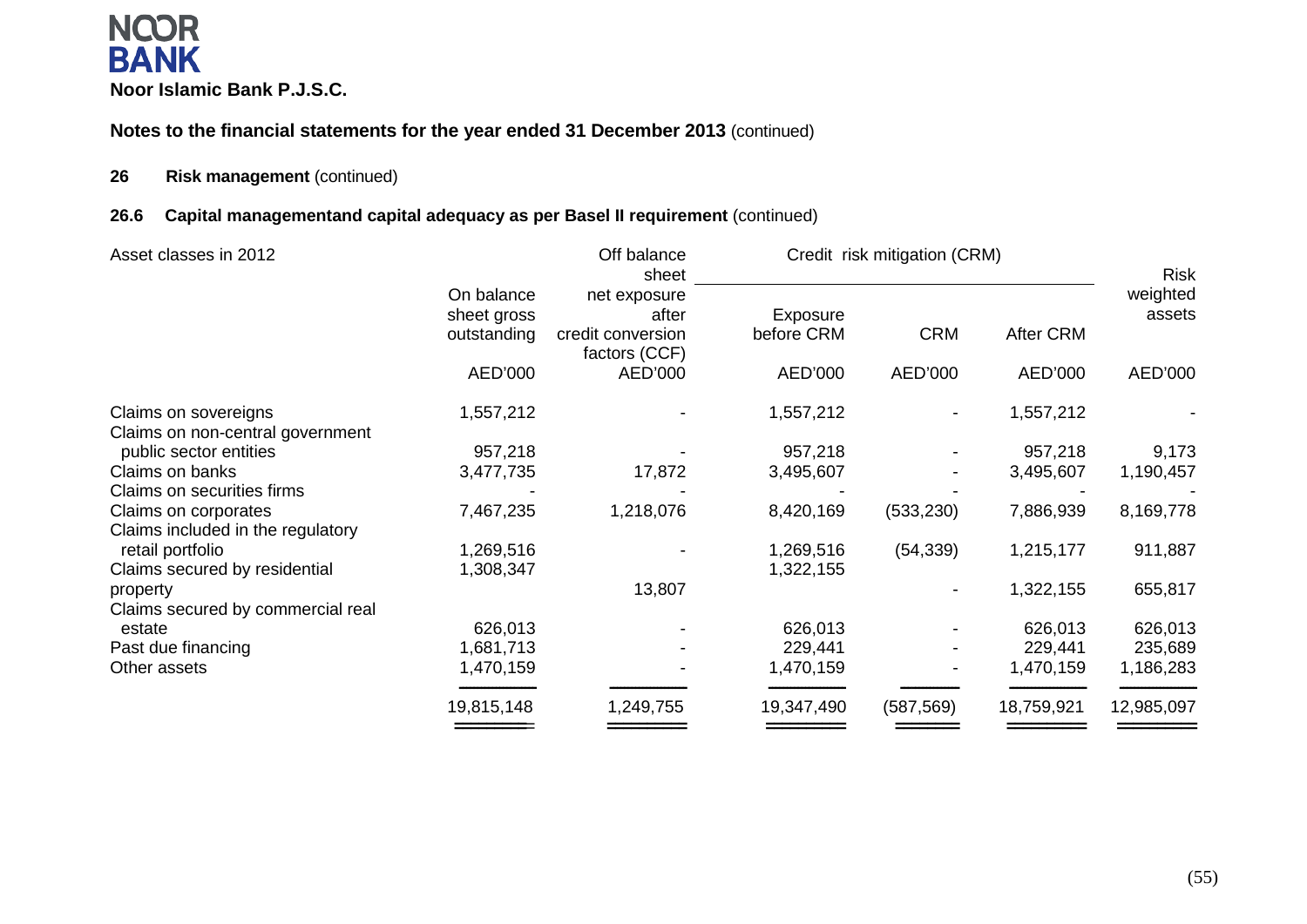**Noor Islamic Bank P.J.S.C.**

## Notes to the financial statements for the year ended 31 December 2013 (continued)

### 26 Risk management (continued)

### 26.6 Capital managementand capital adequacy as per Basel II requirement (continued)

| Asset classes in 2012 | On balance sheet gross outstanding | Off balance sheet net exposure after credit conversion factors (CCF) | Credit risk mitigation (CRM) | | | Risk weighted assets |
|---|---|---|---|---|---|---|
| | | | Exposure before CRM | CRM | After CRM | |
| | AED'000 | AED'000 | AED'000 | AED'000 | AED'000 | AED'000 |
| Claims on sovereigns | 1,557,212 | - | 1,557,212 | - | 1,557,212 | - |
| Claims on non-central government public sector entities | 957,218 | - | 957,218 | - | 957,218 | 9,173 |
| Claims on banks | 3,477,735 | 17,872 | 3,495,607 | - | 3,495,607 | 1,190,457 |
| Claims on securities firms | - | - | - | - | - | - |
| Claims on corporates | 7,467,235 | 1,218,076 | 8,420,169 | (533,230) | 7,886,939 | 8,169,778 |
| Claims included in the regulatory retail portfolio | 1,269,516 | - | 1,269,516 | (54,339) | 1,215,177 | 911,887 |
| Claims secured by residential property | 1,308,347 | 13,807 | 1,322,155 | - | 1,322,155 | 655,817 |
| Claims secured by commercial real estate | 626,013 | - | 626,013 | - | 626,013 | 626,013 |
| Past due financing | 1,681,713 | - | 229,441 | - | 229,441 | 235,689 |
| Other assets | 1,470,159 | - | 1,470,159 | - | 1,470,159 | 1,186,283 |
| | 19,815,148 | 1,249,755 | 19,347,490 | (587,569) | 18,759,921 | 12,985,097 |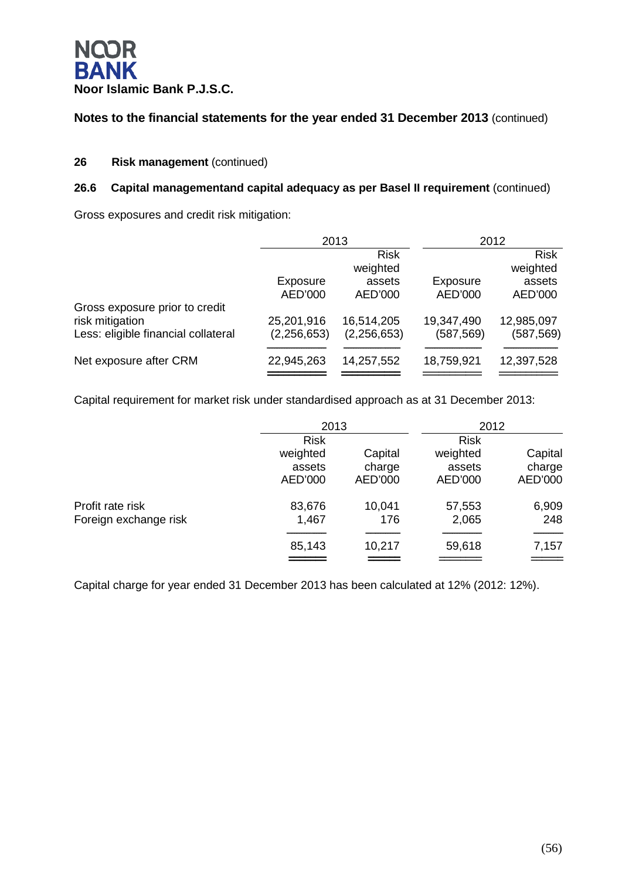**Noor Islamic Bank P.J.S.C.**

**Notes to the financial statements for the year ended 31 December 2013** (continued)

### 26 Risk management (continued)

### 26.6 Capital managementand capital adequacy as per Basel II requirement (continued)

Gross exposures and credit risk mitigation:

| | 2013 | | 2012 | |
|---|---|---|---|---|
| | Exposure AED'000 | Risk weighted assets AED'000 | Exposure AED'000 | Risk weighted assets AED'000 |
| Gross exposure prior to credit risk mitigation | 25,201,916 | 16,514,205 | 19,347,490 | 12,985,097 |
| Less: eligible financial collateral | (2,256,653) | (2,256,653) | (587,569) | (587,569) |
| Net exposure after CRM | 22,945,263 | 14,257,552 | 18,759,921 | 12,397,528 |

Capital requirement for market risk under standardised approach as at 31 December 2013:

| | 2013 | | 2012 | |
|---|---|---|---|---|
| | Risk weighted assets AED'000 | Capital charge AED'000 | Risk weighted assets AED'000 | Capital charge AED'000 |
| Profit rate risk | 83,676 | 10,041 | 57,553 | 6,909 |
| Foreign exchange risk | 1,467 | 176 | 2,065 | 248 |
| | 85,143 | 10,217 | 59,618 | 7,157 |

Capital charge for year ended 31 December 2013 has been calculated at 12% (2012: 12%).